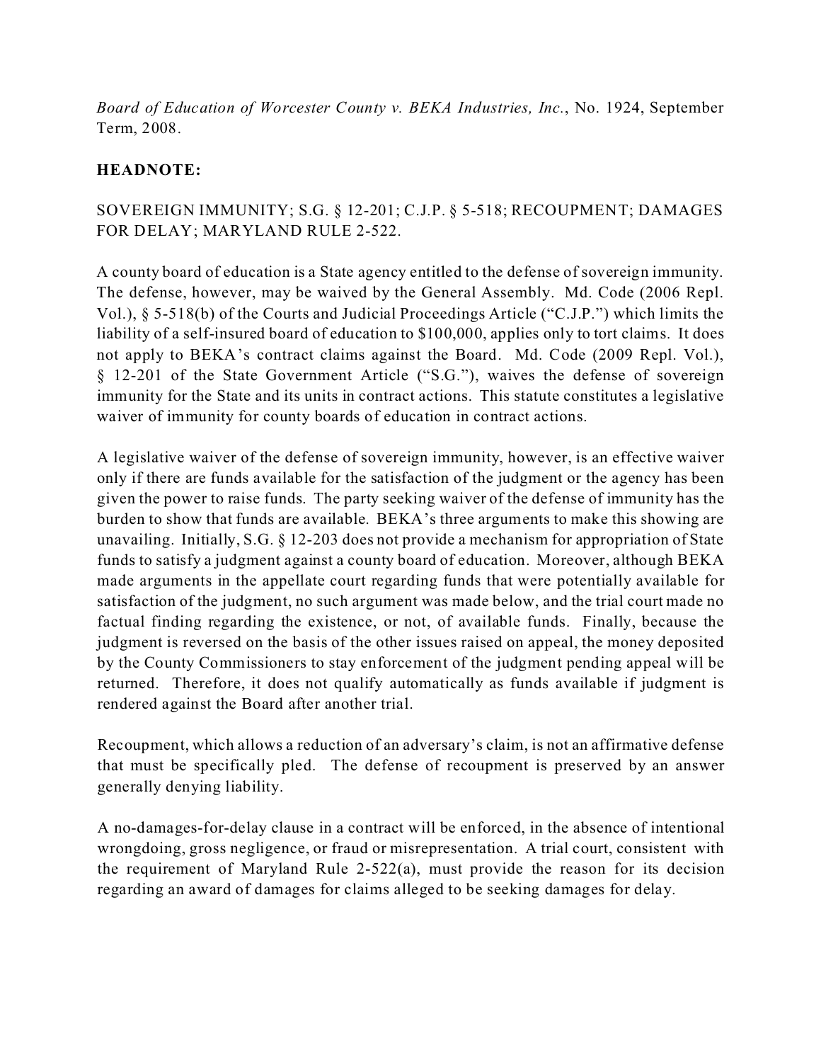*Board of Education of Worcester County v. BEKA Industries, Inc.*, No. 1924, September Term, 2008.

**HEADNOTE:**

SOVEREIGN IMMUNITY; S.G. § 12-201; C.J.P. § 5-518; RECOUPMENT; DAMAGES FOR DELAY; MARYLAND RULE 2-522.

A county board of education is a State agency entitled to the defense of sovereign immunity. The defense, however, may be waived by the General Assembly. Md. Code (2006 Repl. Vol.), § 5-518(b) of the Courts and Judicial Proceedings Article ("C.J.P.") which limits the liability of a self-insured board of education to $100,000, applies only to tort claims. It does not apply to BEKA's contract claims against the Board. Md. Code (2009 Repl. Vol.), § 12-201 of the State Government Article ("S.G."), waives the defense of sovereign immunity for the State and its units in contract actions. This statute constitutes a legislative waiver of immunity for county boards of education in contract actions.

A legislative waiver of the defense of sovereign immunity, however, is an effective waiver only if there are funds available for the satisfaction of the judgment or the agency has been given the power to raise funds. The party seeking waiver of the defense of immunity has the burden to show that funds are available. BEKA's three arguments to make this showing are unavailing. Initially, S.G. § 12-203 does not provide a mechanism for appropriation of State funds to satisfy a judgment against a county board of education. Moreover, although BEKA made arguments in the appellate court regarding funds that were potentially available for satisfaction of the judgment, no such argument was made below, and the trial court made no factual finding regarding the existence, or not, of available funds. Finally, because the judgment is reversed on the basis of the other issues raised on appeal, the money deposited by the County Commissioners to stay enforcement of the judgment pending appeal will be returned. Therefore, it does not qualify automatically as funds available if judgment is rendered against the Board after another trial.

Recoupment, which allows a reduction of an adversary's claim, is not an affirmative defense that must be specifically pled. The defense of recoupment is preserved by an answer generally denying liability.

A no-damages-for-delay clause in a contract will be enforced, in the absence of intentional wrongdoing, gross negligence, or fraud or misrepresentation. A trial court, consistent with the requirement of Maryland Rule 2-522(a), must provide the reason for its decision regarding an award of damages for claims alleged to be seeking damages for delay.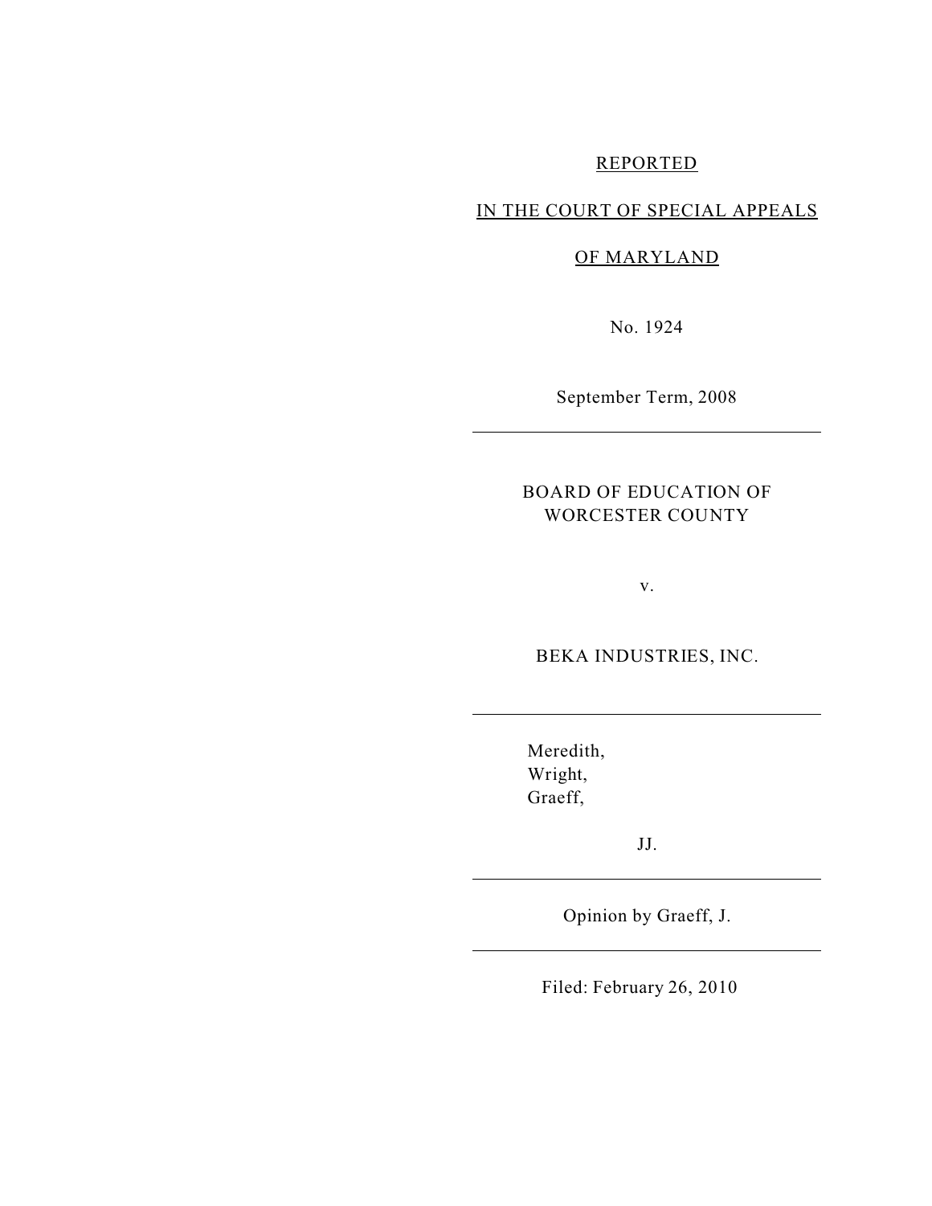REPORTED

IN THE COURT OF SPECIAL APPEALS

OF MARYLAND

No. 1924

September Term, 2008

---

BOARD OF EDUCATION OF WORCESTER COUNTY

v.

BEKA INDUSTRIES, INC.

---

Meredith,
Wright,
Graeff,

JJ.

---

Opinion by Graeff, J.

---

Filed: February 26, 2010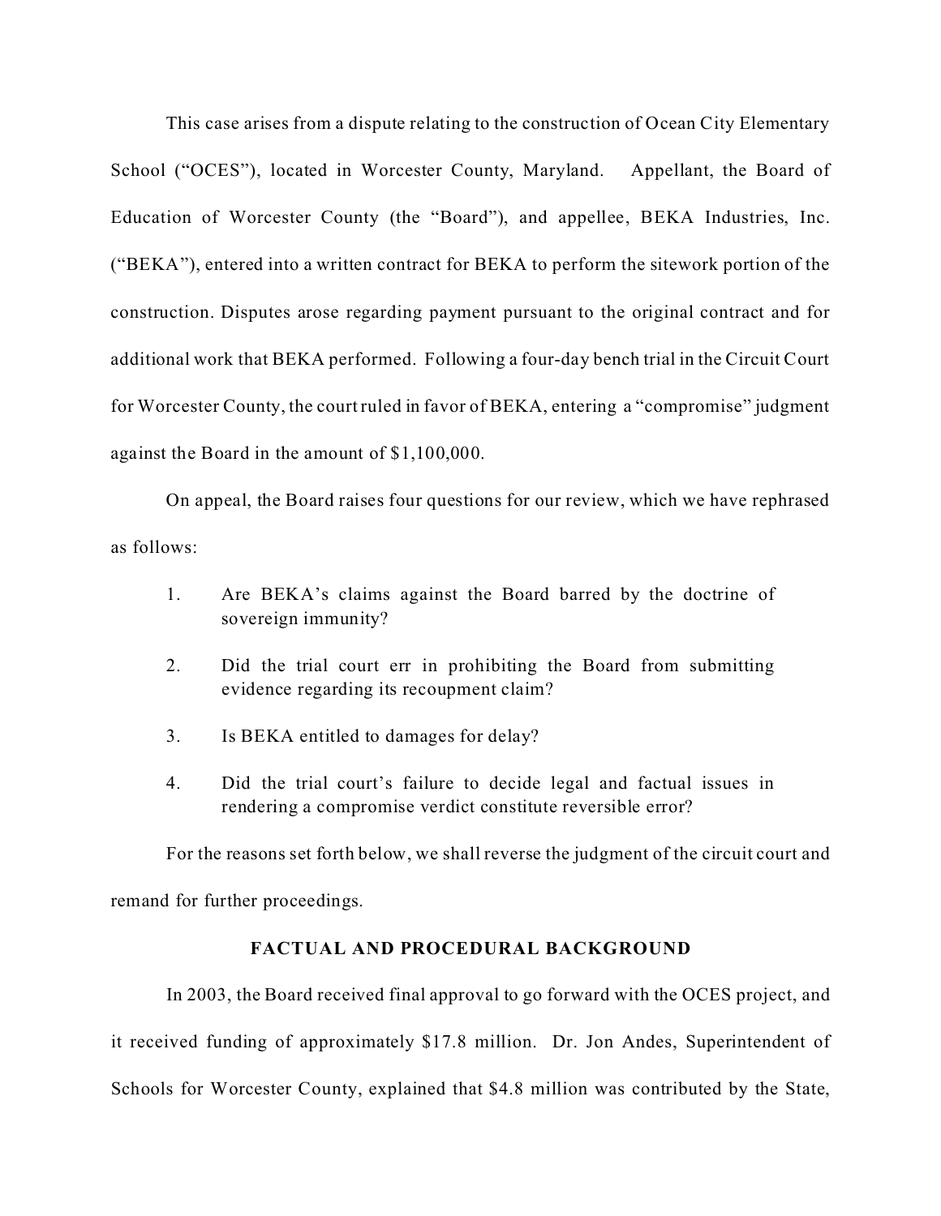This case arises from a dispute relating to the construction of Ocean City Elementary School ("OCES"), located in Worcester County, Maryland. Appellant, the Board of Education of Worcester County (the "Board"), and appellee, BEKA Industries, Inc. ("BEKA"), entered into a written contract for BEKA to perform the sitework portion of the construction. Disputes arose regarding payment pursuant to the original contract and for additional work that BEKA performed. Following a four-day bench trial in the Circuit Court for Worcester County, the court ruled in favor of BEKA, entering a "compromise" judgment against the Board in the amount of $1,100,000.

On appeal, the Board raises four questions for our review, which we have rephrased as follows:

> 1. Are BEKA's claims against the Board barred by the doctrine of sovereign immunity?
>
> 2. Did the trial court err in prohibiting the Board from submitting evidence regarding its recoupment claim?
>
> 3. Is BEKA entitled to damages for delay?
>
> 4. Did the trial court's failure to decide legal and factual issues in rendering a compromise verdict constitute reversible error?

For the reasons set forth below, we shall reverse the judgment of the circuit court and remand for further proceedings.

## FACTUAL AND PROCEDURAL BACKGROUND

In 2003, the Board received final approval to go forward with the OCES project, and it received funding of approximately $17.8 million. Dr. Jon Andes, Superintendent of Schools for Worcester County, explained that $4.8 million was contributed by the State,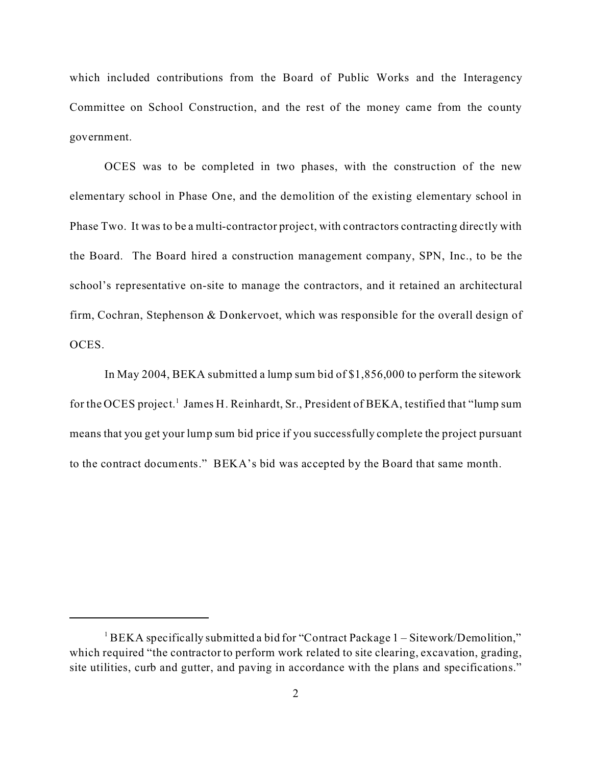which included contributions from the Board of Public Works and the Interagency Committee on School Construction, and the rest of the money came from the county government.

OCES was to be completed in two phases, with the construction of the new elementary school in Phase One, and the demolition of the existing elementary school in Phase Two. It was to be a multi-contractor project, with contractors contracting directly with the Board. The Board hired a construction management company, SPN, Inc., to be the school's representative on-site to manage the contractors, and it retained an architectural firm, Cochran, Stephenson & Donkervoet, which was responsible for the overall design of OCES.

In May 2004, BEKA submitted a lump sum bid of $1,856,000 to perform the sitework for the OCES project.[1] James H. Reinhardt, Sr., President of BEKA, testified that "lump sum means that you get your lump sum bid price if you successfully complete the project pursuant to the contract documents." BEKA's bid was accepted by the Board that same month.

---

[1] BEKA specifically submitted a bid for "Contract Package 1 – Sitework/Demolition," which required "the contractor to perform work related to site clearing, excavation, grading, site utilities, curb and gutter, and paving in accordance with the plans and specifications."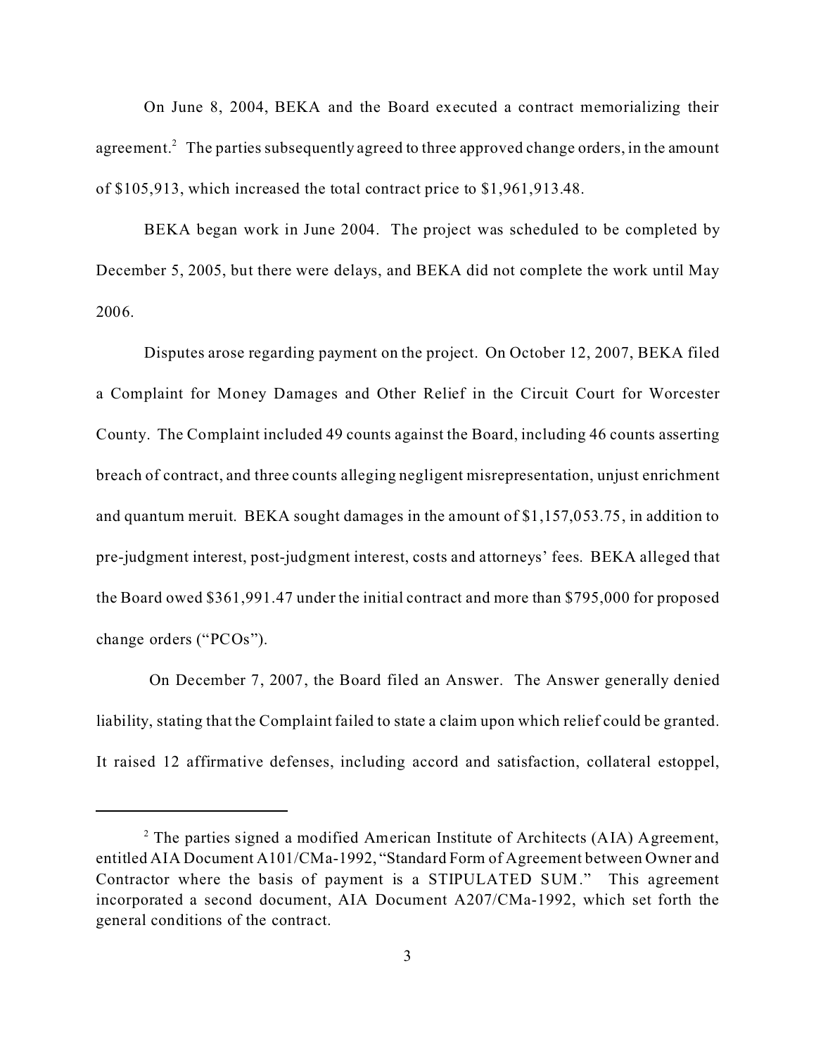On June 8, 2004, BEKA and the Board executed a contract memorializing their agreement.[2] The parties subsequently agreed to three approved change orders, in the amount of $105,913, which increased the total contract price to $1,961,913.48.

BEKA began work in June 2004. The project was scheduled to be completed by December 5, 2005, but there were delays, and BEKA did not complete the work until May 2006.

Disputes arose regarding payment on the project. On October 12, 2007, BEKA filed a Complaint for Money Damages and Other Relief in the Circuit Court for Worcester County. The Complaint included 49 counts against the Board, including 46 counts asserting breach of contract, and three counts alleging negligent misrepresentation, unjust enrichment and quantum meruit. BEKA sought damages in the amount of $1,157,053.75, in addition to pre-judgment interest, post-judgment interest, costs and attorneys' fees. BEKA alleged that the Board owed $361,991.47 under the initial contract and more than $795,000 for proposed change orders ("PCOs").

On December 7, 2007, the Board filed an Answer. The Answer generally denied liability, stating that the Complaint failed to state a claim upon which relief could be granted. It raised 12 affirmative defenses, including accord and satisfaction, collateral estoppel,

---

[2] The parties signed a modified American Institute of Architects (AIA) Agreement, entitled AIA Document A101/CMa-1992, "Standard Form of Agreement between Owner and Contractor where the basis of payment is a STIPULATED SUM." This agreement incorporated a second document, AIA Document A207/CMa-1992, which set forth the general conditions of the contract.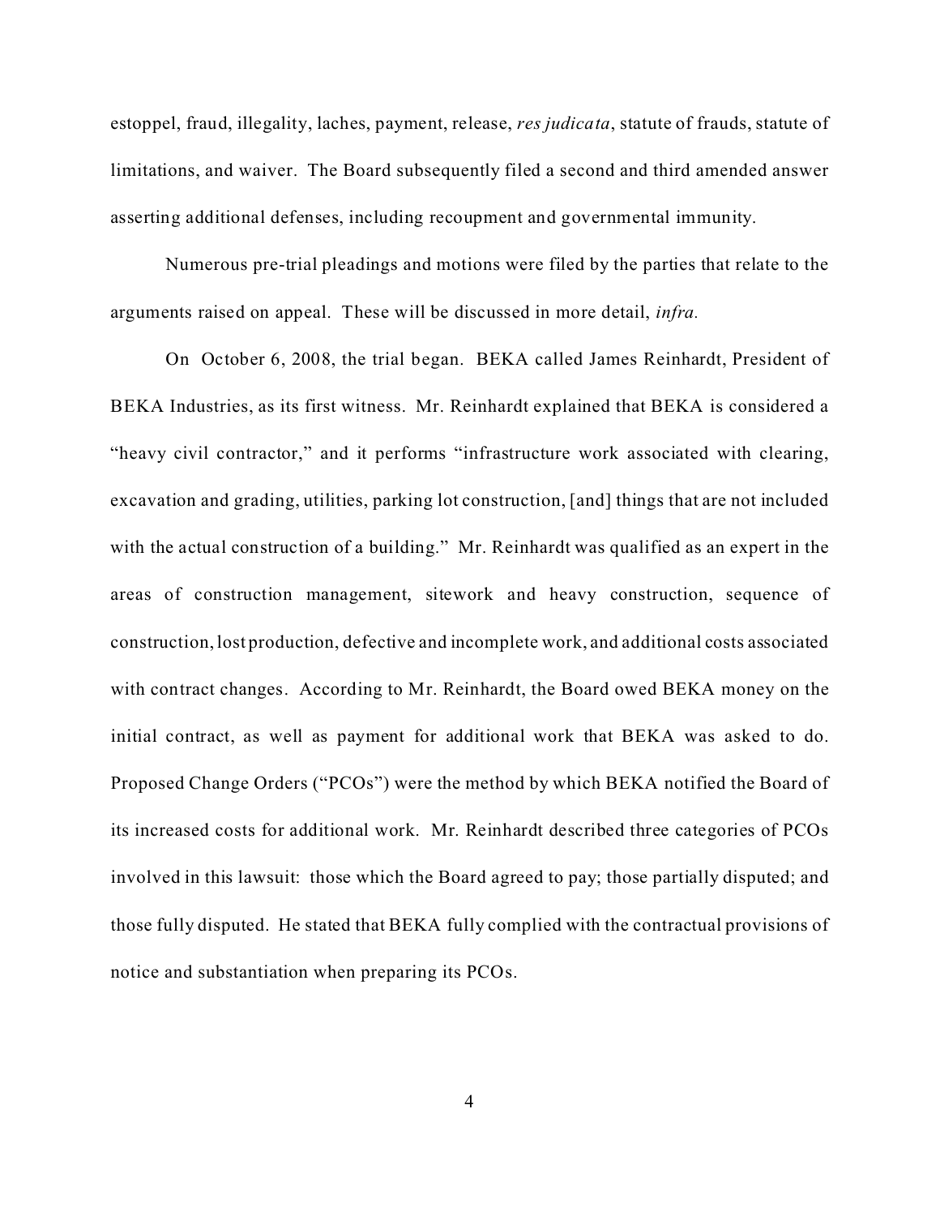estoppel, fraud, illegality, laches, payment, release, *res judicata*, statute of frauds, statute of limitations, and waiver. The Board subsequently filed a second and third amended answer asserting additional defenses, including recoupment and governmental immunity.

Numerous pre-trial pleadings and motions were filed by the parties that relate to the arguments raised on appeal. These will be discussed in more detail, *infra.*

On October 6, 2008, the trial began. BEKA called James Reinhardt, President of BEKA Industries, as its first witness. Mr. Reinhardt explained that BEKA is considered a "heavy civil contractor," and it performs "infrastructure work associated with clearing, excavation and grading, utilities, parking lot construction, [and] things that are not included with the actual construction of a building." Mr. Reinhardt was qualified as an expert in the areas of construction management, sitework and heavy construction, sequence of construction, lost production, defective and incomplete work, and additional costs associated with contract changes. According to Mr. Reinhardt, the Board owed BEKA money on the initial contract, as well as payment for additional work that BEKA was asked to do. Proposed Change Orders ("PCOs") were the method by which BEKA notified the Board of its increased costs for additional work. Mr. Reinhardt described three categories of PCOs involved in this lawsuit: those which the Board agreed to pay; those partially disputed; and those fully disputed. He stated that BEKA fully complied with the contractual provisions of notice and substantiation when preparing its PCOs.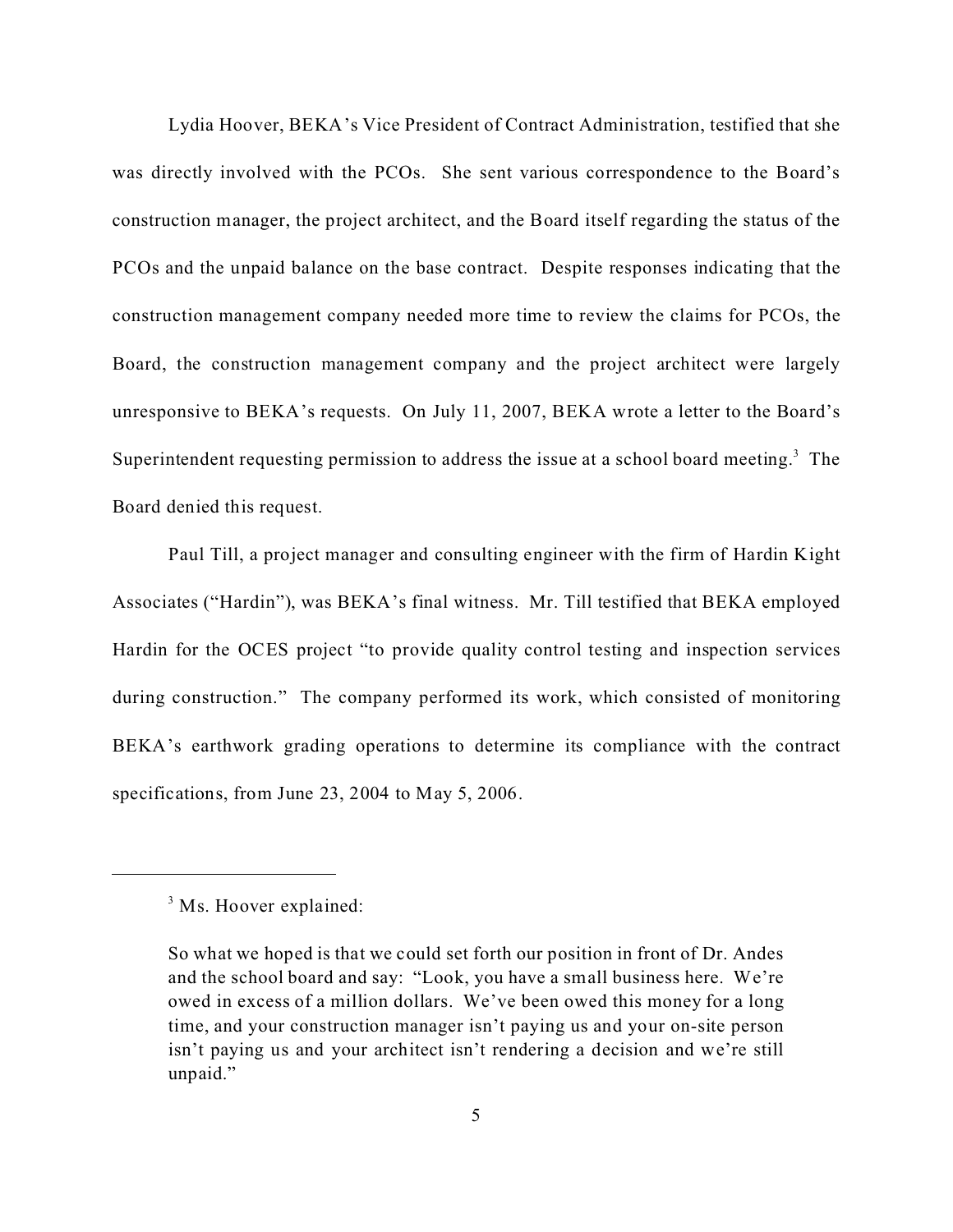Lydia Hoover, BEKA's Vice President of Contract Administration, testified that she was directly involved with the PCOs. She sent various correspondence to the Board's construction manager, the project architect, and the Board itself regarding the status of the PCOs and the unpaid balance on the base contract. Despite responses indicating that the construction management company needed more time to review the claims for PCOs, the Board, the construction management company and the project architect were largely unresponsive to BEKA's requests. On July 11, 2007, BEKA wrote a letter to the Board's Superintendent requesting permission to address the issue at a school board meeting.[3] The Board denied this request.

Paul Till, a project manager and consulting engineer with the firm of Hardin Kight Associates ("Hardin"), was BEKA's final witness. Mr. Till testified that BEKA employed Hardin for the OCES project "to provide quality control testing and inspection services during construction." The company performed its work, which consisted of monitoring BEKA's earthwork grading operations to determine its compliance with the contract specifications, from June 23, 2004 to May 5, 2006.

---

[3] Ms. Hoover explained:

> So what we hoped is that we could set forth our position in front of Dr. Andes and the school board and say: "Look, you have a small business here. We're owed in excess of a million dollars. We've been owed this money for a long time, and your construction manager isn't paying us and your on-site person isn't paying us and your architect isn't rendering a decision and we're still unpaid."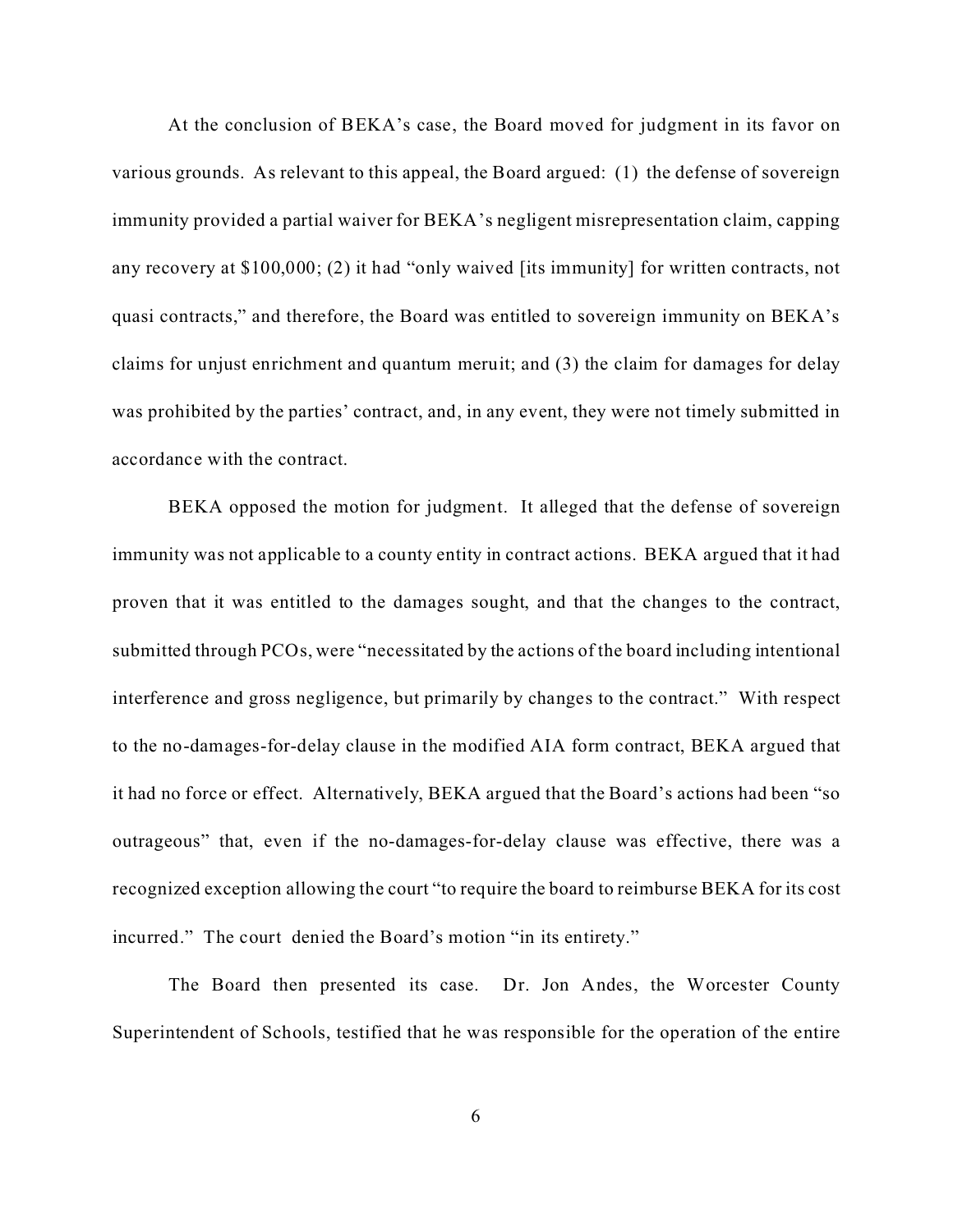At the conclusion of BEKA's case, the Board moved for judgment in its favor on various grounds. As relevant to this appeal, the Board argued: (1) the defense of sovereign immunity provided a partial waiver for BEKA's negligent misrepresentation claim, capping any recovery at $100,000; (2) it had "only waived [its immunity] for written contracts, not quasi contracts," and therefore, the Board was entitled to sovereign immunity on BEKA's claims for unjust enrichment and quantum meruit; and (3) the claim for damages for delay was prohibited by the parties' contract, and, in any event, they were not timely submitted in accordance with the contract.

BEKA opposed the motion for judgment. It alleged that the defense of sovereign immunity was not applicable to a county entity in contract actions. BEKA argued that it had proven that it was entitled to the damages sought, and that the changes to the contract, submitted through PCOs, were "necessitated by the actions of the board including intentional interference and gross negligence, but primarily by changes to the contract." With respect to the no-damages-for-delay clause in the modified AIA form contract, BEKA argued that it had no force or effect. Alternatively, BEKA argued that the Board's actions had been "so outrageous" that, even if the no-damages-for-delay clause was effective, there was a recognized exception allowing the court "to require the board to reimburse BEKA for its cost incurred." The court denied the Board's motion "in its entirety."

The Board then presented its case. Dr. Jon Andes, the Worcester County Superintendent of Schools, testified that he was responsible for the operation of the entire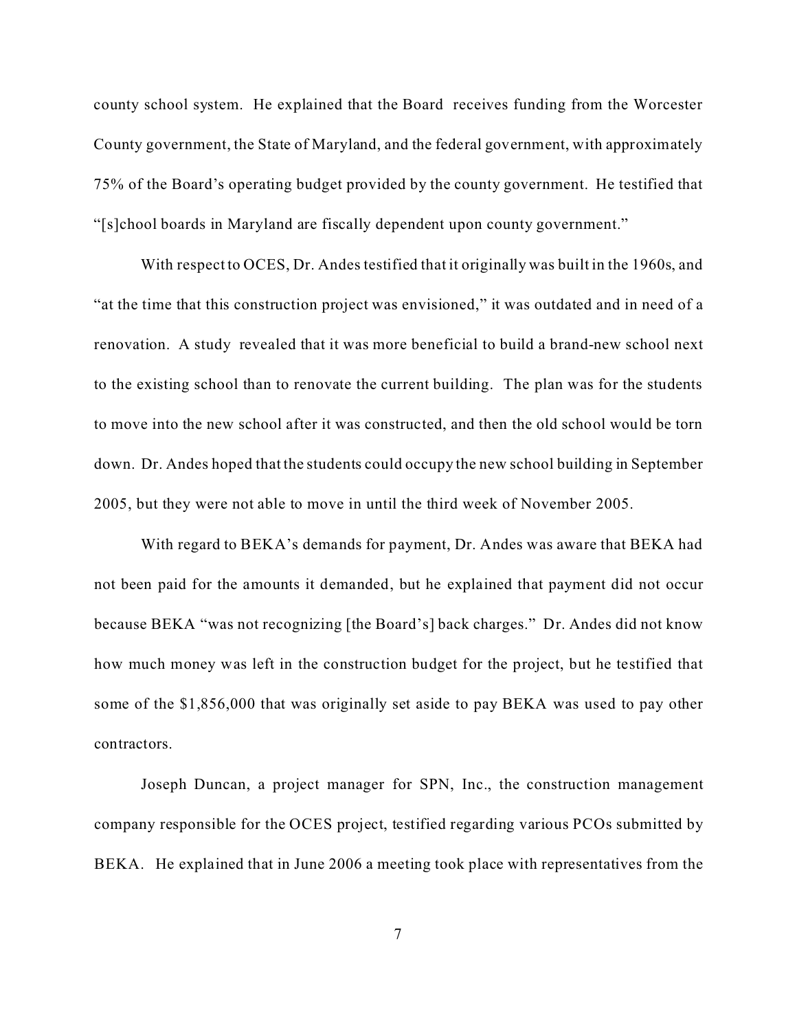county school system. He explained that the Board receives funding from the Worcester County government, the State of Maryland, and the federal government, with approximately 75% of the Board's operating budget provided by the county government. He testified that "[s]chool boards in Maryland are fiscally dependent upon county government."

With respect to OCES, Dr. Andes testified that it originally was built in the 1960s, and "at the time that this construction project was envisioned," it was outdated and in need of a renovation. A study revealed that it was more beneficial to build a brand-new school next to the existing school than to renovate the current building. The plan was for the students to move into the new school after it was constructed, and then the old school would be torn down. Dr. Andes hoped that the students could occupy the new school building in September 2005, but they were not able to move in until the third week of November 2005.

With regard to BEKA's demands for payment, Dr. Andes was aware that BEKA had not been paid for the amounts it demanded, but he explained that payment did not occur because BEKA "was not recognizing [the Board's] back charges." Dr. Andes did not know how much money was left in the construction budget for the project, but he testified that some of the $1,856,000 that was originally set aside to pay BEKA was used to pay other contractors.

Joseph Duncan, a project manager for SPN, Inc., the construction management company responsible for the OCES project, testified regarding various PCOs submitted by BEKA. He explained that in June 2006 a meeting took place with representatives from the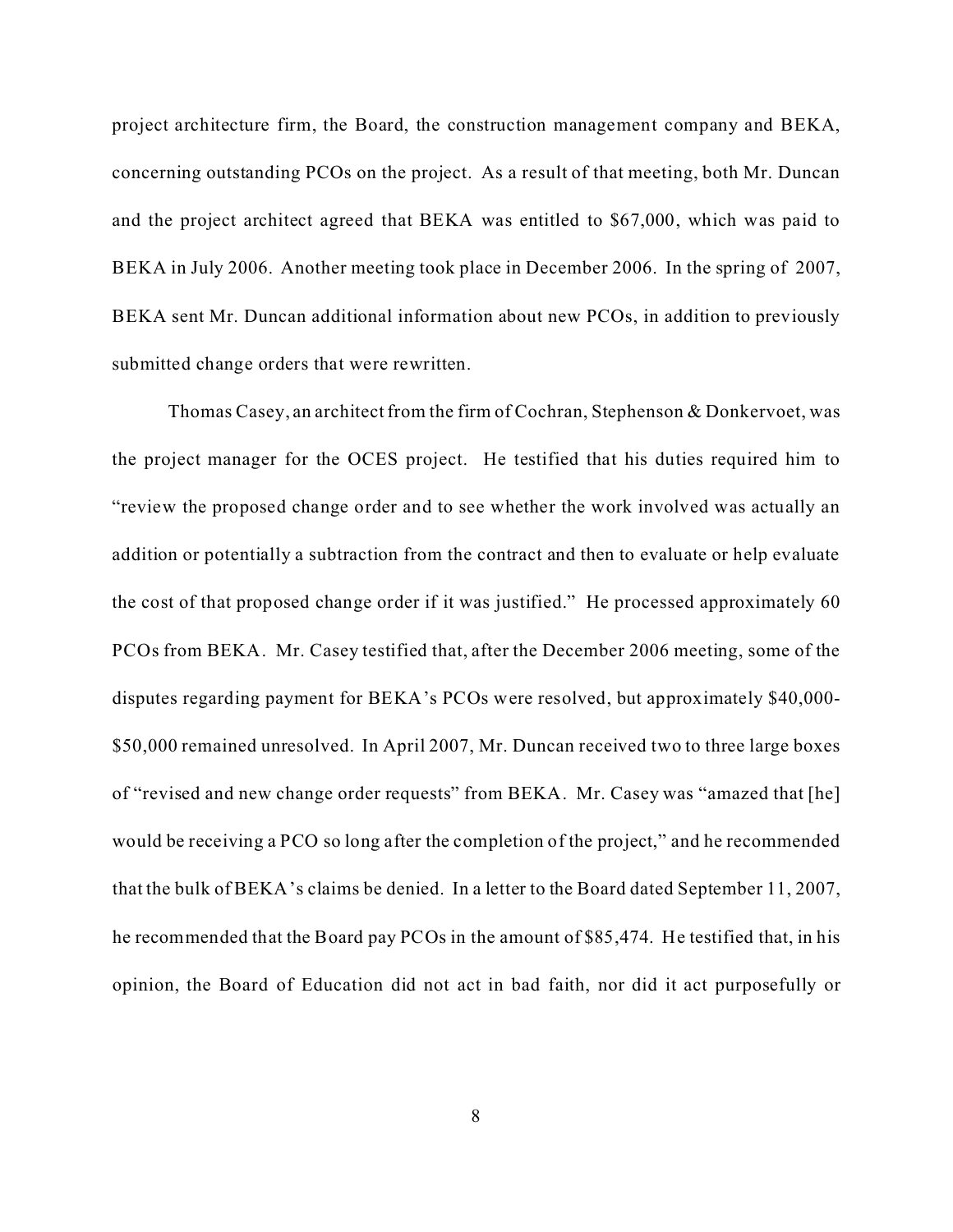project architecture firm, the Board, the construction management company and BEKA, concerning outstanding PCOs on the project. As a result of that meeting, both Mr. Duncan and the project architect agreed that BEKA was entitled to $67,000, which was paid to BEKA in July 2006. Another meeting took place in December 2006. In the spring of 2007, BEKA sent Mr. Duncan additional information about new PCOs, in addition to previously submitted change orders that were rewritten.

Thomas Casey, an architect from the firm of Cochran, Stephenson & Donkervoet, was the project manager for the OCES project. He testified that his duties required him to "review the proposed change order and to see whether the work involved was actually an addition or potentially a subtraction from the contract and then to evaluate or help evaluate the cost of that proposed change order if it was justified." He processed approximately 60 PCOs from BEKA. Mr. Casey testified that, after the December 2006 meeting, some of the disputes regarding payment for BEKA's PCOs were resolved, but approximately $40,000-$50,000 remained unresolved. In April 2007, Mr. Duncan received two to three large boxes of "revised and new change order requests" from BEKA. Mr. Casey was "amazed that [he] would be receiving a PCO so long after the completion of the project," and he recommended that the bulk of BEKA's claims be denied. In a letter to the Board dated September 11, 2007, he recommended that the Board pay PCOs in the amount of $85,474. He testified that, in his opinion, the Board of Education did not act in bad faith, nor did it act purposefully or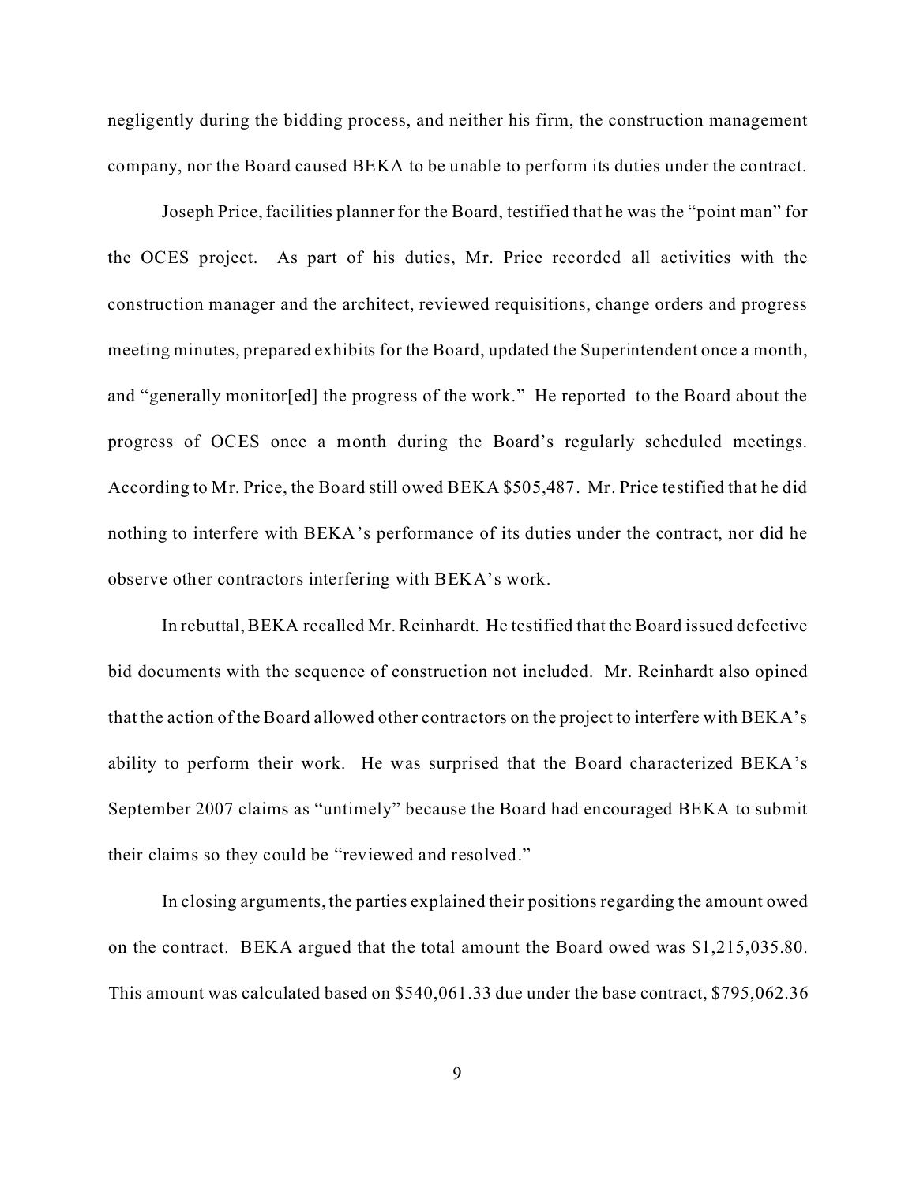negligently during the bidding process, and neither his firm, the construction management company, nor the Board caused BEKA to be unable to perform its duties under the contract.

Joseph Price, facilities planner for the Board, testified that he was the "point man" for the OCES project. As part of his duties, Mr. Price recorded all activities with the construction manager and the architect, reviewed requisitions, change orders and progress meeting minutes, prepared exhibits for the Board, updated the Superintendent once a month, and "generally monitor[ed] the progress of the work." He reported to the Board about the progress of OCES once a month during the Board's regularly scheduled meetings. According to Mr. Price, the Board still owed BEKA $505,487. Mr. Price testified that he did nothing to interfere with BEKA's performance of its duties under the contract, nor did he observe other contractors interfering with BEKA's work.

In rebuttal, BEKA recalled Mr. Reinhardt. He testified that the Board issued defective bid documents with the sequence of construction not included. Mr. Reinhardt also opined that the action of the Board allowed other contractors on the project to interfere with BEKA's ability to perform their work. He was surprised that the Board characterized BEKA's September 2007 claims as "untimely" because the Board had encouraged BEKA to submit their claims so they could be "reviewed and resolved."

In closing arguments, the parties explained their positions regarding the amount owed on the contract. BEKA argued that the total amount the Board owed was $1,215,035.80. This amount was calculated based on $540,061.33 due under the base contract, $795,062.36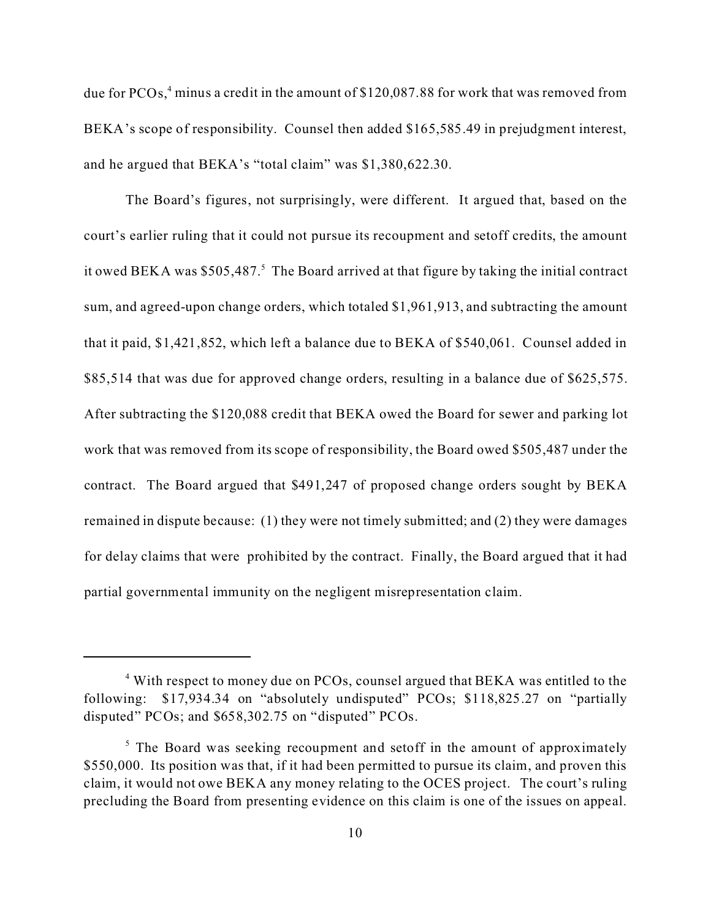due for PCOs,[4] minus a credit in the amount of $120,087.88 for work that was removed from BEKA's scope of responsibility. Counsel then added $165,585.49 in prejudgment interest, and he argued that BEKA's "total claim" was $1,380,622.30.

The Board's figures, not surprisingly, were different. It argued that, based on the court's earlier ruling that it could not pursue its recoupment and setoff credits, the amount it owed BEKA was $505,487.[5] The Board arrived at that figure by taking the initial contract sum, and agreed-upon change orders, which totaled $1,961,913, and subtracting the amount that it paid, $1,421,852, which left a balance due to BEKA of $540,061. Counsel added in $85,514 that was due for approved change orders, resulting in a balance due of $625,575. After subtracting the $120,088 credit that BEKA owed the Board for sewer and parking lot work that was removed from its scope of responsibility, the Board owed $505,487 under the contract. The Board argued that $491,247 of proposed change orders sought by BEKA remained in dispute because: (1) they were not timely submitted; and (2) they were damages for delay claims that were prohibited by the contract. Finally, the Board argued that it had partial governmental immunity on the negligent misrepresentation claim.

---

[4] With respect to money due on PCOs, counsel argued that BEKA was entitled to the following: $17,934.34 on "absolutely undisputed" PCOs; $118,825.27 on "partially disputed" PCOs; and $658,302.75 on "disputed" PCOs.

[5] The Board was seeking recoupment and setoff in the amount of approximately $550,000. Its position was that, if it had been permitted to pursue its claim, and proven this claim, it would not owe BEKA any money relating to the OCES project. The court's ruling precluding the Board from presenting evidence on this claim is one of the issues on appeal.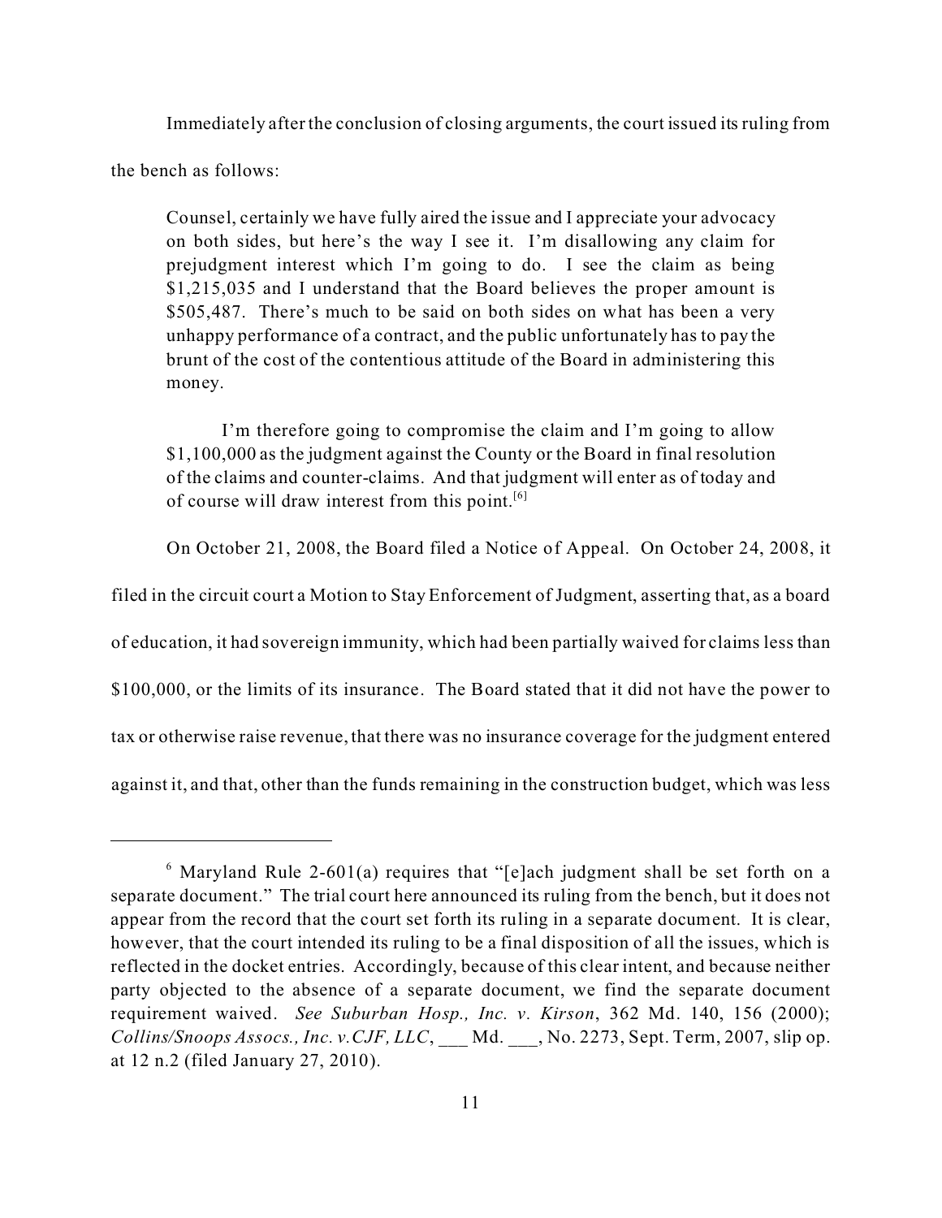Immediately after the conclusion of closing arguments, the court issued its ruling from the bench as follows:

> Counsel, certainly we have fully aired the issue and I appreciate your advocacy on both sides, but here's the way I see it. I'm disallowing any claim for prejudgment interest which I'm going to do. I see the claim as being $1,215,035 and I understand that the Board believes the proper amount is $505,487. There's much to be said on both sides on what has been a very unhappy performance of a contract, and the public unfortunately has to pay the brunt of the cost of the contentious attitude of the Board in administering this money.
>
> I'm therefore going to compromise the claim and I'm going to allow $1,100,000 as the judgment against the County or the Board in final resolution of the claims and counter-claims. And that judgment will enter as of today and of course will draw interest from this point.[6]

On October 21, 2008, the Board filed a Notice of Appeal. On October 24, 2008, it filed in the circuit court a Motion to Stay Enforcement of Judgment, asserting that, as a board of education, it had sovereign immunity, which had been partially waived for claims less than $100,000, or the limits of its insurance. The Board stated that it did not have the power to tax or otherwise raise revenue, that there was no insurance coverage for the judgment entered against it, and that, other than the funds remaining in the construction budget, which was less

---

[6] Maryland Rule 2-601(a) requires that "[e]ach judgment shall be set forth on a separate document." The trial court here announced its ruling from the bench, but it does not appear from the record that the court set forth its ruling in a separate document. It is clear, however, that the court intended its ruling to be a final disposition of all the issues, which is reflected in the docket entries. Accordingly, because of this clear intent, and because neither party objected to the absence of a separate document, we find the separate document requirement waived. *See Suburban Hosp., Inc. v. Kirson*, 362 Md. 140, 156 (2000); *Collins/Snoops Assocs., Inc. v.CJF, LLC*, ___ Md. ___, No. 2273, Sept. Term, 2007, slip op. at 12 n.2 (filed January 27, 2010).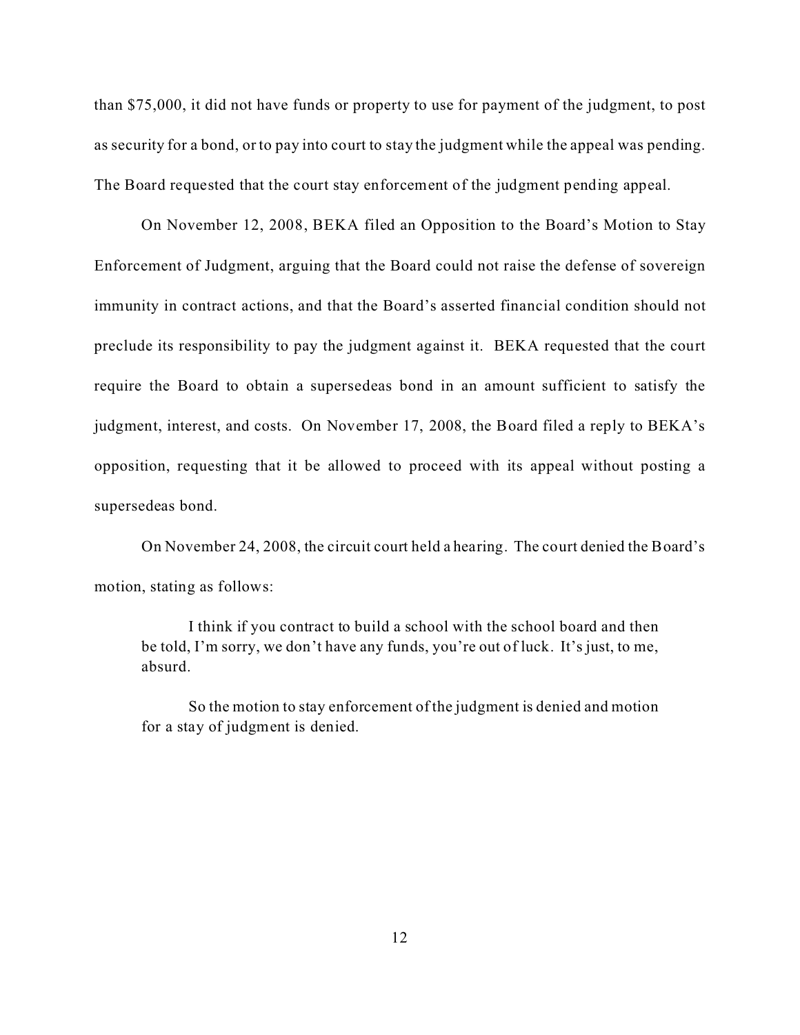than $75,000, it did not have funds or property to use for payment of the judgment, to post as security for a bond, or to pay into court to stay the judgment while the appeal was pending. The Board requested that the court stay enforcement of the judgment pending appeal.

On November 12, 2008, BEKA filed an Opposition to the Board's Motion to Stay Enforcement of Judgment, arguing that the Board could not raise the defense of sovereign immunity in contract actions, and that the Board's asserted financial condition should not preclude its responsibility to pay the judgment against it. BEKA requested that the court require the Board to obtain a supersedeas bond in an amount sufficient to satisfy the judgment, interest, and costs. On November 17, 2008, the Board filed a reply to BEKA's opposition, requesting that it be allowed to proceed with its appeal without posting a supersedeas bond.

On November 24, 2008, the circuit court held a hearing. The court denied the Board's motion, stating as follows:

> I think if you contract to build a school with the school board and then be told, I'm sorry, we don't have any funds, you're out of luck. It's just, to me, absurd.
>
> So the motion to stay enforcement of the judgment is denied and motion for a stay of judgment is denied.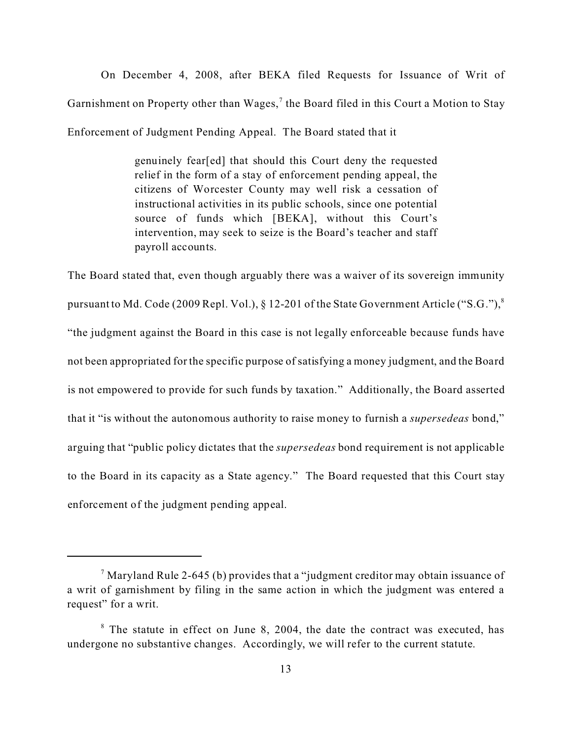On December 4, 2008, after BEKA filed Requests for Issuance of Writ of Garnishment on Property other than Wages,[7] the Board filed in this Court a Motion to Stay Enforcement of Judgment Pending Appeal. The Board stated that it

> genuinely fear[ed] that should this Court deny the requested relief in the form of a stay of enforcement pending appeal, the citizens of Worcester County may well risk a cessation of instructional activities in its public schools, since one potential source of funds which [BEKA], without this Court's intervention, may seek to seize is the Board's teacher and staff payroll accounts.

The Board stated that, even though arguably there was a waiver of its sovereign immunity pursuant to Md. Code (2009 Repl. Vol.), § 12-201 of the State Government Article ("S.G."),[8] "the judgment against the Board in this case is not legally enforceable because funds have not been appropriated for the specific purpose of satisfying a money judgment, and the Board is not empowered to provide for such funds by taxation." Additionally, the Board asserted that it "is without the autonomous authority to raise money to furnish a *supersedeas* bond," arguing that "public policy dictates that the *supersedeas* bond requirement is not applicable to the Board in its capacity as a State agency." The Board requested that this Court stay enforcement of the judgment pending appeal.

---

[7] Maryland Rule 2-645 (b) provides that a "judgment creditor may obtain issuance of a writ of garnishment by filing in the same action in which the judgment was entered a request" for a writ.

[8] The statute in effect on June 8, 2004, the date the contract was executed, has undergone no substantive changes. Accordingly, we will refer to the current statute.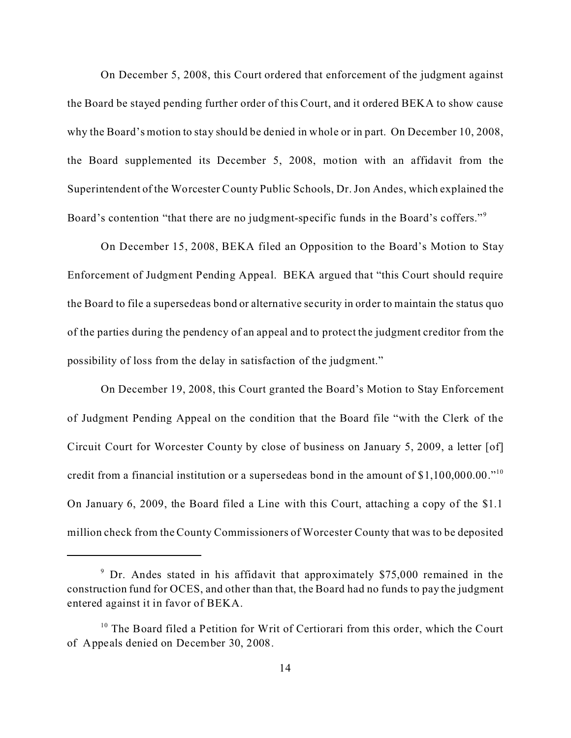On December 5, 2008, this Court ordered that enforcement of the judgment against the Board be stayed pending further order of this Court, and it ordered BEKA to show cause why the Board's motion to stay should be denied in whole or in part. On December 10, 2008, the Board supplemented its December 5, 2008, motion with an affidavit from the Superintendent of the Worcester County Public Schools, Dr. Jon Andes, which explained the Board's contention "that there are no judgment-specific funds in the Board's coffers."[9]

On December 15, 2008, BEKA filed an Opposition to the Board's Motion to Stay Enforcement of Judgment Pending Appeal. BEKA argued that "this Court should require the Board to file a supersedeas bond or alternative security in order to maintain the status quo of the parties during the pendency of an appeal and to protect the judgment creditor from the possibility of loss from the delay in satisfaction of the judgment."

On December 19, 2008, this Court granted the Board's Motion to Stay Enforcement of Judgment Pending Appeal on the condition that the Board file "with the Clerk of the Circuit Court for Worcester County by close of business on January 5, 2009, a letter [of] credit from a financial institution or a supersedeas bond in the amount of $1,100,000.00."[10] On January 6, 2009, the Board filed a Line with this Court, attaching a copy of the $1.1 million check from the County Commissioners of Worcester County that was to be deposited

---

[9] Dr. Andes stated in his affidavit that approximately $75,000 remained in the construction fund for OCES, and other than that, the Board had no funds to pay the judgment entered against it in favor of BEKA.

[10] The Board filed a Petition for Writ of Certiorari from this order, which the Court of Appeals denied on December 30, 2008.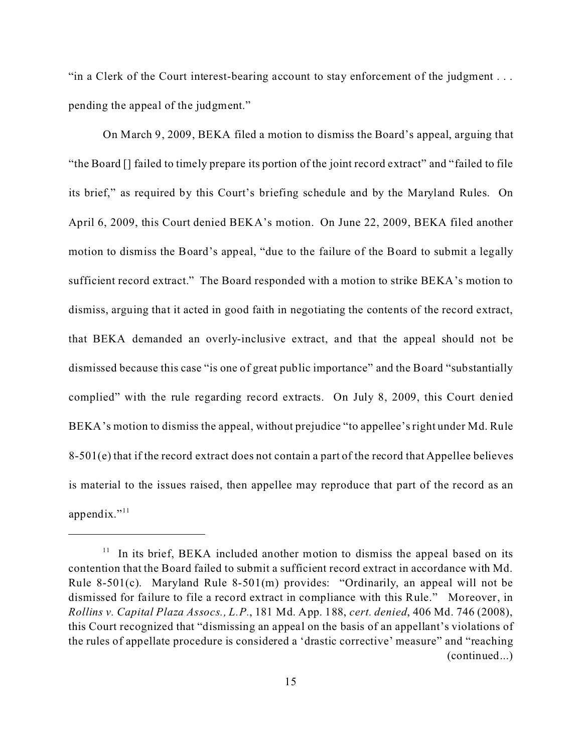"in a Clerk of the Court interest-bearing account to stay enforcement of the judgment . . . pending the appeal of the judgment."

On March 9, 2009, BEKA filed a motion to dismiss the Board's appeal, arguing that "the Board [] failed to timely prepare its portion of the joint record extract" and "failed to file its brief," as required by this Court's briefing schedule and by the Maryland Rules. On April 6, 2009, this Court denied BEKA's motion. On June 22, 2009, BEKA filed another motion to dismiss the Board's appeal, "due to the failure of the Board to submit a legally sufficient record extract." The Board responded with a motion to strike BEKA's motion to dismiss, arguing that it acted in good faith in negotiating the contents of the record extract, that BEKA demanded an overly-inclusive extract, and that the appeal should not be dismissed because this case "is one of great public importance" and the Board "substantially complied" with the rule regarding record extracts. On July 8, 2009, this Court denied BEKA's motion to dismiss the appeal, without prejudice "to appellee's right under Md. Rule 8-501(e) that if the record extract does not contain a part of the record that Appellee believes is material to the issues raised, then appellee may reproduce that part of the record as an appendix."[11]

---

[11] In its brief, BEKA included another motion to dismiss the appeal based on its contention that the Board failed to submit a sufficient record extract in accordance with Md. Rule 8-501(c). Maryland Rule 8-501(m) provides: "Ordinarily, an appeal will not be dismissed for failure to file a record extract in compliance with this Rule." Moreover, in *Rollins v. Capital Plaza Assocs., L.P.*, 181 Md. App. 188, *cert. denied*, 406 Md. 746 (2008), this Court recognized that "dismissing an appeal on the basis of an appellant's violations of the rules of appellate procedure is considered a 'drastic corrective' measure" and "reaching (continued...)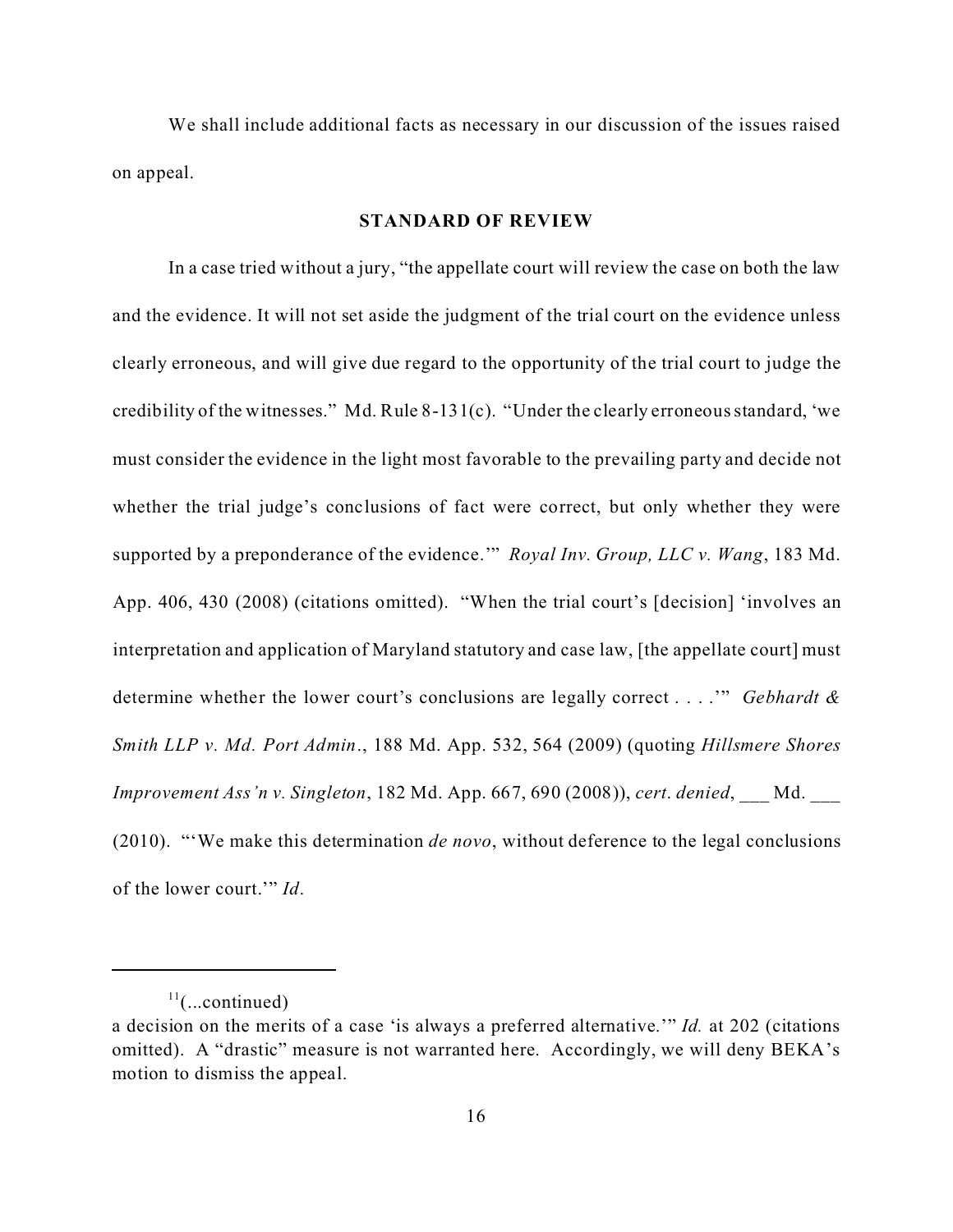We shall include additional facts as necessary in our discussion of the issues raised on appeal.

## STANDARD OF REVIEW

In a case tried without a jury, "the appellate court will review the case on both the law and the evidence. It will not set aside the judgment of the trial court on the evidence unless clearly erroneous, and will give due regard to the opportunity of the trial court to judge the credibility of the witnesses." Md. Rule 8-131(c). "Under the clearly erroneous standard, 'we must consider the evidence in the light most favorable to the prevailing party and decide not whether the trial judge's conclusions of fact were correct, but only whether they were supported by a preponderance of the evidence.'" *Royal Inv. Group, LLC v. Wang*, 183 Md. App. 406, 430 (2008) (citations omitted). "When the trial court's [decision] 'involves an interpretation and application of Maryland statutory and case law, [the appellate court] must determine whether the lower court's conclusions are legally correct . . . .'" *Gebhardt & Smith LLP v. Md. Port Admin.*, 188 Md. App. 532, 564 (2009) (quoting *Hillsmere Shores Improvement Ass'n v. Singleton*, 182 Md. App. 667, 690 (2008)), *cert. denied*, ___ Md. ___ (2010). "'We make this determination *de novo*, without deference to the legal conclusions of the lower court.'" *Id*.

---

[11](...continued)
a decision on the merits of a case 'is always a preferred alternative.'" *Id.* at 202 (citations omitted). A "drastic" measure is not warranted here. Accordingly, we will deny BEKA's motion to dismiss the appeal.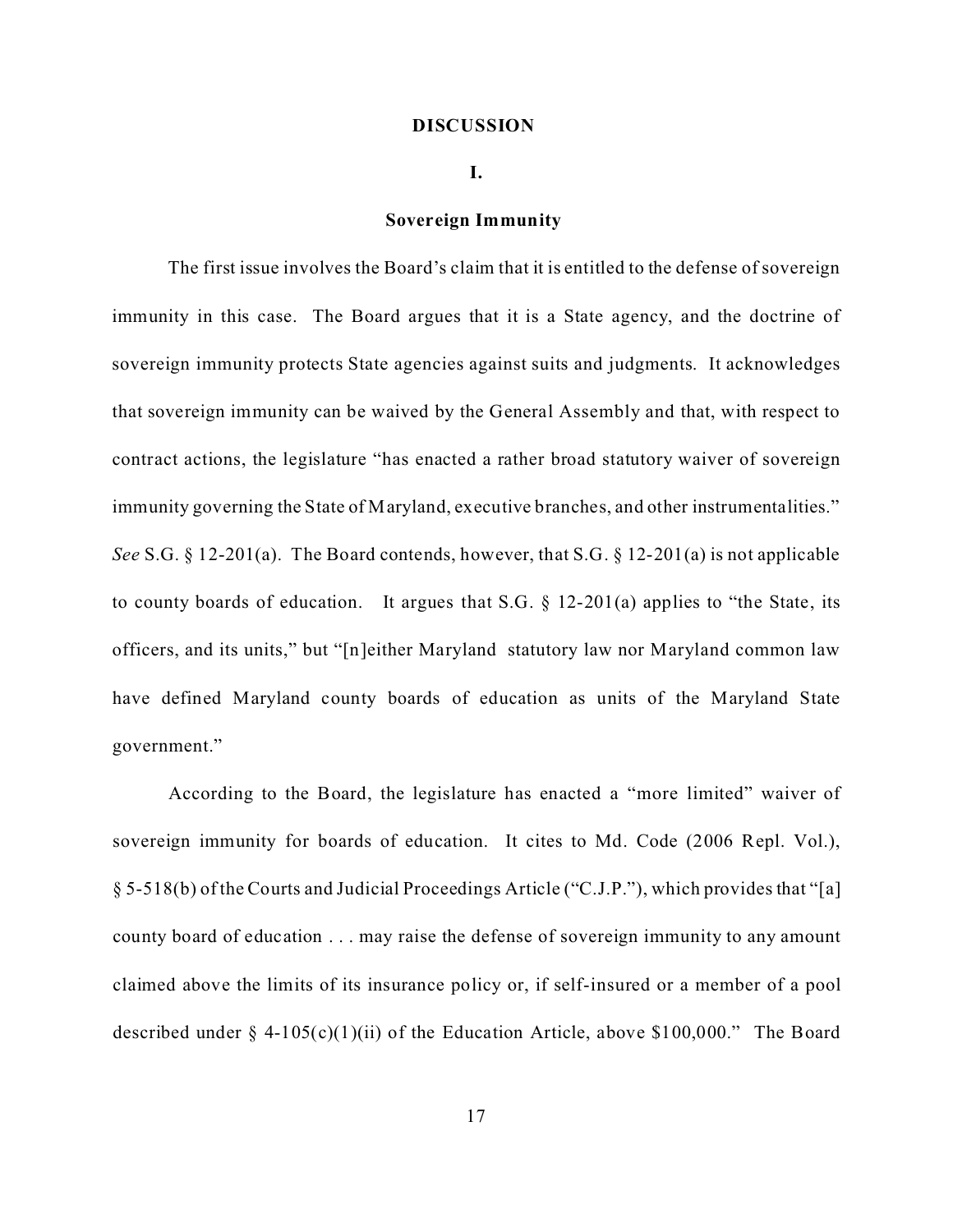## DISCUSSION

### I.

### Sovereign Immunity

The first issue involves the Board's claim that it is entitled to the defense of sovereign immunity in this case. The Board argues that it is a State agency, and the doctrine of sovereign immunity protects State agencies against suits and judgments. It acknowledges that sovereign immunity can be waived by the General Assembly and that, with respect to contract actions, the legislature "has enacted a rather broad statutory waiver of sovereign immunity governing the State of Maryland, executive branches, and other instrumentalities." *See* S.G. § 12-201(a). The Board contends, however, that S.G. § 12-201(a) is not applicable to county boards of education. It argues that S.G. § 12-201(a) applies to "the State, its officers, and its units," but "[n]either Maryland statutory law nor Maryland common law have defined Maryland county boards of education as units of the Maryland State government."

According to the Board, the legislature has enacted a "more limited" waiver of sovereign immunity for boards of education. It cites to Md. Code (2006 Repl. Vol.), § 5-518(b) of the Courts and Judicial Proceedings Article ("C.J.P."), which provides that "[a] county board of education . . . may raise the defense of sovereign immunity to any amount claimed above the limits of its insurance policy or, if self-insured or a member of a pool described under § 4-105(c)(1)(ii) of the Education Article, above $100,000." The Board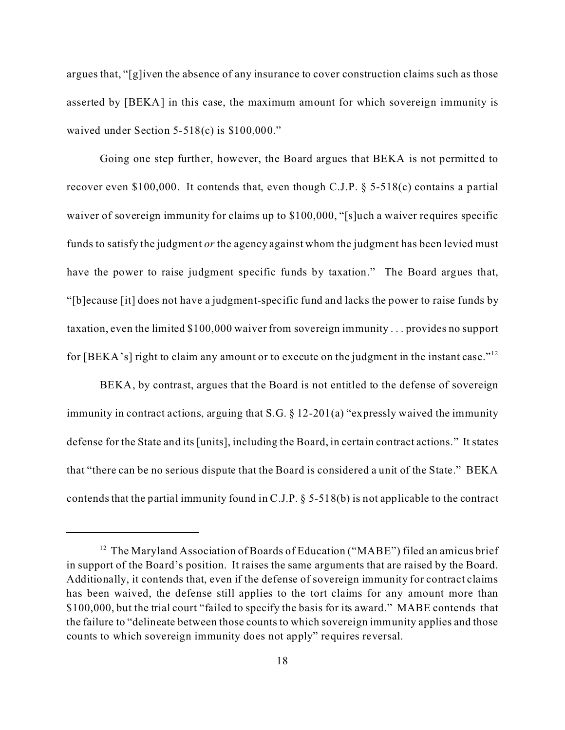argues that, "[g]iven the absence of any insurance to cover construction claims such as those asserted by [BEKA] in this case, the maximum amount for which sovereign immunity is waived under Section 5-518(c) is $100,000."

Going one step further, however, the Board argues that BEKA is not permitted to recover even $100,000. It contends that, even though C.J.P. § 5-518(c) contains a partial waiver of sovereign immunity for claims up to $100,000, "[s]uch a waiver requires specific funds to satisfy the judgment *or* the agency against whom the judgment has been levied must have the power to raise judgment specific funds by taxation." The Board argues that, "[b]ecause [it] does not have a judgment-specific fund and lacks the power to raise funds by taxation, even the limited $100,000 waiver from sovereign immunity . . . provides no support for [BEKA's] right to claim any amount or to execute on the judgment in the instant case."[12]

BEKA, by contrast, argues that the Board is not entitled to the defense of sovereign immunity in contract actions, arguing that S.G. § 12-201(a) "expressly waived the immunity defense for the State and its [units], including the Board, in certain contract actions." It states that "there can be no serious dispute that the Board is considered a unit of the State." BEKA contends that the partial immunity found in C.J.P. § 5-518(b) is not applicable to the contract

---

[12] The Maryland Association of Boards of Education ("MABE") filed an amicus brief in support of the Board's position. It raises the same arguments that are raised by the Board. Additionally, it contends that, even if the defense of sovereign immunity for contract claims has been waived, the defense still applies to the tort claims for any amount more than $100,000, but the trial court "failed to specify the basis for its award." MABE contends that the failure to "delineate between those counts to which sovereign immunity applies and those counts to which sovereign immunity does not apply" requires reversal.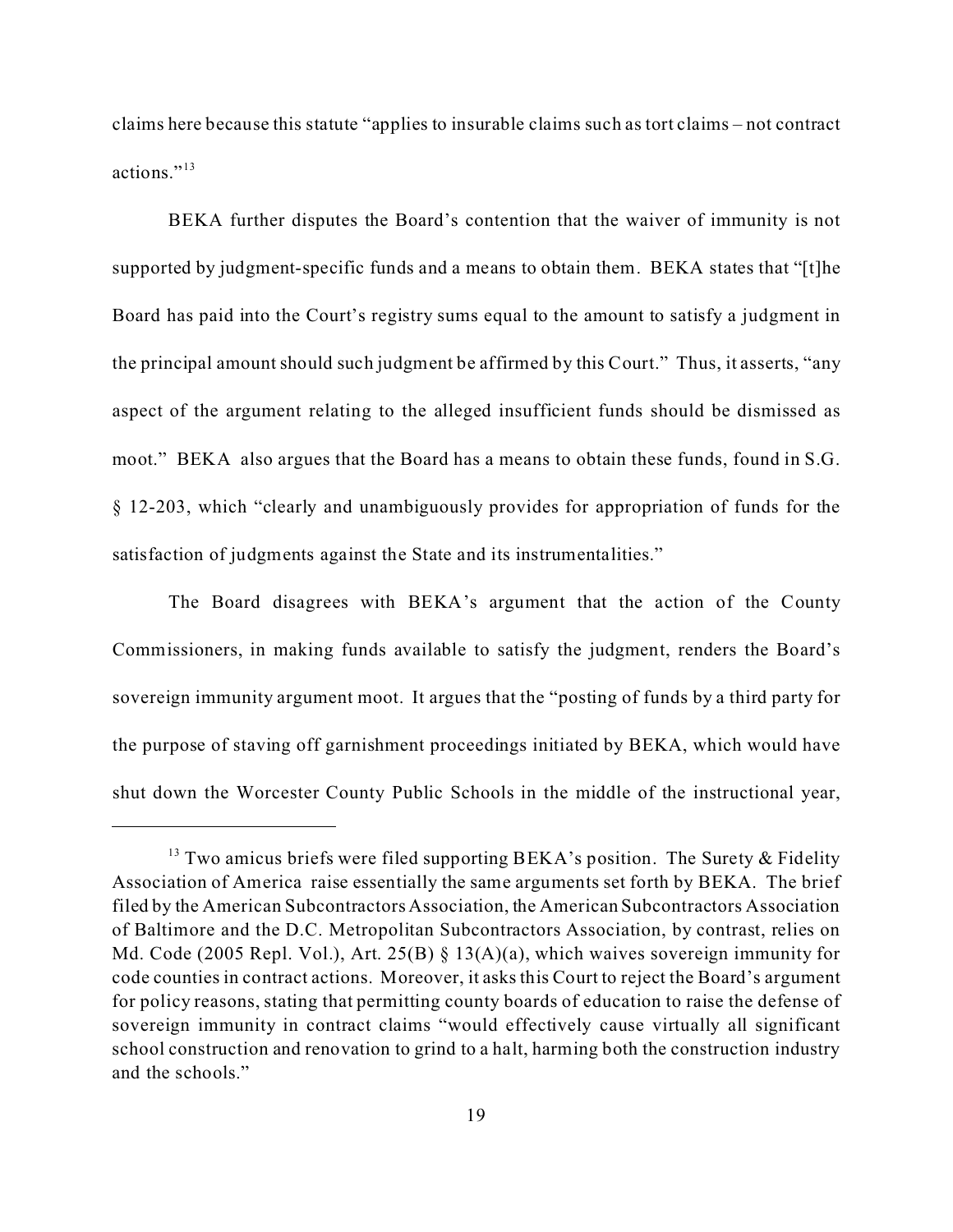claims here because this statute "applies to insurable claims such as tort claims – not contract actions."[13]

BEKA further disputes the Board's contention that the waiver of immunity is not supported by judgment-specific funds and a means to obtain them. BEKA states that "[t]he Board has paid into the Court's registry sums equal to the amount to satisfy a judgment in the principal amount should such judgment be affirmed by this Court." Thus, it asserts, "any aspect of the argument relating to the alleged insufficient funds should be dismissed as moot." BEKA also argues that the Board has a means to obtain these funds, found in S.G. § 12-203, which "clearly and unambiguously provides for appropriation of funds for the satisfaction of judgments against the State and its instrumentalities."

The Board disagrees with BEKA's argument that the action of the County Commissioners, in making funds available to satisfy the judgment, renders the Board's sovereign immunity argument moot. It argues that the "posting of funds by a third party for the purpose of staving off garnishment proceedings initiated by BEKA, which would have shut down the Worcester County Public Schools in the middle of the instructional year,

---

[13] Two amicus briefs were filed supporting BEKA's position. The Surety & Fidelity Association of America raise essentially the same arguments set forth by BEKA. The brief filed by the American Subcontractors Association, the American Subcontractors Association of Baltimore and the D.C. Metropolitan Subcontractors Association, by contrast, relies on Md. Code (2005 Repl. Vol.), Art. 25(B) § 13(A)(a), which waives sovereign immunity for code counties in contract actions. Moreover, it asks this Court to reject the Board's argument for policy reasons, stating that permitting county boards of education to raise the defense of sovereign immunity in contract claims "would effectively cause virtually all significant school construction and renovation to grind to a halt, harming both the construction industry and the schools."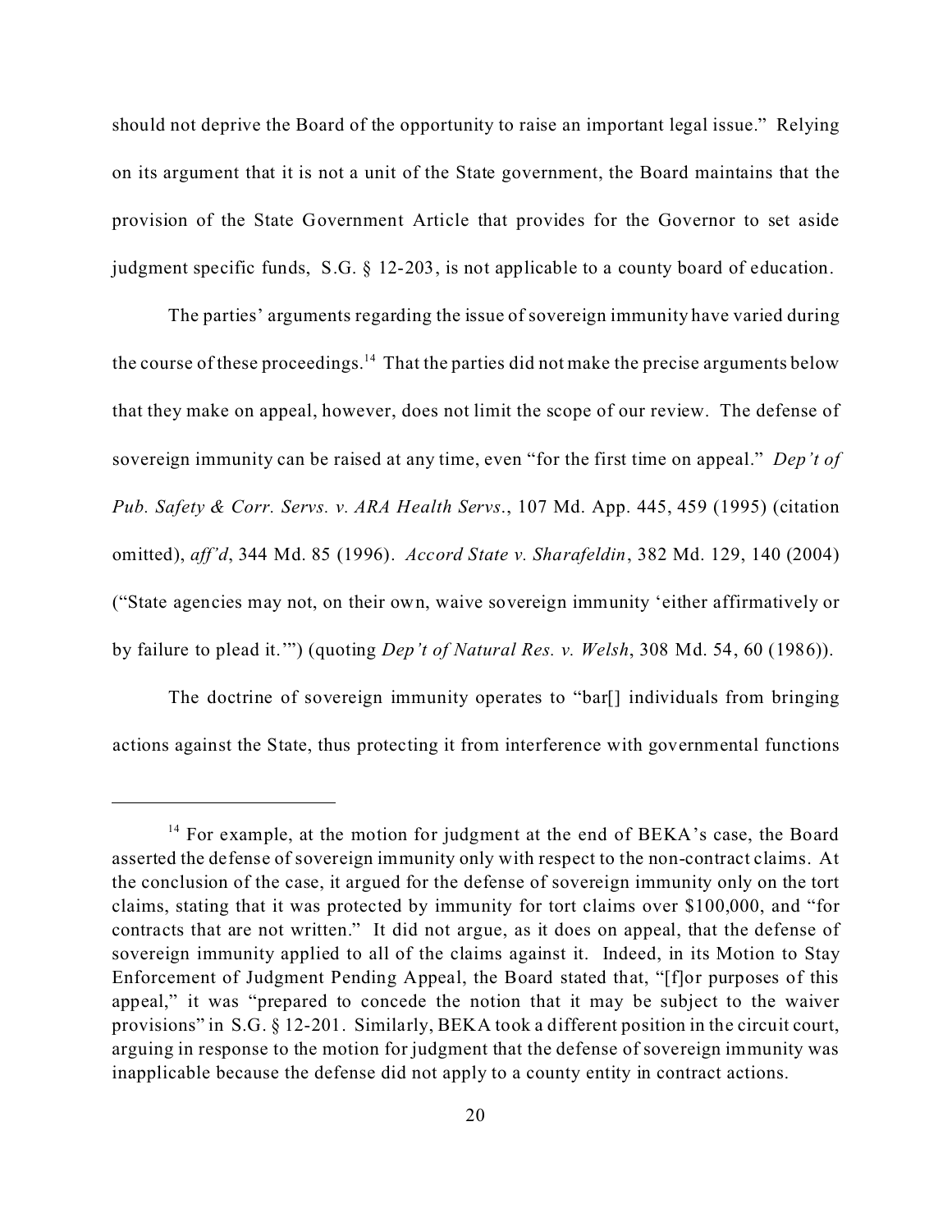should not deprive the Board of the opportunity to raise an important legal issue." Relying on its argument that it is not a unit of the State government, the Board maintains that the provision of the State Government Article that provides for the Governor to set aside judgment specific funds, S.G. § 12-203, is not applicable to a county board of education.

The parties' arguments regarding the issue of sovereign immunity have varied during the course of these proceedings.[14] That the parties did not make the precise arguments below that they make on appeal, however, does not limit the scope of our review. The defense of sovereign immunity can be raised at any time, even "for the first time on appeal." *Dep't of Pub. Safety & Corr. Servs. v. ARA Health Servs.*, 107 Md. App. 445, 459 (1995) (citation omitted), *aff'd*, 344 Md. 85 (1996). *Accord State v. Sharafeldin*, 382 Md. 129, 140 (2004) ("State agencies may not, on their own, waive sovereign immunity 'either affirmatively or by failure to plead it.'") (quoting *Dep't of Natural Res. v. Welsh*, 308 Md. 54, 60 (1986)).

The doctrine of sovereign immunity operates to "bar[] individuals from bringing actions against the State, thus protecting it from interference with governmental functions

---

[14] For example, at the motion for judgment at the end of BEKA's case, the Board asserted the defense of sovereign immunity only with respect to the non-contract claims. At the conclusion of the case, it argued for the defense of sovereign immunity only on the tort claims, stating that it was protected by immunity for tort claims over $100,000, and "for contracts that are not written." It did not argue, as it does on appeal, that the defense of sovereign immunity applied to all of the claims against it. Indeed, in its Motion to Stay Enforcement of Judgment Pending Appeal, the Board stated that, "[f]or purposes of this appeal," it was "prepared to concede the notion that it may be subject to the waiver provisions" in S.G. § 12-201. Similarly, BEKA took a different position in the circuit court, arguing in response to the motion for judgment that the defense of sovereign immunity was inapplicable because the defense did not apply to a county entity in contract actions.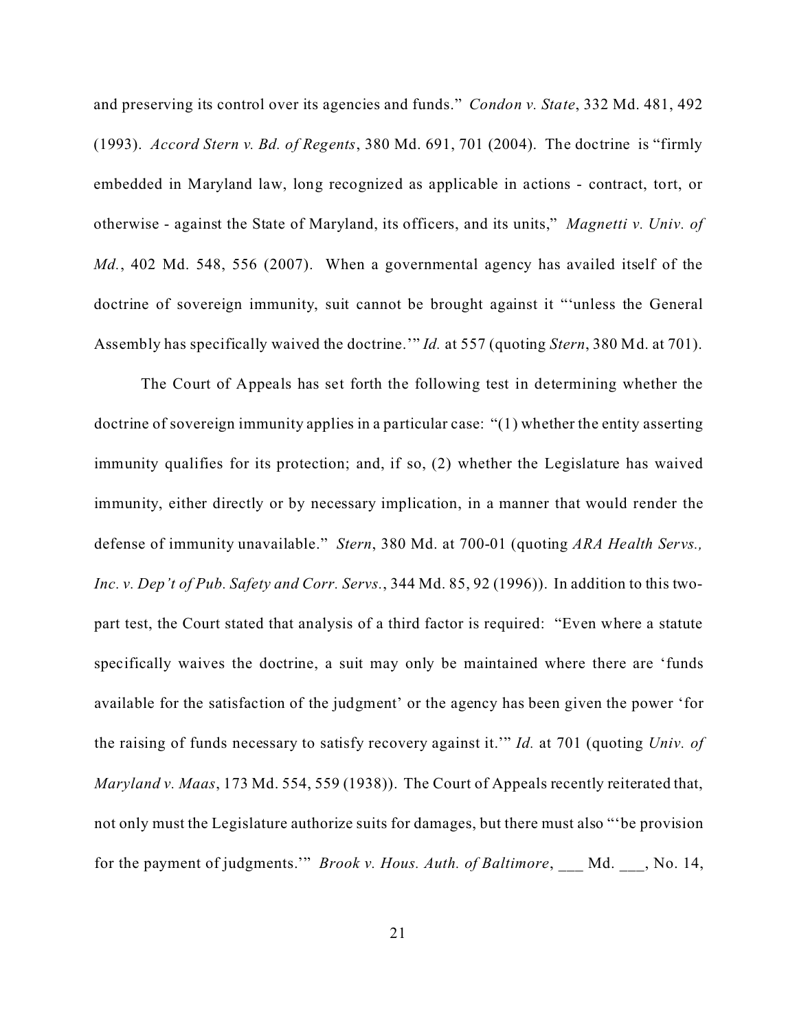and preserving its control over its agencies and funds." *Condon v. State*, 332 Md. 481, 492 (1993). *Accord Stern v. Bd. of Regents*, 380 Md. 691, 701 (2004). The doctrine is "firmly embedded in Maryland law, long recognized as applicable in actions - contract, tort, or otherwise - against the State of Maryland, its officers, and its units," *Magnetti v. Univ. of Md.*, 402 Md. 548, 556 (2007). When a governmental agency has availed itself of the doctrine of sovereign immunity, suit cannot be brought against it "'unless the General Assembly has specifically waived the doctrine.'" *Id.* at 557 (quoting *Stern*, 380 Md. at 701).

The Court of Appeals has set forth the following test in determining whether the doctrine of sovereign immunity applies in a particular case: "(1) whether the entity asserting immunity qualifies for its protection; and, if so, (2) whether the Legislature has waived immunity, either directly or by necessary implication, in a manner that would render the defense of immunity unavailable." *Stern*, 380 Md. at 700-01 (quoting *ARA Health Servs., Inc. v. Dep't of Pub. Safety and Corr. Servs.*, 344 Md. 85, 92 (1996)). In addition to this two-part test, the Court stated that analysis of a third factor is required: "Even where a statute specifically waives the doctrine, a suit may only be maintained where there are 'funds available for the satisfaction of the judgment' or the agency has been given the power 'for the raising of funds necessary to satisfy recovery against it.'" *Id.* at 701 (quoting *Univ. of Maryland v. Maas*, 173 Md. 554, 559 (1938)). The Court of Appeals recently reiterated that, not only must the Legislature authorize suits for damages, but there must also "'be provision for the payment of judgments.'" *Brook v. Hous. Auth. of Baltimore*, ___ Md. ___, No. 14,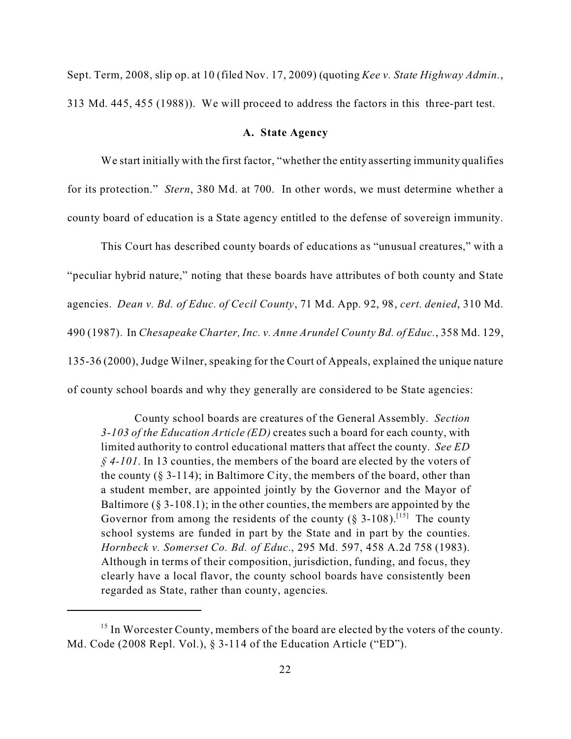Sept. Term, 2008, slip op. at 10 (filed Nov. 17, 2009) (quoting *Kee v. State Highway Admin.*, 313 Md. 445, 455 (1988)). We will proceed to address the factors in this three-part test.

**A. State Agency**

We start initially with the first factor, "whether the entity asserting immunity qualifies for its protection." *Stern*, 380 Md. at 700. In other words, we must determine whether a county board of education is a State agency entitled to the defense of sovereign immunity.

This Court has described county boards of educations as "unusual creatures," with a "peculiar hybrid nature," noting that these boards have attributes of both county and State agencies. *Dean v. Bd. of Educ. of Cecil County*, 71 Md. App. 92, 98, *cert. denied*, 310 Md. 490 (1987). In *Chesapeake Charter, Inc. v. Anne Arundel County Bd. of Educ.*, 358 Md. 129, 135-36 (2000), Judge Wilner, speaking for the Court of Appeals, explained the unique nature of county school boards and why they generally are considered to be State agencies:

> County school boards are creatures of the General Assembly. *Section 3-103 of the Education Article (ED)* creates such a board for each county, with limited authority to control educational matters that affect the county. *See ED § 4-101*. In 13 counties, the members of the board are elected by the voters of the county (§ 3-114); in Baltimore City, the members of the board, other than a student member, are appointed jointly by the Governor and the Mayor of Baltimore (§ 3-108.1); in the other counties, the members are appointed by the Governor from among the residents of the county (§ 3-108).[15] The county school systems are funded in part by the State and in part by the counties. *Hornbeck v. Somerset Co. Bd. of Educ.*, 295 Md. 597, 458 A.2d 758 (1983). Although in terms of their composition, jurisdiction, funding, and focus, they clearly have a local flavor, the county school boards have consistently been regarded as State, rather than county, agencies.

---

[15] In Worcester County, members of the board are elected by the voters of the county. Md. Code (2008 Repl. Vol.), § 3-114 of the Education Article ("ED").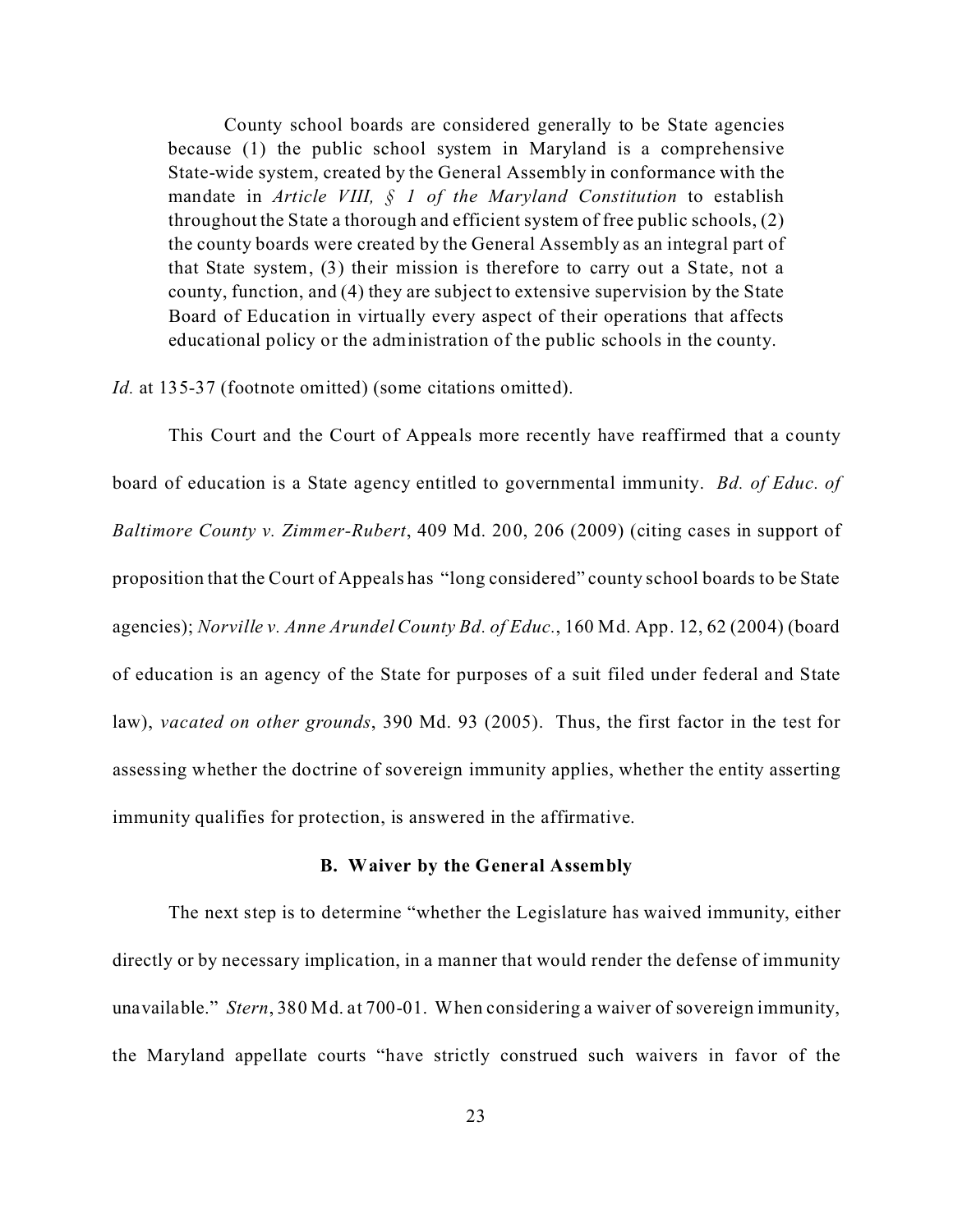> County school boards are considered generally to be State agencies because (1) the public school system in Maryland is a comprehensive State-wide system, created by the General Assembly in conformance with the mandate in *Article VIII, § 1 of the Maryland Constitution* to establish throughout the State a thorough and efficient system of free public schools, (2) the county boards were created by the General Assembly as an integral part of that State system, (3) their mission is therefore to carry out a State, not a county, function, and (4) they are subject to extensive supervision by the State Board of Education in virtually every aspect of their operations that affects educational policy or the administration of the public schools in the county.

*Id.* at 135-37 (footnote omitted) (some citations omitted).

This Court and the Court of Appeals more recently have reaffirmed that a county board of education is a State agency entitled to governmental immunity. *Bd. of Educ. of Baltimore County v. Zimmer-Rubert*, 409 Md. 200, 206 (2009) (citing cases in support of proposition that the Court of Appeals has "long considered" county school boards to be State agencies); *Norville v. Anne Arundel County Bd. of Educ.*, 160 Md. App. 12, 62 (2004) (board of education is an agency of the State for purposes of a suit filed under federal and State law), *vacated on other grounds*, 390 Md. 93 (2005). Thus, the first factor in the test for assessing whether the doctrine of sovereign immunity applies, whether the entity asserting immunity qualifies for protection, is answered in the affirmative.

**B. Waiver by the General Assembly**

The next step is to determine "whether the Legislature has waived immunity, either directly or by necessary implication, in a manner that would render the defense of immunity unavailable." *Stern*, 380 Md. at 700-01. When considering a waiver of sovereign immunity, the Maryland appellate courts "have strictly construed such waivers in favor of the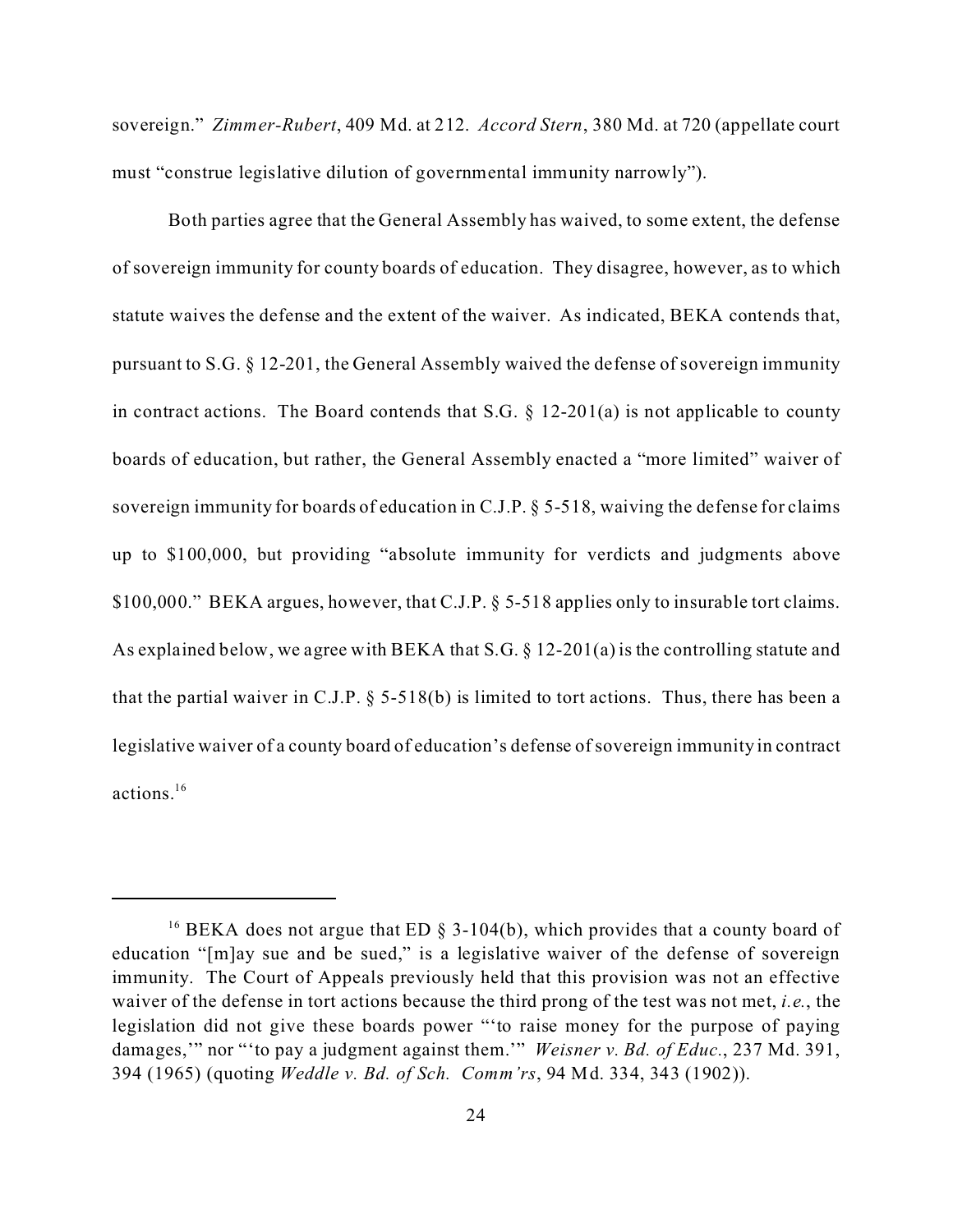sovereign." *Zimmer-Rubert*, 409 Md. at 212. *Accord Stern*, 380 Md. at 720 (appellate court must "construe legislative dilution of governmental immunity narrowly").

Both parties agree that the General Assembly has waived, to some extent, the defense of sovereign immunity for county boards of education. They disagree, however, as to which statute waives the defense and the extent of the waiver. As indicated, BEKA contends that, pursuant to S.G. § 12-201, the General Assembly waived the defense of sovereign immunity in contract actions. The Board contends that S.G. § 12-201(a) is not applicable to county boards of education, but rather, the General Assembly enacted a "more limited" waiver of sovereign immunity for boards of education in C.J.P. § 5-518, waiving the defense for claims up to $100,000, but providing "absolute immunity for verdicts and judgments above $100,000." BEKA argues, however, that C.J.P. § 5-518 applies only to insurable tort claims. As explained below, we agree with BEKA that S.G. § 12-201(a) is the controlling statute and that the partial waiver in C.J.P. § 5-518(b) is limited to tort actions. Thus, there has been a legislative waiver of a county board of education's defense of sovereign immunity in contract actions.[16]

---

[16] BEKA does not argue that ED § 3-104(b), which provides that a county board of education "[m]ay sue and be sued," is a legislative waiver of the defense of sovereign immunity. The Court of Appeals previously held that this provision was not an effective waiver of the defense in tort actions because the third prong of the test was not met, *i.e.*, the legislation did not give these boards power "'to raise money for the purpose of paying damages,'" nor "'to pay a judgment against them.'" *Weisner v. Bd. of Educ.*, 237 Md. 391, 394 (1965) (quoting *Weddle v. Bd. of Sch. Comm'rs*, 94 Md. 334, 343 (1902)).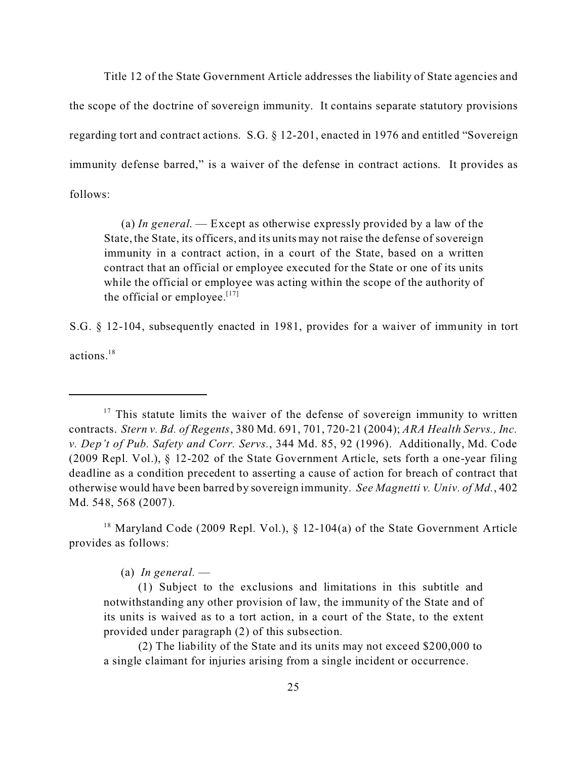Title 12 of the State Government Article addresses the liability of State agencies and the scope of the doctrine of sovereign immunity. It contains separate statutory provisions regarding tort and contract actions. S.G. § 12-201, enacted in 1976 and entitled "Sovereign immunity defense barred," is a waiver of the defense in contract actions. It provides as follows:

> (a) *In general.* — Except as otherwise expressly provided by a law of the State, the State, its officers, and its units may not raise the defense of sovereign immunity in a contract action, in a court of the State, based on a written contract that an official or employee executed for the State or one of its units while the official or employee was acting within the scope of the authority of the official or employee.[17]

S.G. § 12-104, subsequently enacted in 1981, provides for a waiver of immunity in tort actions.[18]

---

[17] This statute limits the waiver of the defense of sovereign immunity to written contracts. *Stern v. Bd. of Regents*, 380 Md. 691, 701, 720-21 (2004); *ARA Health Servs., Inc. v. Dep't of Pub. Safety and Corr. Servs.*, 344 Md. 85, 92 (1996). Additionally, Md. Code (2009 Repl. Vol.), § 12-202 of the State Government Article, sets forth a one-year filing deadline as a condition precedent to asserting a cause of action for breach of contract that otherwise would have been barred by sovereign immunity. *See Magnetti v. Univ. of Md.*, 402 Md. 548, 568 (2007).

[18] Maryland Code (2009 Repl. Vol.), § 12-104(a) of the State Government Article provides as follows:

> (a) *In general.* —
>
> (1) Subject to the exclusions and limitations in this subtitle and notwithstanding any other provision of law, the immunity of the State and of its units is waived as to a tort action, in a court of the State, to the extent provided under paragraph (2) of this subsection.
>
> (2) The liability of the State and its units may not exceed $200,000 to a single claimant for injuries arising from a single incident or occurrence.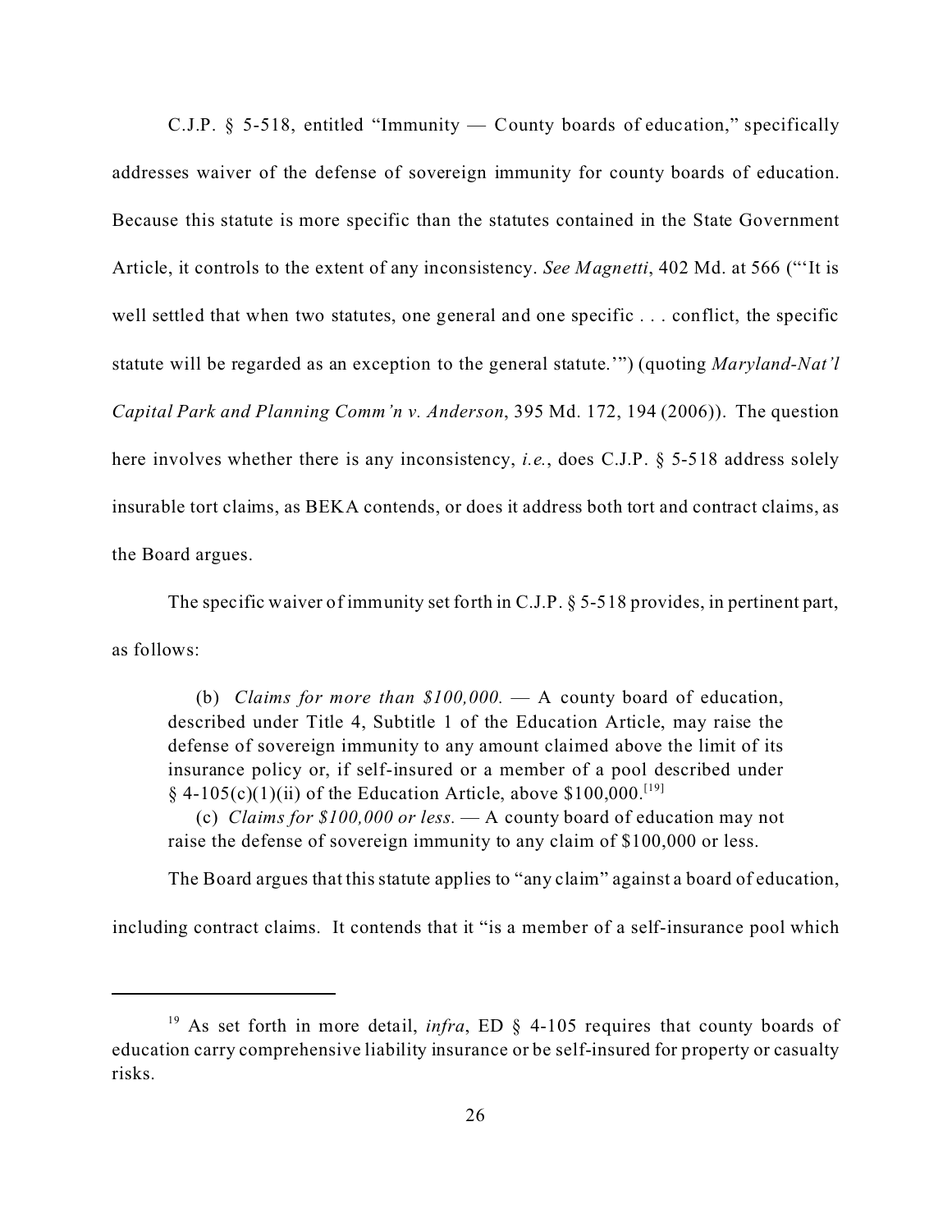C.J.P. § 5-518, entitled "Immunity — County boards of education," specifically addresses waiver of the defense of sovereign immunity for county boards of education. Because this statute is more specific than the statutes contained in the State Government Article, it controls to the extent of any inconsistency. *See Magnetti*, 402 Md. at 566 ("'It is well settled that when two statutes, one general and one specific . . . conflict, the specific statute will be regarded as an exception to the general statute.'") (quoting *Maryland-Nat'l Capital Park and Planning Comm'n v. Anderson*, 395 Md. 172, 194 (2006)). The question here involves whether there is any inconsistency, *i.e.*, does C.J.P. § 5-518 address solely insurable tort claims, as BEKA contends, or does it address both tort and contract claims, as the Board argues.

The specific waiver of immunity set forth in C.J.P. § 5-518 provides, in pertinent part, as follows:

> (b) *Claims for more than $100,000.* — A county board of education, described under Title 4, Subtitle 1 of the Education Article, may raise the defense of sovereign immunity to any amount claimed above the limit of its insurance policy or, if self-insured or a member of a pool described under § 4-105(c)(1)(ii) of the Education Article, above $100,000.[19]
>
> (c) *Claims for $100,000 or less.* — A county board of education may not raise the defense of sovereign immunity to any claim of $100,000 or less.

The Board argues that this statute applies to "any claim" against a board of education, including contract claims. It contends that it "is a member of a self-insurance pool which

---

[19] As set forth in more detail, *infra*, ED § 4-105 requires that county boards of education carry comprehensive liability insurance or be self-insured for property or casualty risks.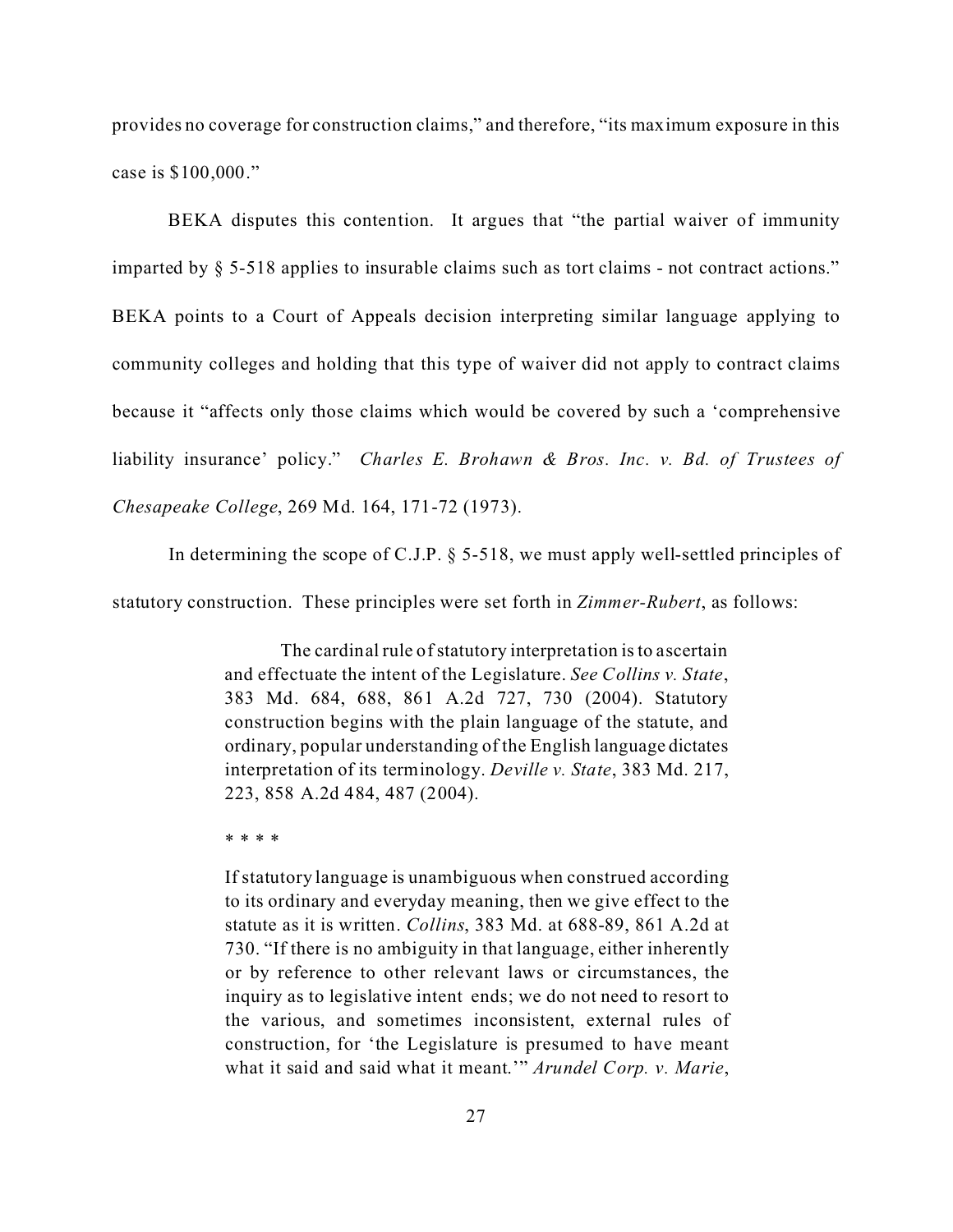provides no coverage for construction claims," and therefore, "its maximum exposure in this case is $100,000."

BEKA disputes this contention. It argues that "the partial waiver of immunity imparted by § 5-518 applies to insurable claims such as tort claims - not contract actions." BEKA points to a Court of Appeals decision interpreting similar language applying to community colleges and holding that this type of waiver did not apply to contract claims because it "affects only those claims which would be covered by such a 'comprehensive liability insurance' policy." *Charles E. Brohawn & Bros. Inc. v. Bd. of Trustees of Chesapeake College*, 269 Md. 164, 171-72 (1973).

In determining the scope of C.J.P. § 5-518, we must apply well-settled principles of statutory construction. These principles were set forth in *Zimmer-Rubert*, as follows:

> The cardinal rule of statutory interpretation is to ascertain and effectuate the intent of the Legislature. *See Collins v. State*, 383 Md. 684, 688, 861 A.2d 727, 730 (2004). Statutory construction begins with the plain language of the statute, and ordinary, popular understanding of the English language dictates interpretation of its terminology. *Deville v. State*, 383 Md. 217, 223, 858 A.2d 484, 487 (2004).
>
> * * * *
>
> If statutory language is unambiguous when construed according to its ordinary and everyday meaning, then we give effect to the statute as it is written. *Collins*, 383 Md. at 688-89, 861 A.2d at 730. "If there is no ambiguity in that language, either inherently or by reference to other relevant laws or circumstances, the inquiry as to legislative intent ends; we do not need to resort to the various, and sometimes inconsistent, external rules of construction, for 'the Legislature is presumed to have meant what it said and said what it meant.'" *Arundel Corp. v. Marie*,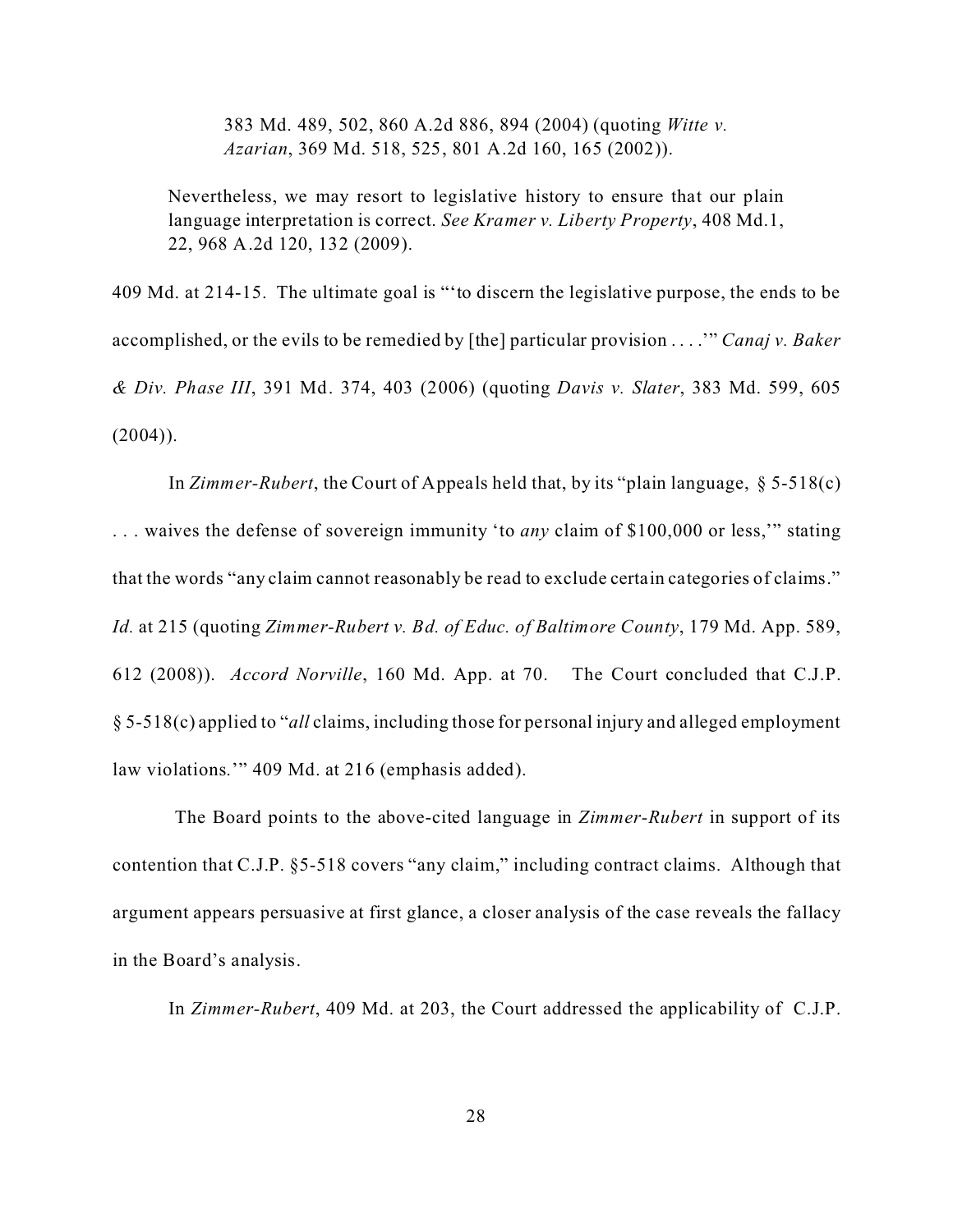> 383 Md. 489, 502, 860 A.2d 886, 894 (2004) (quoting *Witte v. Azarian*, 369 Md. 518, 525, 801 A.2d 160, 165 (2002)).

> Nevertheless, we may resort to legislative history to ensure that our plain language interpretation is correct. *See Kramer v. Liberty Property*, 408 Md.1, 22, 968 A.2d 120, 132 (2009).

409 Md. at 214-15. The ultimate goal is "'to discern the legislative purpose, the ends to be accomplished, or the evils to be remedied by [the] particular provision . . . .'" *Canaj v. Baker & Div. Phase III*, 391 Md. 374, 403 (2006) (quoting *Davis v. Slater*, 383 Md. 599, 605 (2004)).

In *Zimmer-Rubert*, the Court of Appeals held that, by its "plain language, § 5-518(c) . . . waives the defense of sovereign immunity 'to *any* claim of $100,000 or less,'" stating that the words "any claim cannot reasonably be read to exclude certain categories of claims." *Id.* at 215 (quoting *Zimmer-Rubert v. Bd. of Educ. of Baltimore County*, 179 Md. App. 589, 612 (2008)). *Accord Norville*, 160 Md. App. at 70. The Court concluded that C.J.P. § 5-518(c) applied to "*all* claims, including those for personal injury and alleged employment law violations.'" 409 Md. at 216 (emphasis added).

The Board points to the above-cited language in *Zimmer-Rubert* in support of its contention that C.J.P. §5-518 covers "any claim," including contract claims. Although that argument appears persuasive at first glance, a closer analysis of the case reveals the fallacy in the Board's analysis.

In *Zimmer-Rubert*, 409 Md. at 203, the Court addressed the applicability of C.J.P.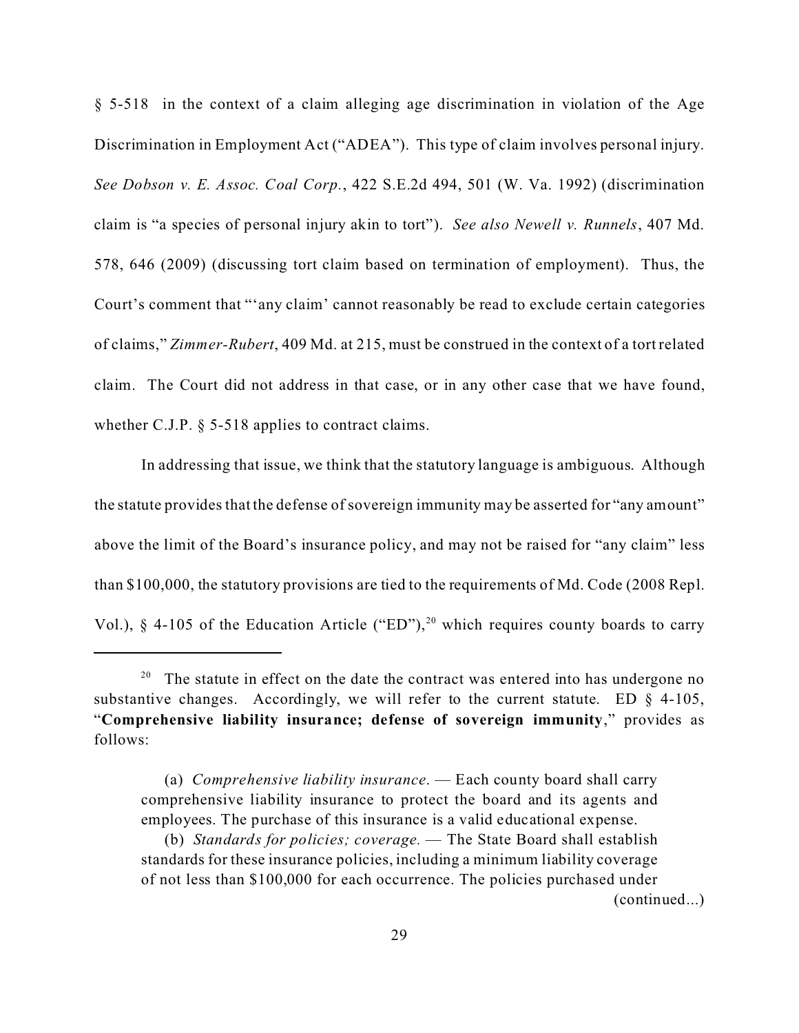§ 5-518 in the context of a claim alleging age discrimination in violation of the Age Discrimination in Employment Act ("ADEA"). This type of claim involves personal injury. *See Dobson v. E. Assoc. Coal Corp.*, 422 S.E.2d 494, 501 (W. Va. 1992) (discrimination claim is "a species of personal injury akin to tort"). *See also Newell v. Runnels*, 407 Md. 578, 646 (2009) (discussing tort claim based on termination of employment). Thus, the Court's comment that "'any claim' cannot reasonably be read to exclude certain categories of claims," *Zimmer-Rubert*, 409 Md. at 215, must be construed in the context of a tort related claim. The Court did not address in that case, or in any other case that we have found, whether C.J.P. § 5-518 applies to contract claims.

In addressing that issue, we think that the statutory language is ambiguous. Although the statute provides that the defense of sovereign immunity may be asserted for "any amount" above the limit of the Board's insurance policy, and may not be raised for "any claim" less than $100,000, the statutory provisions are tied to the requirements of Md. Code (2008 Repl. Vol.), § 4-105 of the Education Article ("ED"),[20] which requires county boards to carry

---

[20] The statute in effect on the date the contract was entered into has undergone no substantive changes. Accordingly, we will refer to the current statute. ED § 4-105, "**Comprehensive liability insurance; defense of sovereign immunity**," provides as follows:

> (a) *Comprehensive liability insurance.* — Each county board shall carry comprehensive liability insurance to protect the board and its agents and employees. The purchase of this insurance is a valid educational expense.
>
> (b) *Standards for policies; coverage.* — The State Board shall establish standards for these insurance policies, including a minimum liability coverage of not less than $100,000 for each occurrence. The policies purchased under
>
> (continued...)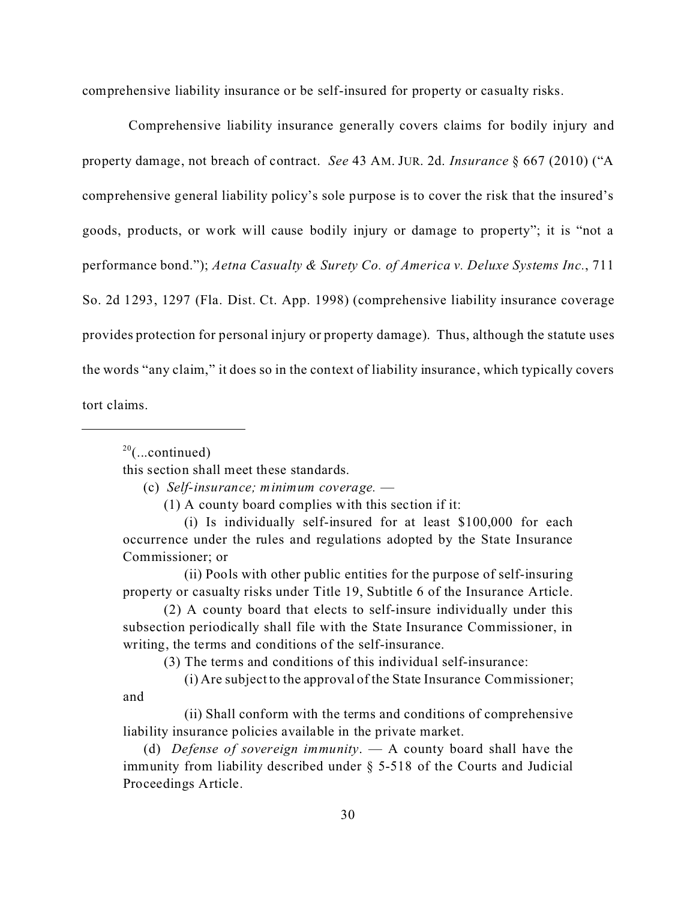comprehensive liability insurance or be self-insured for property or casualty risks.

Comprehensive liability insurance generally covers claims for bodily injury and property damage, not breach of contract. *See* 43 AM. JUR. 2d. *Insurance* § 667 (2010) ("A comprehensive general liability policy's sole purpose is to cover the risk that the insured's goods, products, or work will cause bodily injury or damage to property"; it is "not a performance bond."); *Aetna Casualty & Surety Co. of America v. Deluxe Systems Inc.*, 711 So. 2d 1293, 1297 (Fla. Dist. Ct. App. 1998) (comprehensive liability insurance coverage provides protection for personal injury or property damage). Thus, although the statute uses the words "any claim," it does so in the context of liability insurance, which typically covers tort claims.

---

[20](...continued)

this section shall meet these standards.

(c) *Self-insurance; minimum coverage.* —

(1) A county board complies with this section if it:

(i) Is individually self-insured for at least $100,000 for each occurrence under the rules and regulations adopted by the State Insurance Commissioner; or

(ii) Pools with other public entities for the purpose of self-insuring property or casualty risks under Title 19, Subtitle 6 of the Insurance Article.

(2) A county board that elects to self-insure individually under this subsection periodically shall file with the State Insurance Commissioner, in writing, the terms and conditions of the self-insurance.

(3) The terms and conditions of this individual self-insurance:

(i) Are subject to the approval of the State Insurance Commissioner; and

(ii) Shall conform with the terms and conditions of comprehensive liability insurance policies available in the private market.

(d) *Defense of sovereign immunity.* — A county board shall have the immunity from liability described under § 5-518 of the Courts and Judicial Proceedings Article.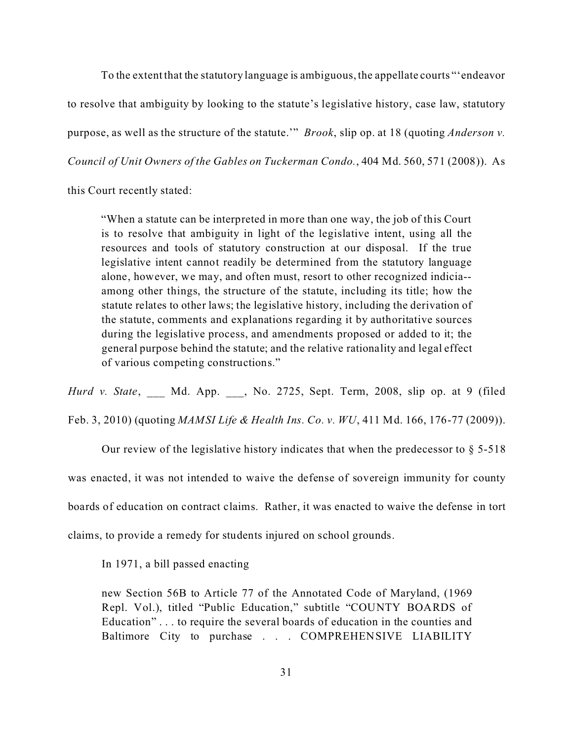To the extent that the statutory language is ambiguous, the appellate courts "'endeavor to resolve that ambiguity by looking to the statute's legislative history, case law, statutory purpose, as well as the structure of the statute.'" *Brook*, slip op. at 18 (quoting *Anderson v. Council of Unit Owners of the Gables on Tuckerman Condo.*, 404 Md. 560, 571 (2008)). As this Court recently stated:

> "When a statute can be interpreted in more than one way, the job of this Court is to resolve that ambiguity in light of the legislative intent, using all the resources and tools of statutory construction at our disposal. If the true legislative intent cannot readily be determined from the statutory language alone, however, we may, and often must, resort to other recognized indicia--among other things, the structure of the statute, including its title; how the statute relates to other laws; the legislative history, including the derivation of the statute, comments and explanations regarding it by authoritative sources during the legislative process, and amendments proposed or added to it; the general purpose behind the statute; and the relative rationality and legal effect of various competing constructions."

*Hurd v. State*, ___ Md. App. ___, No. 2725, Sept. Term, 2008, slip op. at 9 (filed Feb. 3, 2010) (quoting *MAMSI Life & Health Ins. Co. v. WU*, 411 Md. 166, 176-77 (2009)).

Our review of the legislative history indicates that when the predecessor to § 5-518 was enacted, it was not intended to waive the defense of sovereign immunity for county boards of education on contract claims. Rather, it was enacted to waive the defense in tort claims, to provide a remedy for students injured on school grounds.

In 1971, a bill passed enacting

> new Section 56B to Article 77 of the Annotated Code of Maryland, (1969 Repl. Vol.), titled "Public Education," subtitle "COUNTY BOARDS of Education" . . . to require the several boards of education in the counties and Baltimore City to purchase . . . COMPREHENSIVE LIABILITY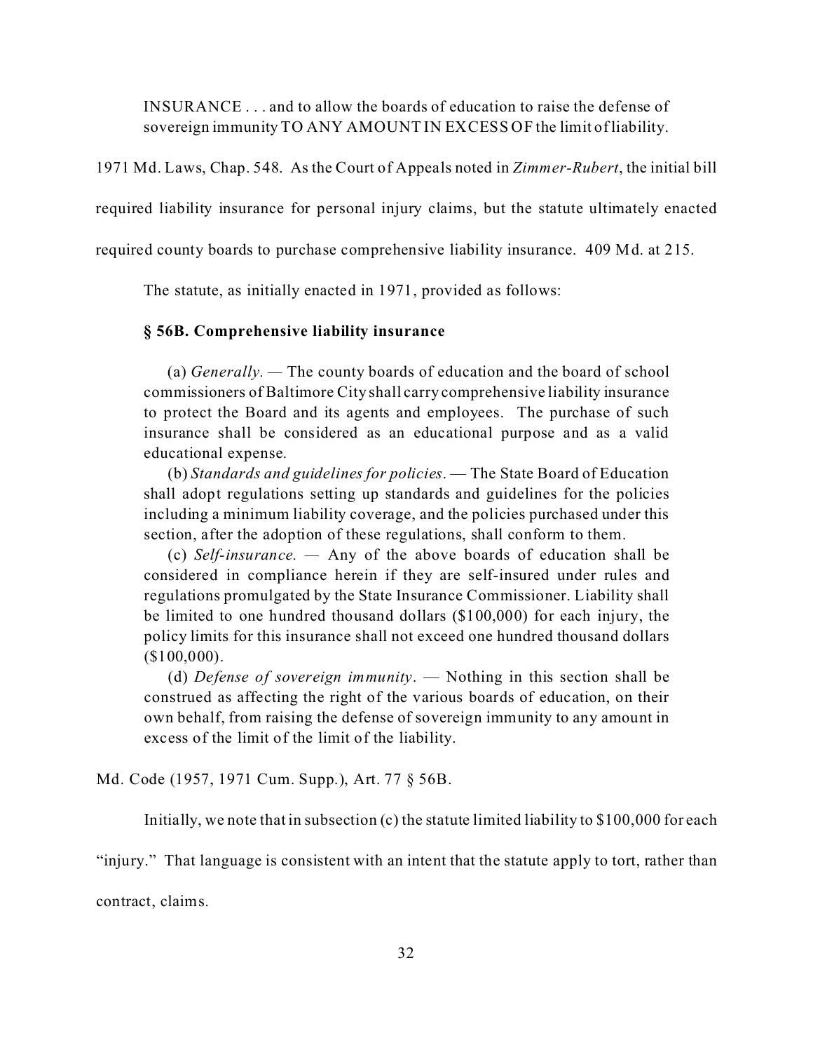> INSURANCE . . . and to allow the boards of education to raise the defense of sovereign immunity TO ANY AMOUNT IN EXCESS OF the limit of liability.

1971 Md. Laws, Chap. 548. As the Court of Appeals noted in *Zimmer-Rubert*, the initial bill required liability insurance for personal injury claims, but the statute ultimately enacted required county boards to purchase comprehensive liability insurance. 409 Md. at 215.

The statute, as initially enacted in 1971, provided as follows:

> **§ 56B. Comprehensive liability insurance**
>
> (a) *Generally.* — The county boards of education and the board of school commissioners of Baltimore City shall carry comprehensive liability insurance to protect the Board and its agents and employees. The purchase of such insurance shall be considered as an educational purpose and as a valid educational expense.
>
> (b) *Standards and guidelines for policies*. — The State Board of Education shall adopt regulations setting up standards and guidelines for the policies including a minimum liability coverage, and the policies purchased under this section, after the adoption of these regulations, shall conform to them.
>
> (c) *Self-insurance.* — Any of the above boards of education shall be considered in compliance herein if they are self-insured under rules and regulations promulgated by the State Insurance Commissioner. Liability shall be limited to one hundred thousand dollars ($100,000) for each injury, the policy limits for this insurance shall not exceed one hundred thousand dollars ($100,000).
>
> (d) *Defense of sovereign immunity*. — Nothing in this section shall be construed as affecting the right of the various boards of education, on their own behalf, from raising the defense of sovereign immunity to any amount in excess of the limit of the limit of the liability.

Md. Code (1957, 1971 Cum. Supp.), Art. 77 § 56B.

Initially, we note that in subsection (c) the statute limited liability to $100,000 for each "injury." That language is consistent with an intent that the statute apply to tort, rather than contract, claims.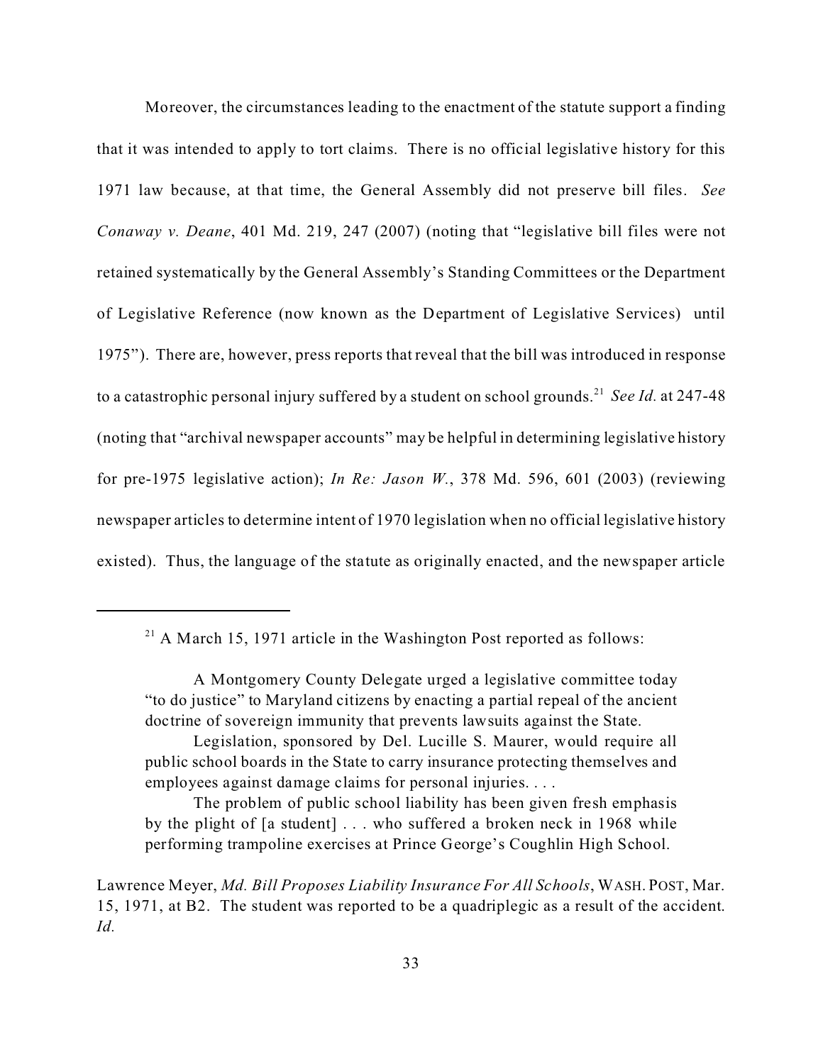Moreover, the circumstances leading to the enactment of the statute support a finding that it was intended to apply to tort claims. There is no official legislative history for this 1971 law because, at that time, the General Assembly did not preserve bill files. *See Conaway v. Deane*, 401 Md. 219, 247 (2007) (noting that "legislative bill files were not retained systematically by the General Assembly's Standing Committees or the Department of Legislative Reference (now known as the Department of Legislative Services) until 1975"). There are, however, press reports that reveal that the bill was introduced in response to a catastrophic personal injury suffered by a student on school grounds.[21] *See Id.* at 247-48 (noting that "archival newspaper accounts" may be helpful in determining legislative history for pre-1975 legislative action); *In Re: Jason W.*, 378 Md. 596, 601 (2003) (reviewing newspaper articles to determine intent of 1970 legislation when no official legislative history existed). Thus, the language of the statute as originally enacted, and the newspaper article

---

[21] A March 15, 1971 article in the Washington Post reported as follows:

> A Montgomery County Delegate urged a legislative committee today "to do justice" to Maryland citizens by enacting a partial repeal of the ancient doctrine of sovereign immunity that prevents lawsuits against the State.
>
> Legislation, sponsored by Del. Lucille S. Maurer, would require all public school boards in the State to carry insurance protecting themselves and employees against damage claims for personal injuries. . . .
>
> The problem of public school liability has been given fresh emphasis by the plight of [a student] . . . who suffered a broken neck in 1968 while performing trampoline exercises at Prince George's Coughlin High School.

Lawrence Meyer, *Md. Bill Proposes Liability Insurance For All Schools*, WASH. POST, Mar. 15, 1971, at B2. The student was reported to be a quadriplegic as a result of the accident. *Id.*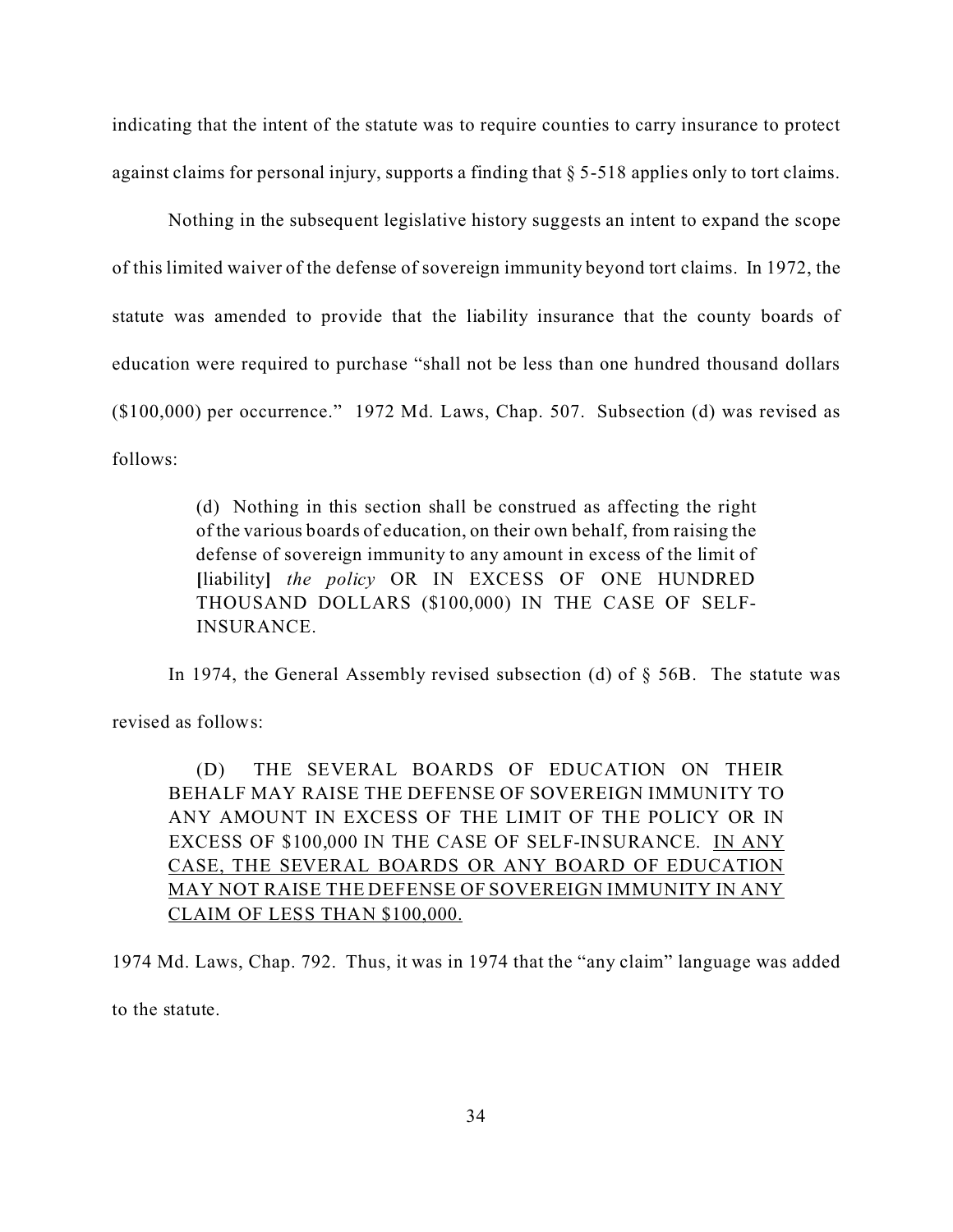indicating that the intent of the statute was to require counties to carry insurance to protect against claims for personal injury, supports a finding that § 5-518 applies only to tort claims.

Nothing in the subsequent legislative history suggests an intent to expand the scope of this limited waiver of the defense of sovereign immunity beyond tort claims. In 1972, the statute was amended to provide that the liability insurance that the county boards of education were required to purchase "shall not be less than one hundred thousand dollars ($100,000) per occurrence." 1972 Md. Laws, Chap. 507. Subsection (d) was revised as follows:

> (d) Nothing in this section shall be construed as affecting the right of the various boards of education, on their own behalf, from raising the defense of sovereign immunity to any amount in excess of the limit of [liability] *the policy* OR IN EXCESS OF ONE HUNDRED THOUSAND DOLLARS ($100,000) IN THE CASE OF SELF-INSURANCE.

In 1974, the General Assembly revised subsection (d) of § 56B. The statute was revised as follows:

> (D) THE SEVERAL BOARDS OF EDUCATION ON THEIR BEHALF MAY RAISE THE DEFENSE OF SOVEREIGN IMMUNITY TO ANY AMOUNT IN EXCESS OF THE LIMIT OF THE POLICY OR IN EXCESS OF $100,000 IN THE CASE OF SELF-INSURANCE. <u>IN ANY CASE, THE SEVERAL BOARDS OR ANY BOARD OF EDUCATION MAY NOT RAISE THE DEFENSE OF SOVEREIGN IMMUNITY IN ANY CLAIM OF LESS THAN $100,000.</u>

1974 Md. Laws, Chap. 792. Thus, it was in 1974 that the "any claim" language was added to the statute.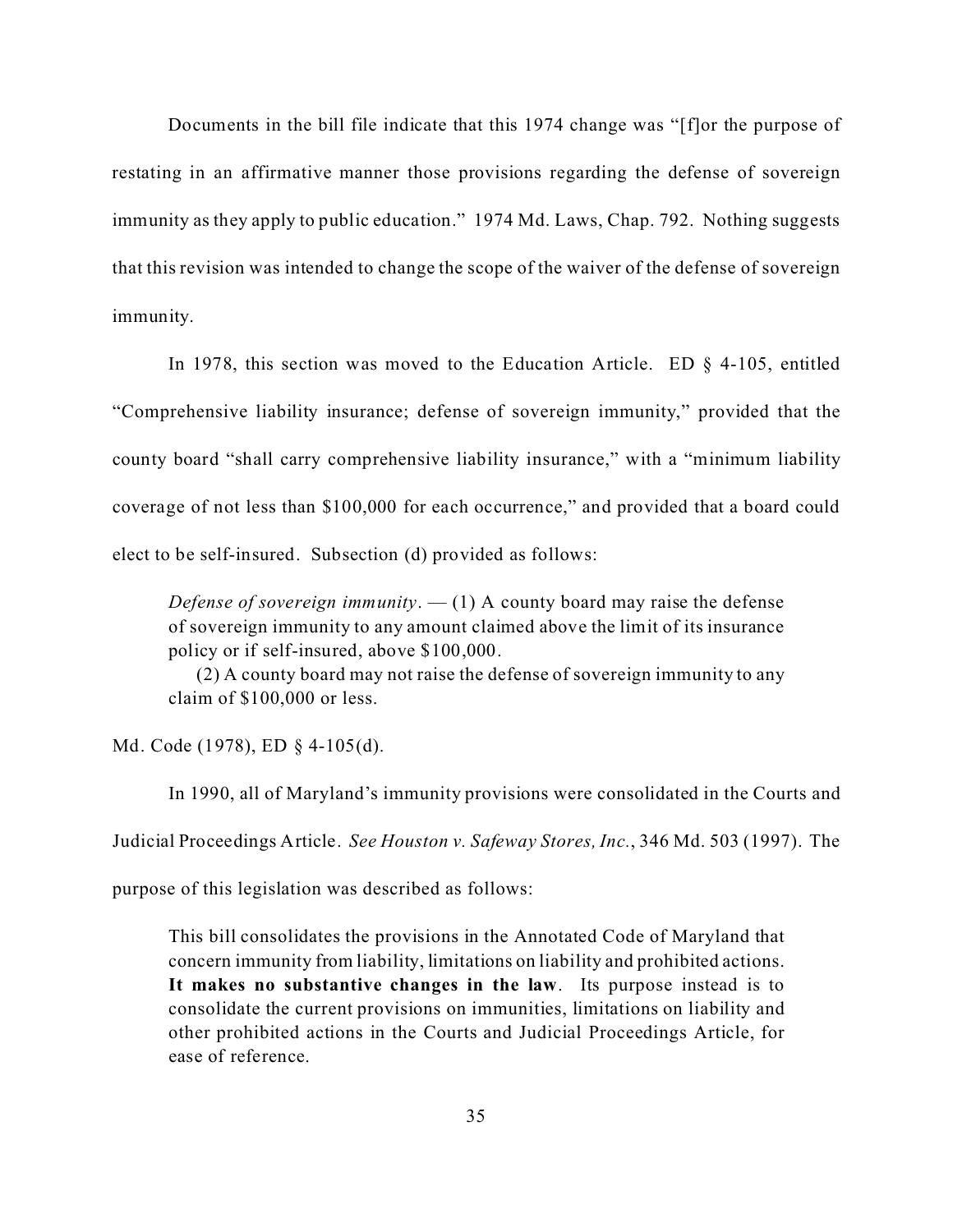Documents in the bill file indicate that this 1974 change was "[f]or the purpose of restating in an affirmative manner those provisions regarding the defense of sovereign immunity as they apply to public education." 1974 Md. Laws, Chap. 792. Nothing suggests that this revision was intended to change the scope of the waiver of the defense of sovereign immunity.

In 1978, this section was moved to the Education Article. ED § 4-105, entitled "Comprehensive liability insurance; defense of sovereign immunity," provided that the county board "shall carry comprehensive liability insurance," with a "minimum liability coverage of not less than $100,000 for each occurrence," and provided that a board could elect to be self-insured. Subsection (d) provided as follows:

> *Defense of sovereign immunity*. — (1) A county board may raise the defense of sovereign immunity to any amount claimed above the limit of its insurance policy or if self-insured, above $100,000.
>
> (2) A county board may not raise the defense of sovereign immunity to any claim of $100,000 or less.

Md. Code (1978), ED § 4-105(d).

In 1990, all of Maryland's immunity provisions were consolidated in the Courts and Judicial Proceedings Article. *See Houston v. Safeway Stores, Inc.*, 346 Md. 503 (1997). The purpose of this legislation was described as follows:

> This bill consolidates the provisions in the Annotated Code of Maryland that concern immunity from liability, limitations on liability and prohibited actions. **It makes no substantive changes in the law**. Its purpose instead is to consolidate the current provisions on immunities, limitations on liability and other prohibited actions in the Courts and Judicial Proceedings Article, for ease of reference.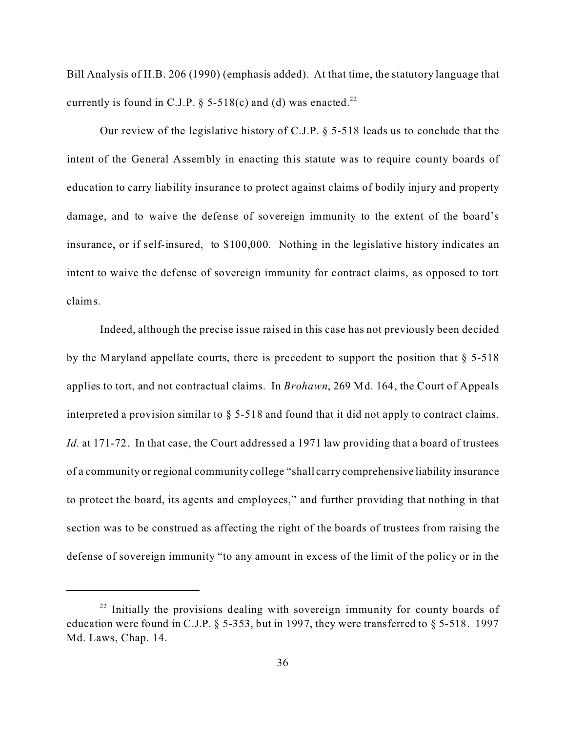Bill Analysis of H.B. 206 (1990) (emphasis added). At that time, the statutory language that currently is found in C.J.P. § 5-518(c) and (d) was enacted.[22]

Our review of the legislative history of C.J.P. § 5-518 leads us to conclude that the intent of the General Assembly in enacting this statute was to require county boards of education to carry liability insurance to protect against claims of bodily injury and property damage, and to waive the defense of sovereign immunity to the extent of the board's insurance, or if self-insured, to $100,000. Nothing in the legislative history indicates an intent to waive the defense of sovereign immunity for contract claims, as opposed to tort claims.

Indeed, although the precise issue raised in this case has not previously been decided by the Maryland appellate courts, there is precedent to support the position that § 5-518 applies to tort, and not contractual claims. In *Brohawn*, 269 Md. 164, the Court of Appeals interpreted a provision similar to § 5-518 and found that it did not apply to contract claims. *Id.* at 171-72. In that case, the Court addressed a 1971 law providing that a board of trustees of a community or regional community college "shall carry comprehensive liability insurance to protect the board, its agents and employees," and further providing that nothing in that section was to be construed as affecting the right of the boards of trustees from raising the defense of sovereign immunity "to any amount in excess of the limit of the policy or in the

---

[22] Initially the provisions dealing with sovereign immunity for county boards of education were found in C.J.P. § 5-353, but in 1997, they were transferred to § 5-518. 1997 Md. Laws, Chap. 14.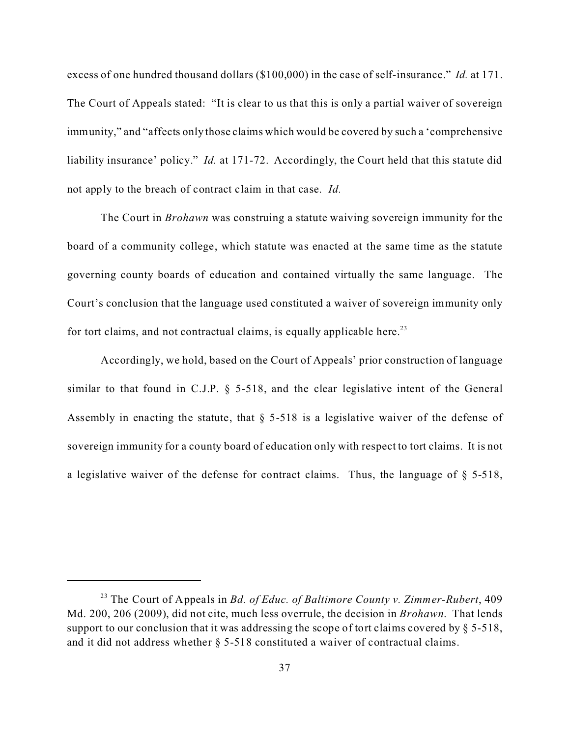excess of one hundred thousand dollars ($100,000) in the case of self-insurance." *Id.* at 171. The Court of Appeals stated: "It is clear to us that this is only a partial waiver of sovereign immunity," and "affects only those claims which would be covered by such a 'comprehensive liability insurance' policy." *Id.* at 171-72. Accordingly, the Court held that this statute did not apply to the breach of contract claim in that case. *Id.*

The Court in *Brohawn* was construing a statute waiving sovereign immunity for the board of a community college, which statute was enacted at the same time as the statute governing county boards of education and contained virtually the same language. The Court's conclusion that the language used constituted a waiver of sovereign immunity only for tort claims, and not contractual claims, is equally applicable here.[23]

Accordingly, we hold, based on the Court of Appeals' prior construction of language similar to that found in C.J.P. § 5-518, and the clear legislative intent of the General Assembly in enacting the statute, that § 5-518 is a legislative waiver of the defense of sovereign immunity for a county board of education only with respect to tort claims. It is not a legislative waiver of the defense for contract claims. Thus, the language of § 5-518,

---

[23] The Court of Appeals in *Bd. of Educ. of Baltimore County v. Zimmer-Rubert*, 409 Md. 200, 206 (2009), did not cite, much less overrule, the decision in *Brohawn*. That lends support to our conclusion that it was addressing the scope of tort claims covered by § 5-518, and it did not address whether § 5-518 constituted a waiver of contractual claims.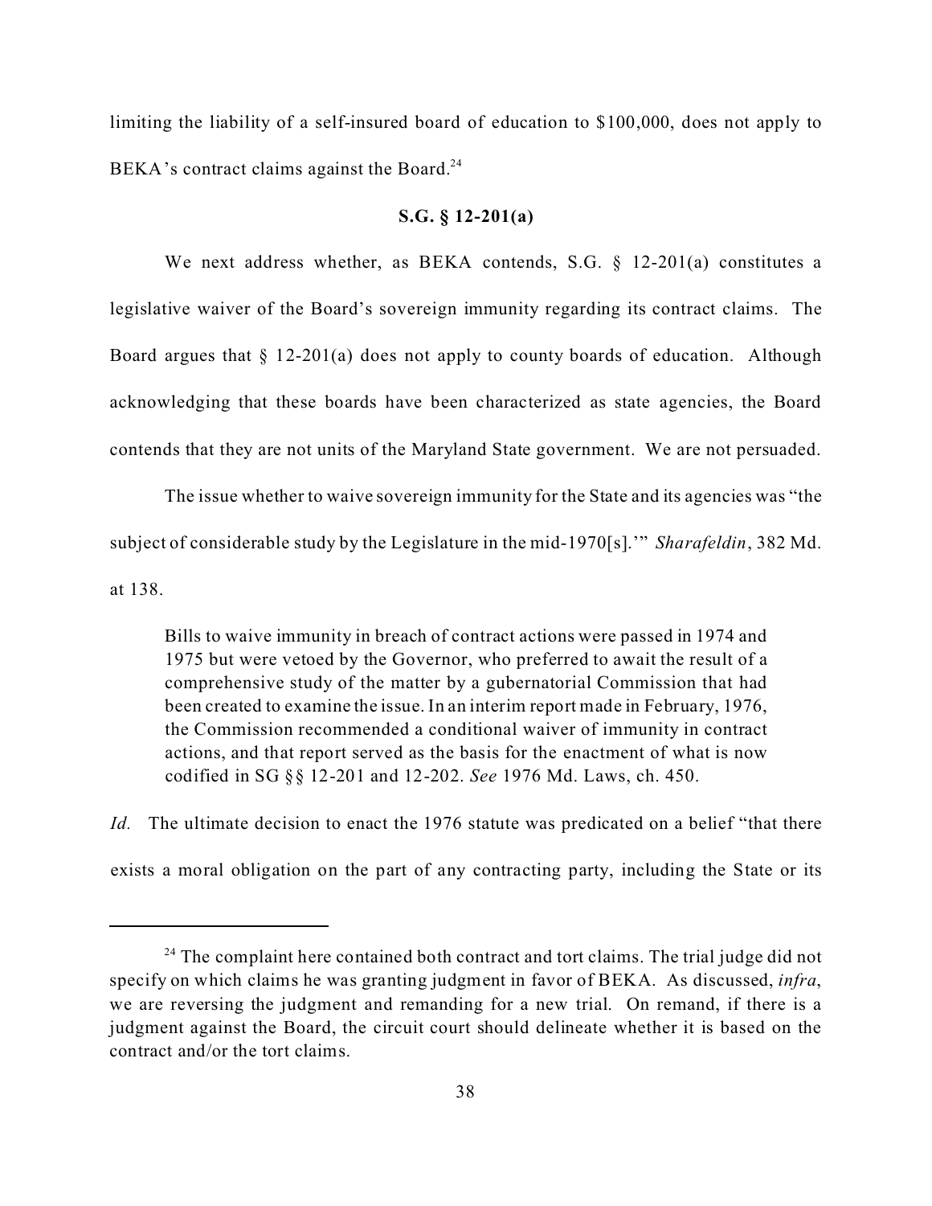limiting the liability of a self-insured board of education to $100,000, does not apply to BEKA's contract claims against the Board.[24]

**S.G. § 12-201(a)**

We next address whether, as BEKA contends, S.G. § 12-201(a) constitutes a legislative waiver of the Board's sovereign immunity regarding its contract claims. The Board argues that § 12-201(a) does not apply to county boards of education. Although acknowledging that these boards have been characterized as state agencies, the Board contends that they are not units of the Maryland State government. We are not persuaded.

The issue whether to waive sovereign immunity for the State and its agencies was "the subject of considerable study by the Legislature in the mid-1970[s].'" *Sharafeldin*, 382 Md. at 138.

> Bills to waive immunity in breach of contract actions were passed in 1974 and 1975 but were vetoed by the Governor, who preferred to await the result of a comprehensive study of the matter by a gubernatorial Commission that had been created to examine the issue. In an interim report made in February, 1976, the Commission recommended a conditional waiver of immunity in contract actions, and that report served as the basis for the enactment of what is now codified in SG §§ 12-201 and 12-202. *See* 1976 Md. Laws, ch. 450.

*Id.* The ultimate decision to enact the 1976 statute was predicated on a belief "that there exists a moral obligation on the part of any contracting party, including the State or its

---

[24] The complaint here contained both contract and tort claims. The trial judge did not specify on which claims he was granting judgment in favor of BEKA. As discussed, *infra*, we are reversing the judgment and remanding for a new trial. On remand, if there is a judgment against the Board, the circuit court should delineate whether it is based on the contract and/or the tort claims.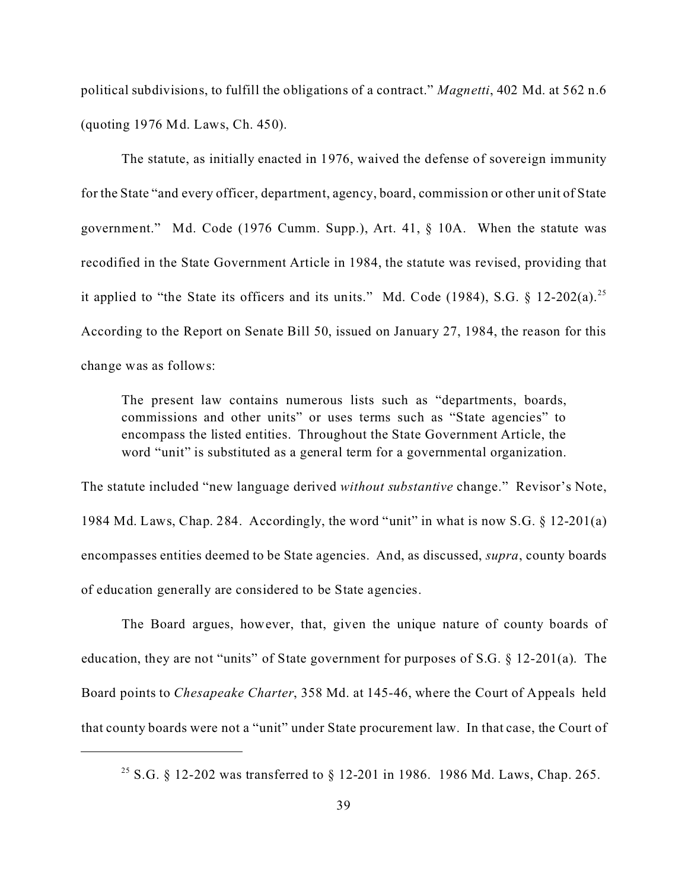political subdivisions, to fulfill the obligations of a contract." *Magnetti*, 402 Md. at 562 n.6 (quoting 1976 Md. Laws, Ch. 450).

The statute, as initially enacted in 1976, waived the defense of sovereign immunity for the State "and every officer, department, agency, board, commission or other unit of State government." Md. Code (1976 Cumm. Supp.), Art. 41, § 10A. When the statute was recodified in the State Government Article in 1984, the statute was revised, providing that it applied to "the State its officers and its units." Md. Code (1984), S.G. § 12-202(a).[25] According to the Report on Senate Bill 50, issued on January 27, 1984, the reason for this change was as follows:

> The present law contains numerous lists such as "departments, boards, commissions and other units" or uses terms such as "State agencies" to encompass the listed entities. Throughout the State Government Article, the word "unit" is substituted as a general term for a governmental organization.

The statute included "new language derived *without substantive* change." Revisor's Note, 1984 Md. Laws, Chap. 284. Accordingly, the word "unit" in what is now S.G. § 12-201(a) encompasses entities deemed to be State agencies. And, as discussed, *supra*, county boards of education generally are considered to be State agencies.

The Board argues, however, that, given the unique nature of county boards of education, they are not "units" of State government for purposes of S.G. § 12-201(a). The Board points to *Chesapeake Charter*, 358 Md. at 145-46, where the Court of Appeals held that county boards were not a "unit" under State procurement law. In that case, the Court of

---

[25] S.G. § 12-202 was transferred to § 12-201 in 1986. 1986 Md. Laws, Chap. 265.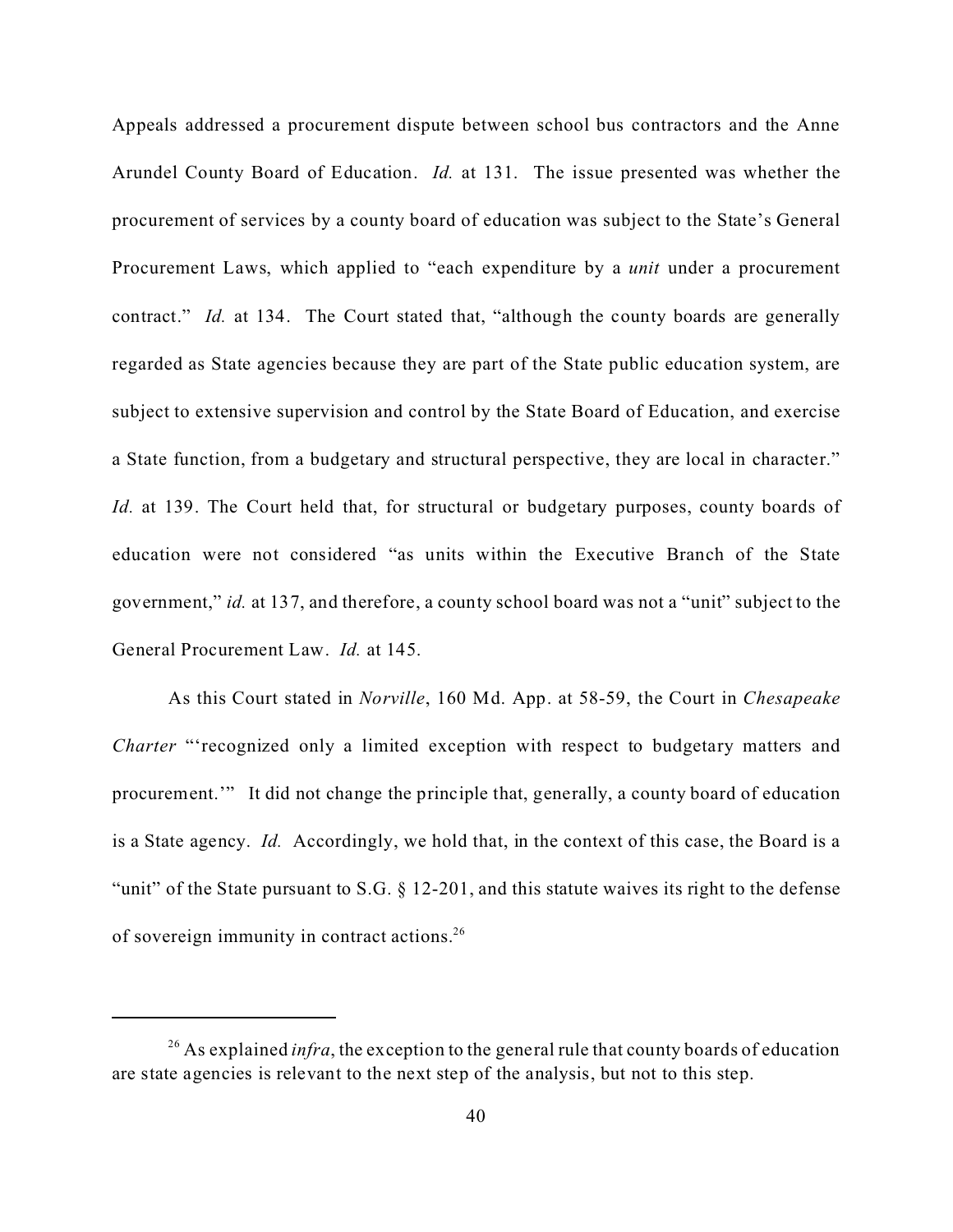Appeals addressed a procurement dispute between school bus contractors and the Anne Arundel County Board of Education. *Id.* at 131. The issue presented was whether the procurement of services by a county board of education was subject to the State's General Procurement Laws, which applied to "each expenditure by a *unit* under a procurement contract." *Id.* at 134. The Court stated that, "although the county boards are generally regarded as State agencies because they are part of the State public education system, are subject to extensive supervision and control by the State Board of Education, and exercise a State function, from a budgetary and structural perspective, they are local in character." *Id.* at 139. The Court held that, for structural or budgetary purposes, county boards of education were not considered "as units within the Executive Branch of the State government," *id.* at 137, and therefore, a county school board was not a "unit" subject to the General Procurement Law. *Id.* at 145.

As this Court stated in *Norville*, 160 Md. App. at 58-59, the Court in *Chesapeake Charter* "'recognized only a limited exception with respect to budgetary matters and procurement.'" It did not change the principle that, generally, a county board of education is a State agency. *Id.* Accordingly, we hold that, in the context of this case, the Board is a "unit" of the State pursuant to S.G. § 12-201, and this statute waives its right to the defense of sovereign immunity in contract actions.[26]

---

[26] As explained *infra*, the exception to the general rule that county boards of education are state agencies is relevant to the next step of the analysis, but not to this step.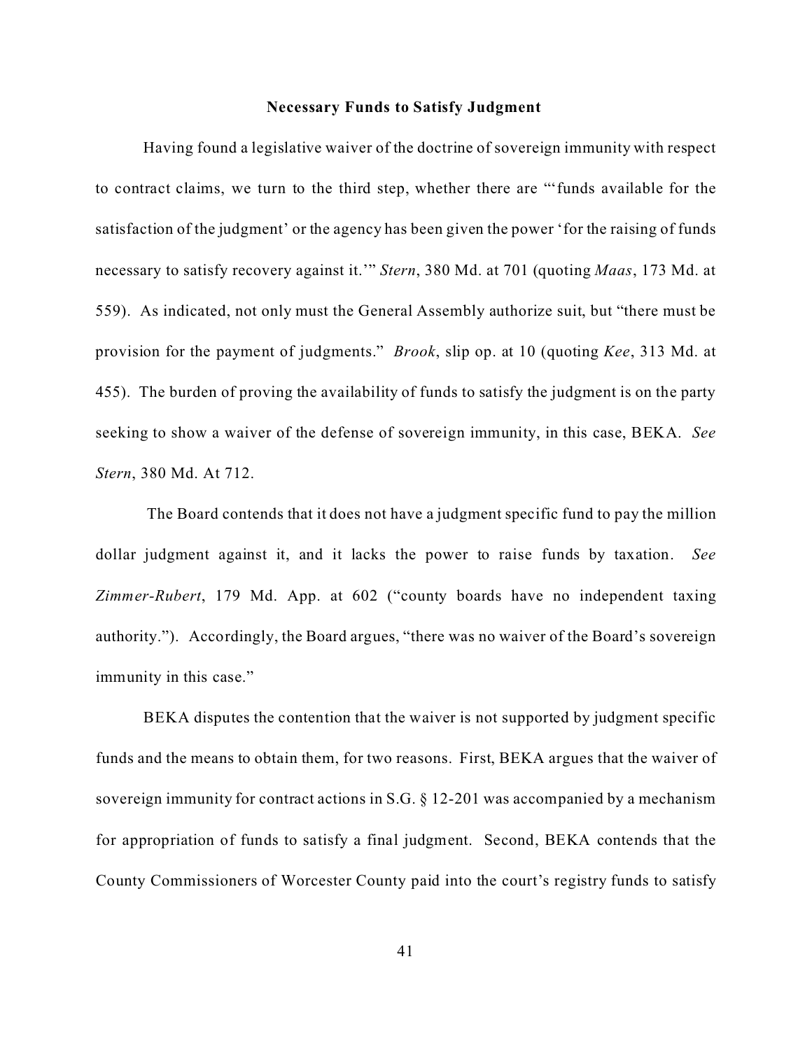**Necessary Funds to Satisfy Judgment**

Having found a legislative waiver of the doctrine of sovereign immunity with respect to contract claims, we turn to the third step, whether there are "'funds available for the satisfaction of the judgment' or the agency has been given the power 'for the raising of funds necessary to satisfy recovery against it.'" *Stern*, 380 Md. at 701 (quoting *Maas*, 173 Md. at 559). As indicated, not only must the General Assembly authorize suit, but "there must be provision for the payment of judgments." *Brook*, slip op. at 10 (quoting *Kee*, 313 Md. at 455). The burden of proving the availability of funds to satisfy the judgment is on the party seeking to show a waiver of the defense of sovereign immunity, in this case, BEKA. *See Stern*, 380 Md. At 712.

The Board contends that it does not have a judgment specific fund to pay the million dollar judgment against it, and it lacks the power to raise funds by taxation. *See Zimmer-Rubert*, 179 Md. App. at 602 ("county boards have no independent taxing authority."). Accordingly, the Board argues, "there was no waiver of the Board's sovereign immunity in this case."

BEKA disputes the contention that the waiver is not supported by judgment specific funds and the means to obtain them, for two reasons. First, BEKA argues that the waiver of sovereign immunity for contract actions in S.G. § 12-201 was accompanied by a mechanism for appropriation of funds to satisfy a final judgment. Second, BEKA contends that the County Commissioners of Worcester County paid into the court's registry funds to satisfy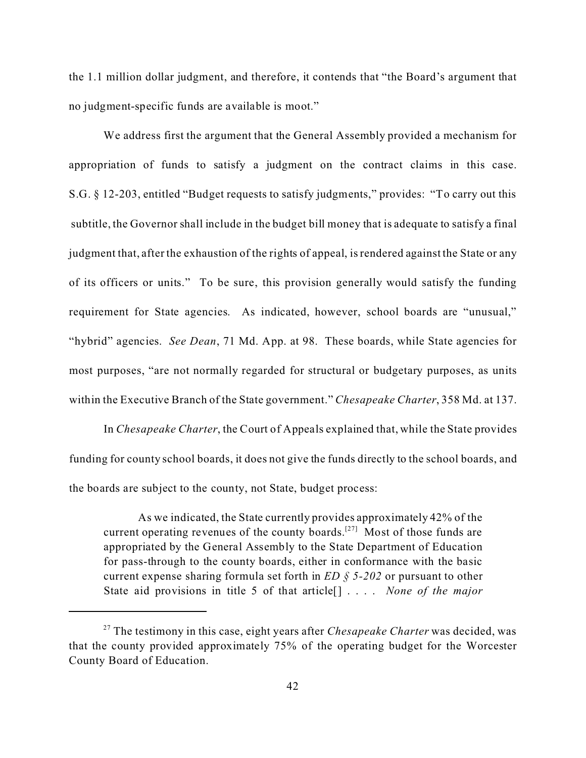the 1.1 million dollar judgment, and therefore, it contends that "the Board's argument that no judgment-specific funds are available is moot."

We address first the argument that the General Assembly provided a mechanism for appropriation of funds to satisfy a judgment on the contract claims in this case. S.G. § 12-203, entitled "Budget requests to satisfy judgments," provides: "To carry out this subtitle, the Governor shall include in the budget bill money that is adequate to satisfy a final judgment that, after the exhaustion of the rights of appeal, is rendered against the State or any of its officers or units." To be sure, this provision generally would satisfy the funding requirement for State agencies. As indicated, however, school boards are "unusual," "hybrid" agencies. *See Dean*, 71 Md. App. at 98. These boards, while State agencies for most purposes, "are not normally regarded for structural or budgetary purposes, as units within the Executive Branch of the State government." *Chesapeake Charter*, 358 Md. at 137.

In *Chesapeake Charter*, the Court of Appeals explained that, while the State provides funding for county school boards, it does not give the funds directly to the school boards, and the boards are subject to the county, not State, budget process:

> As we indicated, the State currently provides approximately 42% of the current operating revenues of the county boards.[27] Most of those funds are appropriated by the General Assembly to the State Department of Education for pass-through to the county boards, either in conformance with the basic current expense sharing formula set forth in *ED § 5-202* or pursuant to other State aid provisions in title 5 of that article[] . . . . *None of the major*

[27] The testimony in this case, eight years after *Chesapeake Charter* was decided, was that the county provided approximately 75% of the operating budget for the Worcester County Board of Education.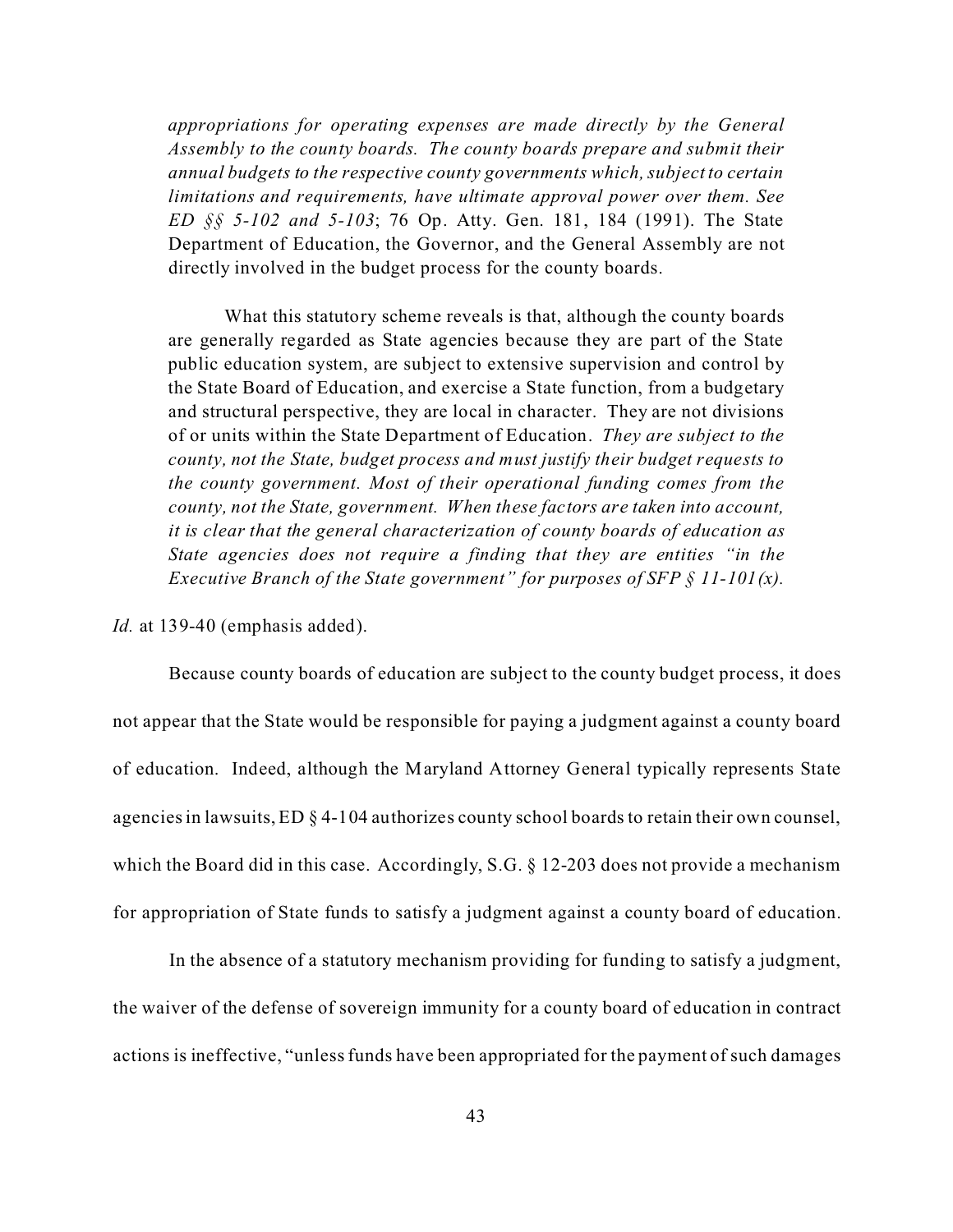> *appropriations for operating expenses are made directly by the General Assembly to the county boards. The county boards prepare and submit their annual budgets to the respective county governments which, subject to certain limitations and requirements, have ultimate approval power over them. See ED §§ 5-102 and 5-103*; 76 Op. Atty. Gen. 181, 184 (1991). The State Department of Education, the Governor, and the General Assembly are not directly involved in the budget process for the county boards.
>
> What this statutory scheme reveals is that, although the county boards are generally regarded as State agencies because they are part of the State public education system, are subject to extensive supervision and control by the State Board of Education, and exercise a State function, from a budgetary and structural perspective, they are local in character. They are not divisions of or units within the State Department of Education. *They are subject to the county, not the State, budget process and must justify their budget requests to the county government. Most of their operational funding comes from the county, not the State, government. When these factors are taken into account, it is clear that the general characterization of county boards of education as State agencies does not require a finding that they are entities "in the Executive Branch of the State government" for purposes of SFP § 11-101(x).*

*Id.* at 139-40 (emphasis added).

Because county boards of education are subject to the county budget process, it does not appear that the State would be responsible for paying a judgment against a county board of education. Indeed, although the Maryland Attorney General typically represents State agencies in lawsuits, ED § 4-104 authorizes county school boards to retain their own counsel, which the Board did in this case. Accordingly, S.G. § 12-203 does not provide a mechanism for appropriation of State funds to satisfy a judgment against a county board of education.

In the absence of a statutory mechanism providing for funding to satisfy a judgment, the waiver of the defense of sovereign immunity for a county board of education in contract actions is ineffective, "unless funds have been appropriated for the payment of such damages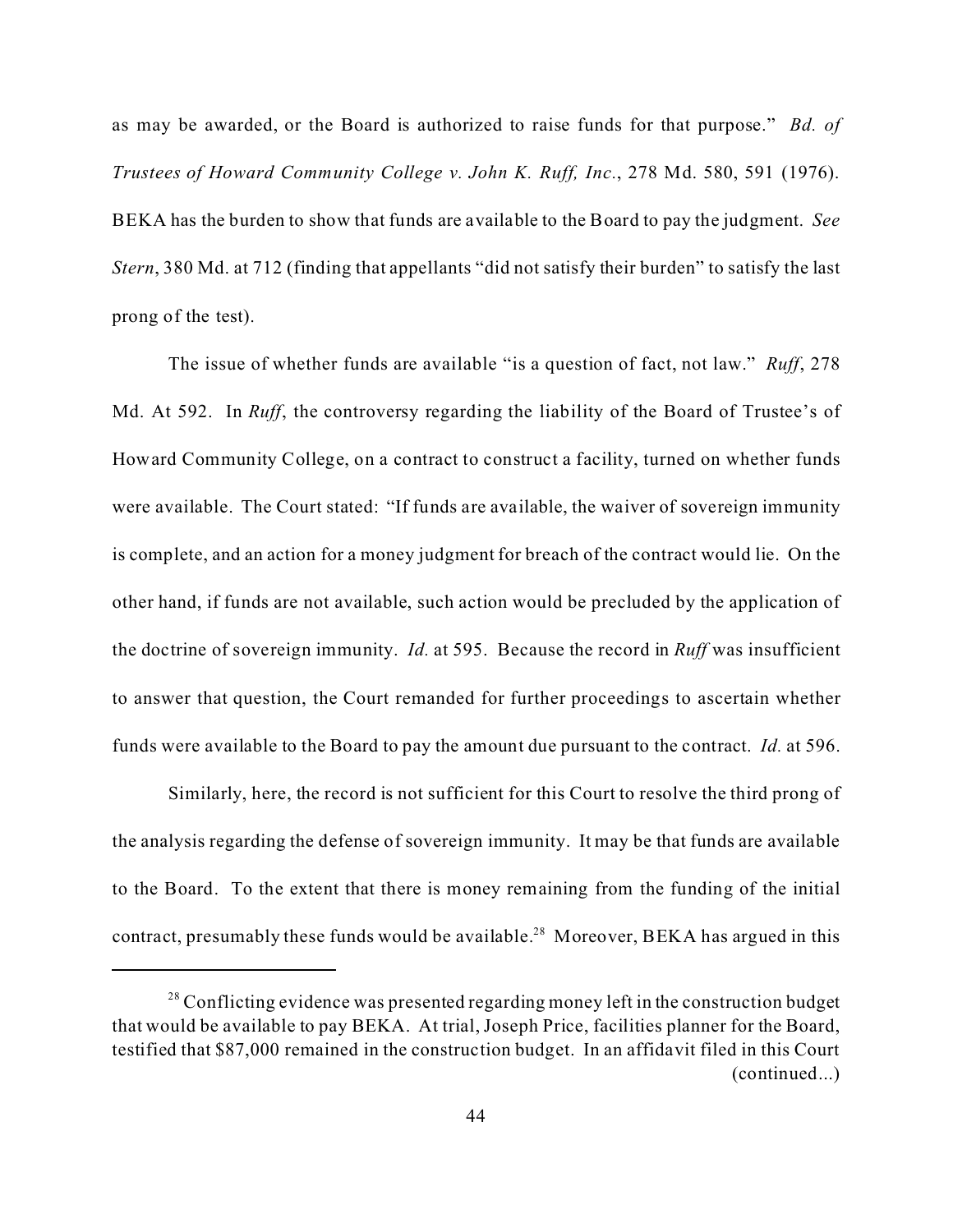as may be awarded, or the Board is authorized to raise funds for that purpose." *Bd. of Trustees of Howard Community College v. John K. Ruff, Inc.*, 278 Md. 580, 591 (1976). BEKA has the burden to show that funds are available to the Board to pay the judgment. *See Stern*, 380 Md. at 712 (finding that appellants "did not satisfy their burden" to satisfy the last prong of the test).

The issue of whether funds are available "is a question of fact, not law." *Ruff*, 278 Md. At 592. In *Ruff*, the controversy regarding the liability of the Board of Trustee's of Howard Community College, on a contract to construct a facility, turned on whether funds were available. The Court stated: "If funds are available, the waiver of sovereign immunity is complete, and an action for a money judgment for breach of the contract would lie. On the other hand, if funds are not available, such action would be precluded by the application of the doctrine of sovereign immunity. *Id.* at 595. Because the record in *Ruff* was insufficient to answer that question, the Court remanded for further proceedings to ascertain whether funds were available to the Board to pay the amount due pursuant to the contract. *Id.* at 596.

Similarly, here, the record is not sufficient for this Court to resolve the third prong of the analysis regarding the defense of sovereign immunity. It may be that funds are available to the Board. To the extent that there is money remaining from the funding of the initial contract, presumably these funds would be available.[28] Moreover, BEKA has argued in this

---

[28] Conflicting evidence was presented regarding money left in the construction budget that would be available to pay BEKA. At trial, Joseph Price, facilities planner for the Board, testified that $87,000 remained in the construction budget. In an affidavit filed in this Court (continued...)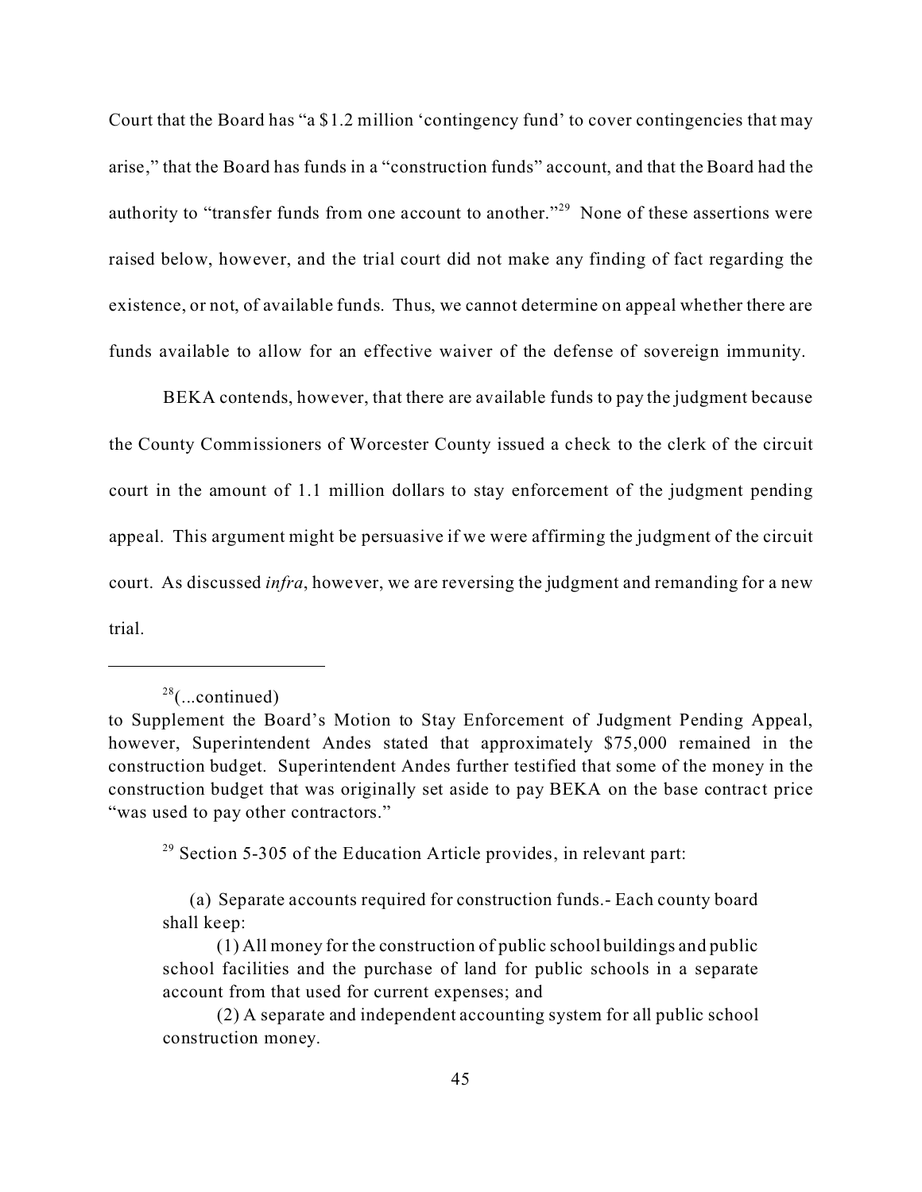Court that the Board has "a $1.2 million 'contingency fund' to cover contingencies that may arise," that the Board has funds in a "construction funds" account, and that the Board had the authority to "transfer funds from one account to another."[29] None of these assertions were raised below, however, and the trial court did not make any finding of fact regarding the existence, or not, of available funds. Thus, we cannot determine on appeal whether there are funds available to allow for an effective waiver of the defense of sovereign immunity.

BEKA contends, however, that there are available funds to pay the judgment because the County Commissioners of Worcester County issued a check to the clerk of the circuit court in the amount of 1.1 million dollars to stay enforcement of the judgment pending appeal. This argument might be persuasive if we were affirming the judgment of the circuit court. As discussed *infra*, however, we are reversing the judgment and remanding for a new trial.

---

[28](...continued)
to Supplement the Board's Motion to Stay Enforcement of Judgment Pending Appeal, however, Superintendent Andes stated that approximately $75,000 remained in the construction budget. Superintendent Andes further testified that some of the money in the construction budget that was originally set aside to pay BEKA on the base contract price "was used to pay other contractors."

[29] Section 5-305 of the Education Article provides, in relevant part:

> (a) Separate accounts required for construction funds.- Each county board shall keep:
>
> (1) All money for the construction of public school buildings and public school facilities and the purchase of land for public schools in a separate account from that used for current expenses; and
>
> (2) A separate and independent accounting system for all public school construction money.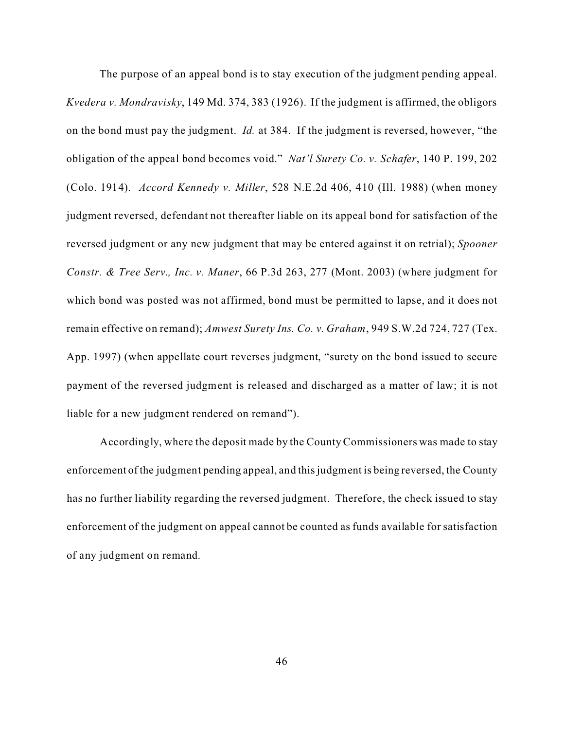The purpose of an appeal bond is to stay execution of the judgment pending appeal. *Kvedera v. Mondravisky*, 149 Md. 374, 383 (1926). If the judgment is affirmed, the obligors on the bond must pay the judgment. *Id.* at 384. If the judgment is reversed, however, "the obligation of the appeal bond becomes void." *Nat'l Surety Co. v. Schafer*, 140 P. 199, 202 (Colo. 1914). *Accord Kennedy v. Miller*, 528 N.E.2d 406, 410 (Ill. 1988) (when money judgment reversed, defendant not thereafter liable on its appeal bond for satisfaction of the reversed judgment or any new judgment that may be entered against it on retrial); *Spooner Constr. & Tree Serv., Inc. v. Maner*, 66 P.3d 263, 277 (Mont. 2003) (where judgment for which bond was posted was not affirmed, bond must be permitted to lapse, and it does not remain effective on remand); *Amwest Surety Ins. Co. v. Graham*, 949 S.W.2d 724, 727 (Tex. App. 1997) (when appellate court reverses judgment, "surety on the bond issued to secure payment of the reversed judgment is released and discharged as a matter of law; it is not liable for a new judgment rendered on remand").

Accordingly, where the deposit made by the County Commissioners was made to stay enforcement of the judgment pending appeal, and this judgment is being reversed, the County has no further liability regarding the reversed judgment. Therefore, the check issued to stay enforcement of the judgment on appeal cannot be counted as funds available for satisfaction of any judgment on remand.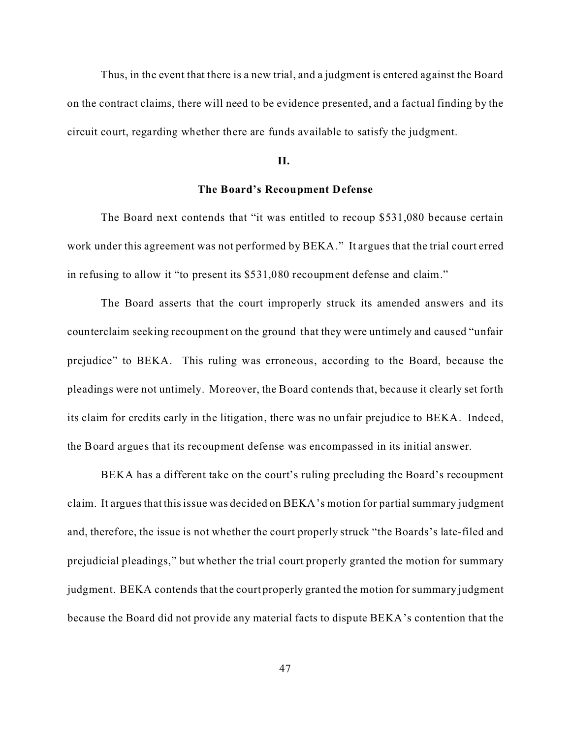Thus, in the event that there is a new trial, and a judgment is entered against the Board on the contract claims, there will need to be evidence presented, and a factual finding by the circuit court, regarding whether there are funds available to satisfy the judgment.

## II.

## The Board's Recoupment Defense

The Board next contends that "it was entitled to recoup $531,080 because certain work under this agreement was not performed by BEKA." It argues that the trial court erred in refusing to allow it "to present its $531,080 recoupment defense and claim."

The Board asserts that the court improperly struck its amended answers and its counterclaim seeking recoupment on the ground that they were untimely and caused "unfair prejudice" to BEKA. This ruling was erroneous, according to the Board, because the pleadings were not untimely. Moreover, the Board contends that, because it clearly set forth its claim for credits early in the litigation, there was no unfair prejudice to BEKA. Indeed, the Board argues that its recoupment defense was encompassed in its initial answer.

BEKA has a different take on the court's ruling precluding the Board's recoupment claim. It argues that this issue was decided on BEKA's motion for partial summary judgment and, therefore, the issue is not whether the court properly struck "the Boards's late-filed and prejudicial pleadings," but whether the trial court properly granted the motion for summary judgment. BEKA contends that the court properly granted the motion for summary judgment because the Board did not provide any material facts to dispute BEKA's contention that the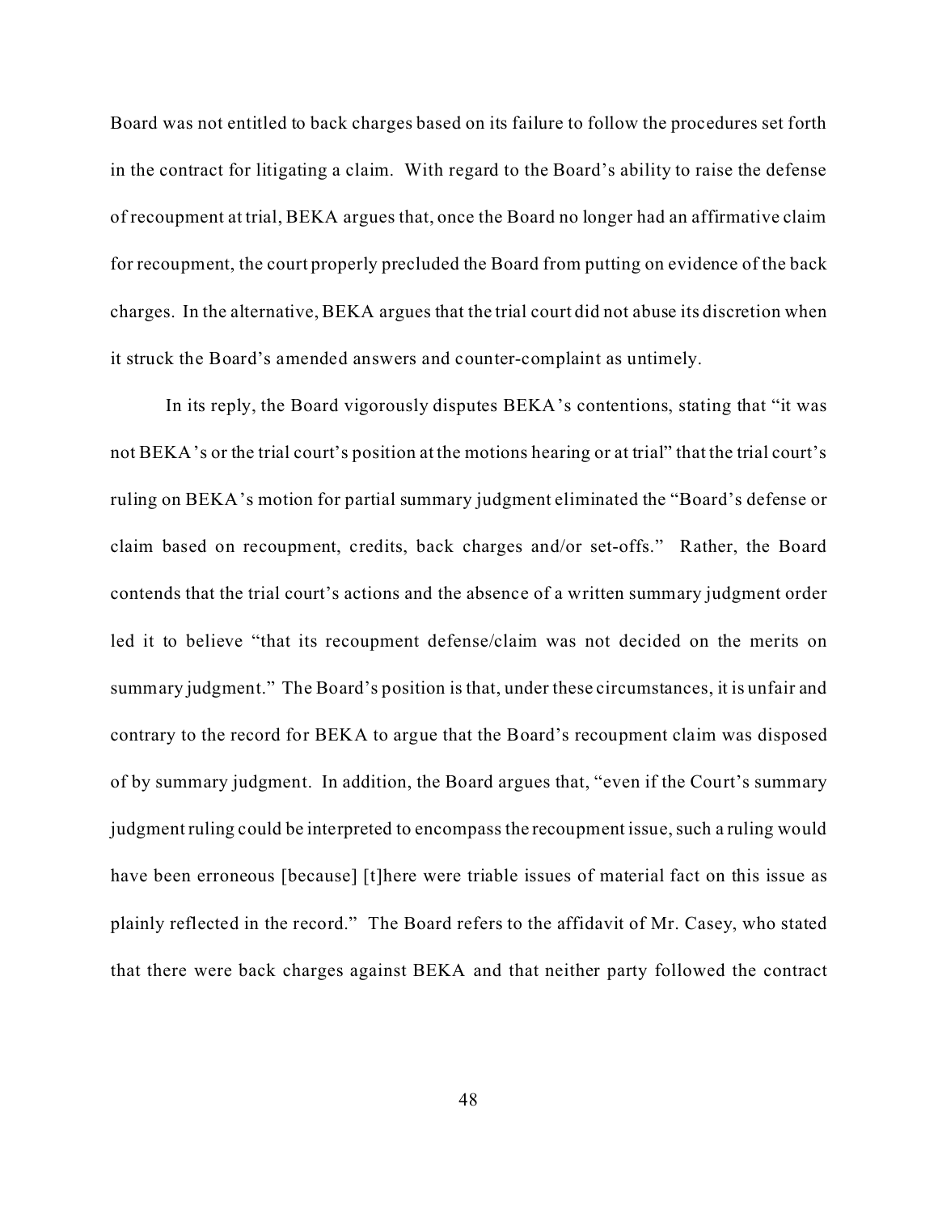Board was not entitled to back charges based on its failure to follow the procedures set forth in the contract for litigating a claim. With regard to the Board's ability to raise the defense of recoupment at trial, BEKA argues that, once the Board no longer had an affirmative claim for recoupment, the court properly precluded the Board from putting on evidence of the back charges. In the alternative, BEKA argues that the trial court did not abuse its discretion when it struck the Board's amended answers and counter-complaint as untimely.

In its reply, the Board vigorously disputes BEKA's contentions, stating that "it was not BEKA's or the trial court's position at the motions hearing or at trial" that the trial court's ruling on BEKA's motion for partial summary judgment eliminated the "Board's defense or claim based on recoupment, credits, back charges and/or set-offs." Rather, the Board contends that the trial court's actions and the absence of a written summary judgment order led it to believe "that its recoupment defense/claim was not decided on the merits on summary judgment." The Board's position is that, under these circumstances, it is unfair and contrary to the record for BEKA to argue that the Board's recoupment claim was disposed of by summary judgment. In addition, the Board argues that, "even if the Court's summary judgment ruling could be interpreted to encompass the recoupment issue, such a ruling would have been erroneous [because] [t]here were triable issues of material fact on this issue as plainly reflected in the record." The Board refers to the affidavit of Mr. Casey, who stated that there were back charges against BEKA and that neither party followed the contract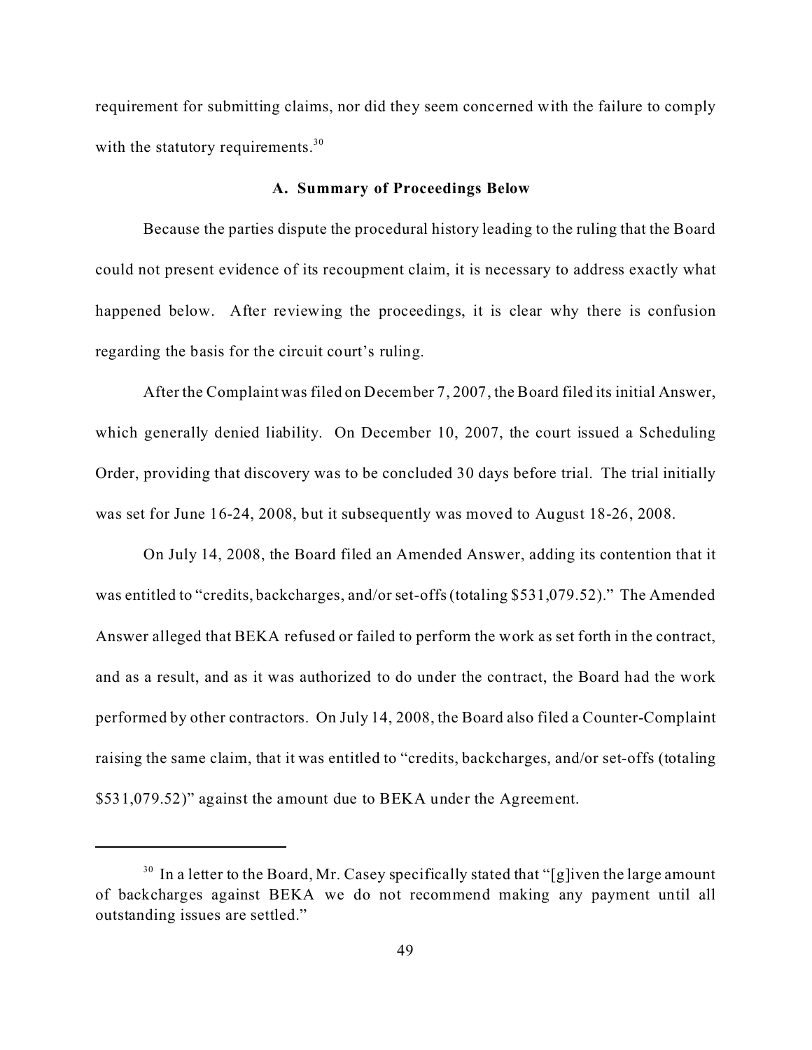requirement for submitting claims, nor did they seem concerned with the failure to comply with the statutory requirements.[30]

### A. Summary of Proceedings Below

Because the parties dispute the procedural history leading to the ruling that the Board could not present evidence of its recoupment claim, it is necessary to address exactly what happened below. After reviewing the proceedings, it is clear why there is confusion regarding the basis for the circuit court's ruling.

After the Complaint was filed on December 7, 2007, the Board filed its initial Answer, which generally denied liability. On December 10, 2007, the court issued a Scheduling Order, providing that discovery was to be concluded 30 days before trial. The trial initially was set for June 16-24, 2008, but it subsequently was moved to August 18-26, 2008.

On July 14, 2008, the Board filed an Amended Answer, adding its contention that it was entitled to "credits, backcharges, and/or set-offs (totaling $531,079.52)." The Amended Answer alleged that BEKA refused or failed to perform the work as set forth in the contract, and as a result, and as it was authorized to do under the contract, the Board had the work performed by other contractors. On July 14, 2008, the Board also filed a Counter-Complaint raising the same claim, that it was entitled to "credits, backcharges, and/or set-offs (totaling $531,079.52)" against the amount due to BEKA under the Agreement.

---

[30] In a letter to the Board, Mr. Casey specifically stated that "[g]iven the large amount of backcharges against BEKA we do not recommend making any payment until all outstanding issues are settled."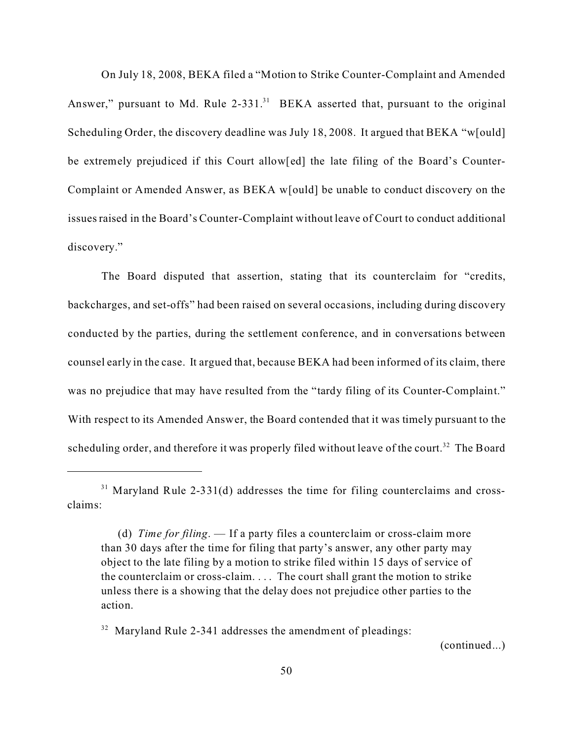On July 18, 2008, BEKA filed a "Motion to Strike Counter-Complaint and Amended Answer," pursuant to Md. Rule 2-331.[31] BEKA asserted that, pursuant to the original Scheduling Order, the discovery deadline was July 18, 2008. It argued that BEKA "w[ould] be extremely prejudiced if this Court allow[ed] the late filing of the Board's Counter-Complaint or Amended Answer, as BEKA w[ould] be unable to conduct discovery on the issues raised in the Board's Counter-Complaint without leave of Court to conduct additional discovery."

The Board disputed that assertion, stating that its counterclaim for "credits, backcharges, and set-offs" had been raised on several occasions, including during discovery conducted by the parties, during the settlement conference, and in conversations between counsel early in the case. It argued that, because BEKA had been informed of its claim, there was no prejudice that may have resulted from the "tardy filing of its Counter-Complaint." With respect to its Amended Answer, the Board contended that it was timely pursuant to the scheduling order, and therefore it was properly filed without leave of the court.[32] The Board

---

[31] Maryland Rule 2-331(d) addresses the time for filing counterclaims and cross-claims:

> (d) *Time for filing*. — If a party files a counterclaim or cross-claim more than 30 days after the time for filing that party's answer, any other party may object to the late filing by a motion to strike filed within 15 days of service of the counterclaim or cross-claim. . . . The court shall grant the motion to strike unless there is a showing that the delay does not prejudice other parties to the action.

[32] Maryland Rule 2-341 addresses the amendment of pleadings:

(continued...)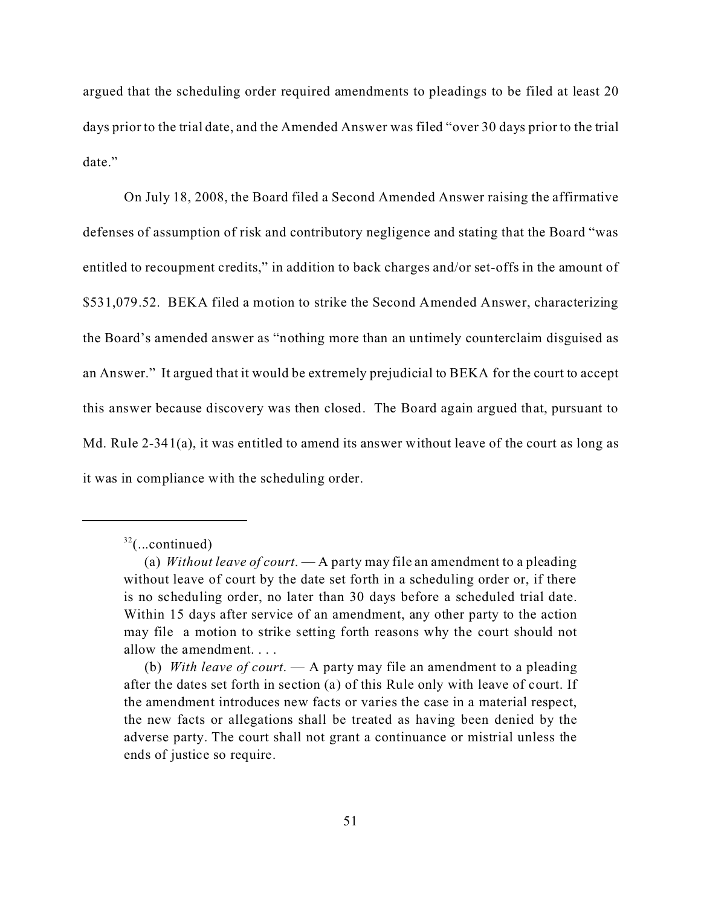argued that the scheduling order required amendments to pleadings to be filed at least 20 days prior to the trial date, and the Amended Answer was filed "over 30 days prior to the trial date."

On July 18, 2008, the Board filed a Second Amended Answer raising the affirmative defenses of assumption of risk and contributory negligence and stating that the Board "was entitled to recoupment credits," in addition to back charges and/or set-offs in the amount of $531,079.52. BEKA filed a motion to strike the Second Amended Answer, characterizing the Board's amended answer as "nothing more than an untimely counterclaim disguised as an Answer." It argued that it would be extremely prejudicial to BEKA for the court to accept this answer because discovery was then closed. The Board again argued that, pursuant to Md. Rule 2-341(a), it was entitled to amend its answer without leave of the court as long as it was in compliance with the scheduling order.

---

[32](...continued)

(a) *Without leave of court*. — A party may file an amendment to a pleading without leave of court by the date set forth in a scheduling order or, if there is no scheduling order, no later than 30 days before a scheduled trial date. Within 15 days after service of an amendment, any other party to the action may file a motion to strike setting forth reasons why the court should not allow the amendment. . . .

(b) *With leave of court*. — A party may file an amendment to a pleading after the dates set forth in section (a) of this Rule only with leave of court. If the amendment introduces new facts or varies the case in a material respect, the new facts or allegations shall be treated as having been denied by the adverse party. The court shall not grant a continuance or mistrial unless the ends of justice so require.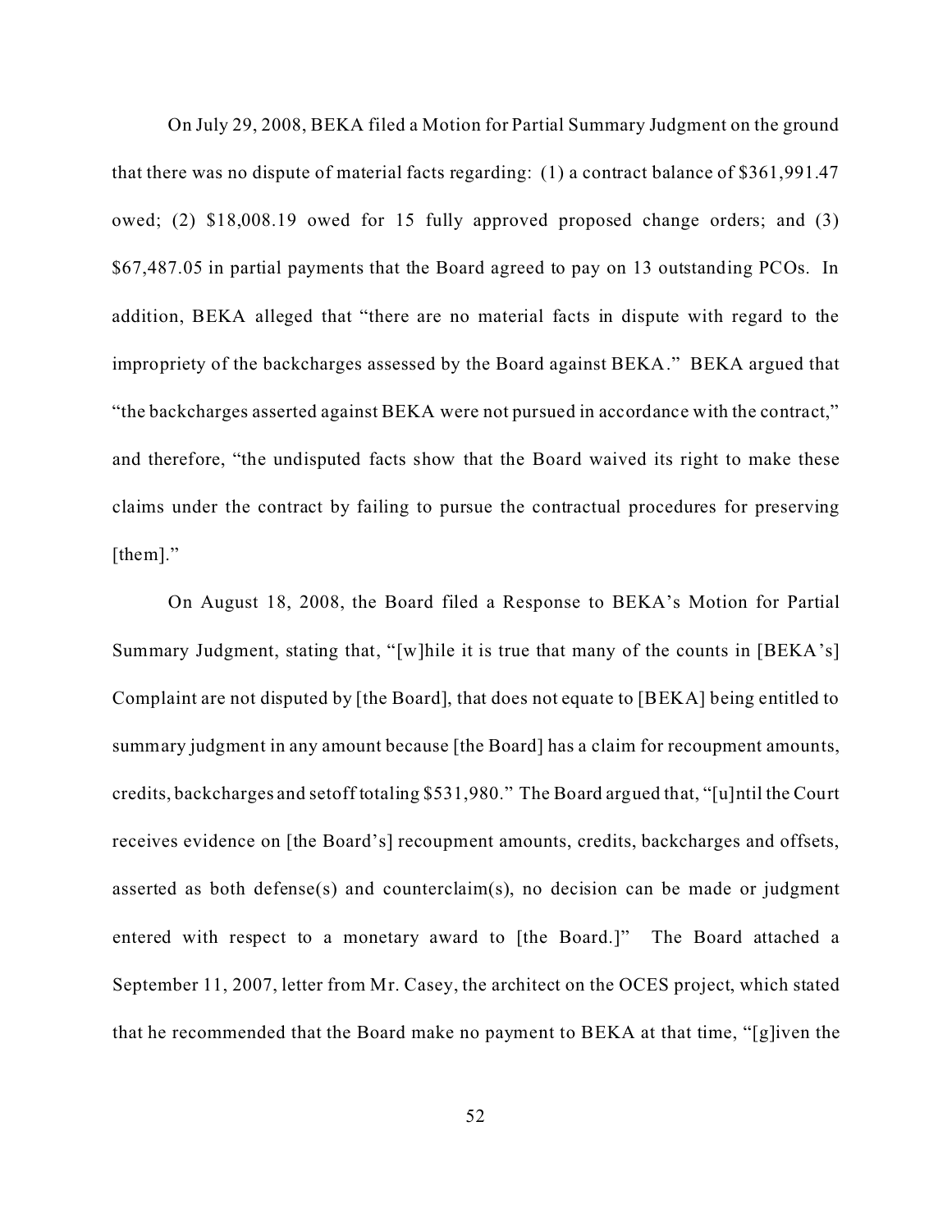On July 29, 2008, BEKA filed a Motion for Partial Summary Judgment on the ground that there was no dispute of material facts regarding: (1) a contract balance of $361,991.47 owed; (2) $18,008.19 owed for 15 fully approved proposed change orders; and (3) $67,487.05 in partial payments that the Board agreed to pay on 13 outstanding PCOs. In addition, BEKA alleged that "there are no material facts in dispute with regard to the impropriety of the backcharges assessed by the Board against BEKA." BEKA argued that "the backcharges asserted against BEKA were not pursued in accordance with the contract," and therefore, "the undisputed facts show that the Board waived its right to make these claims under the contract by failing to pursue the contractual procedures for preserving [them]."

On August 18, 2008, the Board filed a Response to BEKA's Motion for Partial Summary Judgment, stating that, "[w]hile it is true that many of the counts in [BEKA's] Complaint are not disputed by [the Board], that does not equate to [BEKA] being entitled to summary judgment in any amount because [the Board] has a claim for recoupment amounts, credits, backcharges and setoff totaling $531,980." The Board argued that, "[u]ntil the Court receives evidence on [the Board's] recoupment amounts, credits, backcharges and offsets, asserted as both defense(s) and counterclaim(s), no decision can be made or judgment entered with respect to a monetary award to [the Board.]" The Board attached a September 11, 2007, letter from Mr. Casey, the architect on the OCES project, which stated that he recommended that the Board make no payment to BEKA at that time, "[g]iven the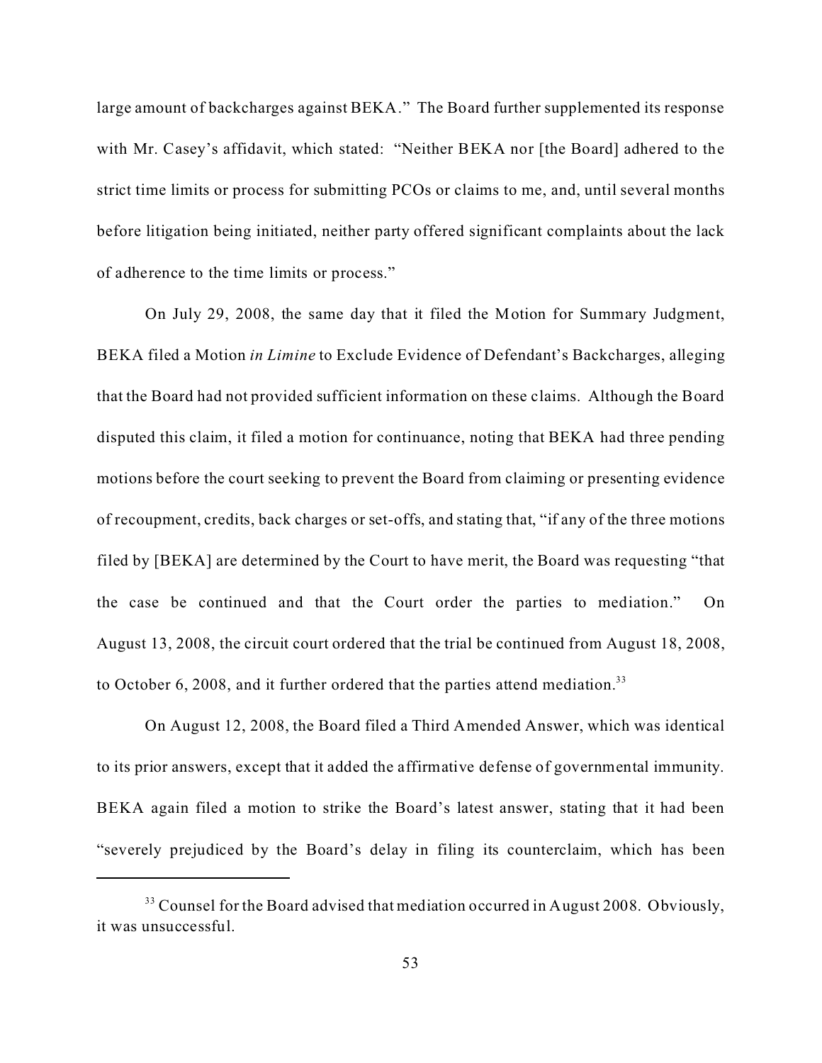large amount of backcharges against BEKA." The Board further supplemented its response with Mr. Casey's affidavit, which stated: "Neither BEKA nor [the Board] adhered to the strict time limits or process for submitting PCOs or claims to me, and, until several months before litigation being initiated, neither party offered significant complaints about the lack of adherence to the time limits or process."

On July 29, 2008, the same day that it filed the Motion for Summary Judgment, BEKA filed a Motion *in Limine* to Exclude Evidence of Defendant's Backcharges, alleging that the Board had not provided sufficient information on these claims. Although the Board disputed this claim, it filed a motion for continuance, noting that BEKA had three pending motions before the court seeking to prevent the Board from claiming or presenting evidence of recoupment, credits, back charges or set-offs, and stating that, "if any of the three motions filed by [BEKA] are determined by the Court to have merit, the Board was requesting "that the case be continued and that the Court order the parties to mediation." On August 13, 2008, the circuit court ordered that the trial be continued from August 18, 2008, to October 6, 2008, and it further ordered that the parties attend mediation.[33]

On August 12, 2008, the Board filed a Third Amended Answer, which was identical to its prior answers, except that it added the affirmative defense of governmental immunity. BEKA again filed a motion to strike the Board's latest answer, stating that it had been "severely prejudiced by the Board's delay in filing its counterclaim, which has been

---

[33] Counsel for the Board advised that mediation occurred in August 2008. Obviously, it was unsuccessful.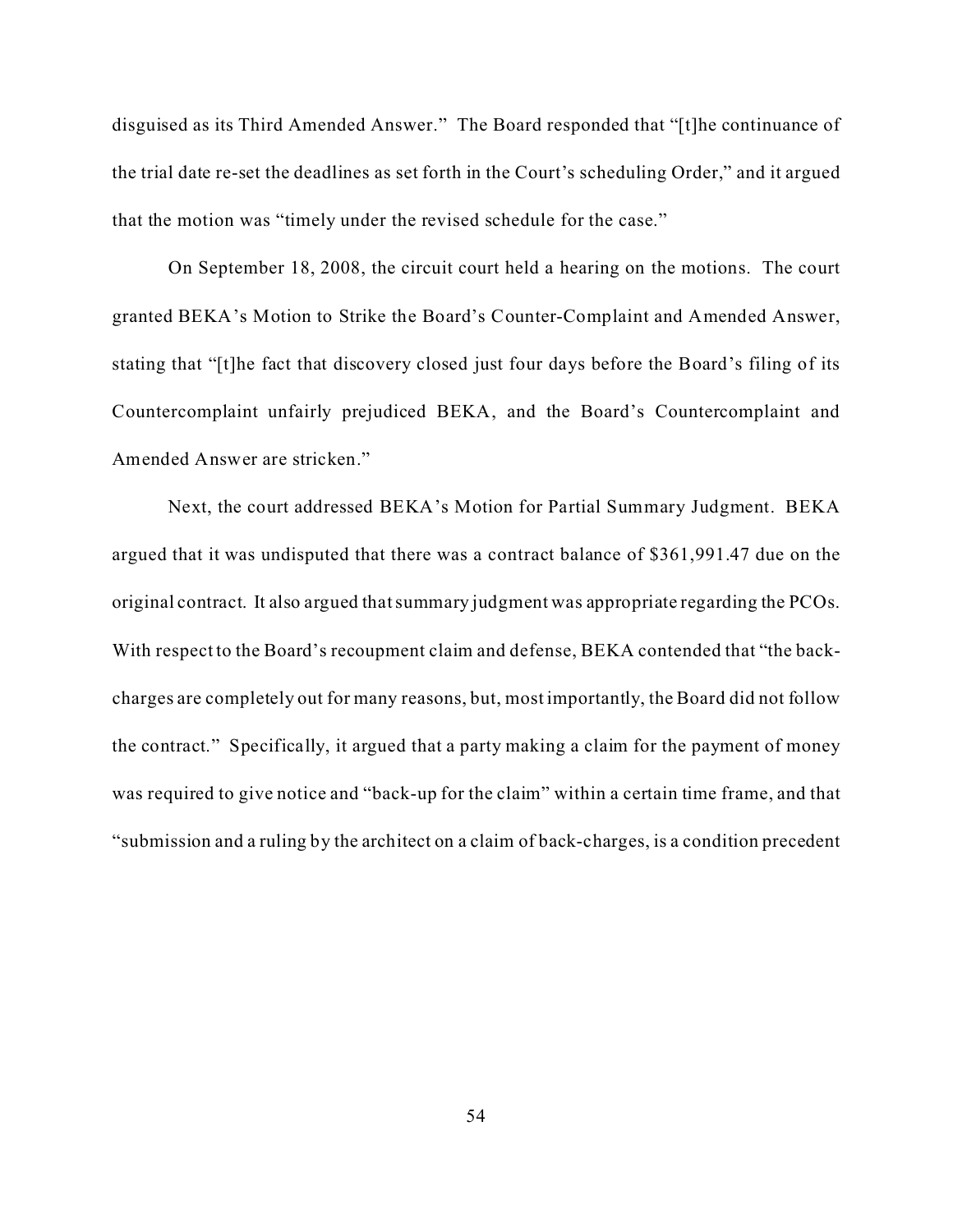disguised as its Third Amended Answer." The Board responded that "[t]he continuance of the trial date re-set the deadlines as set forth in the Court's scheduling Order," and it argued that the motion was "timely under the revised schedule for the case."

On September 18, 2008, the circuit court held a hearing on the motions. The court granted BEKA's Motion to Strike the Board's Counter-Complaint and Amended Answer, stating that "[t]he fact that discovery closed just four days before the Board's filing of its Countercomplaint unfairly prejudiced BEKA, and the Board's Countercomplaint and Amended Answer are stricken."

Next, the court addressed BEKA's Motion for Partial Summary Judgment. BEKA argued that it was undisputed that there was a contract balance of $361,991.47 due on the original contract. It also argued that summary judgment was appropriate regarding the PCOs. With respect to the Board's recoupment claim and defense, BEKA contended that "the back-charges are completely out for many reasons, but, most importantly, the Board did not follow the contract." Specifically, it argued that a party making a claim for the payment of money was required to give notice and "back-up for the claim" within a certain time frame, and that "submission and a ruling by the architect on a claim of back-charges, is a condition precedent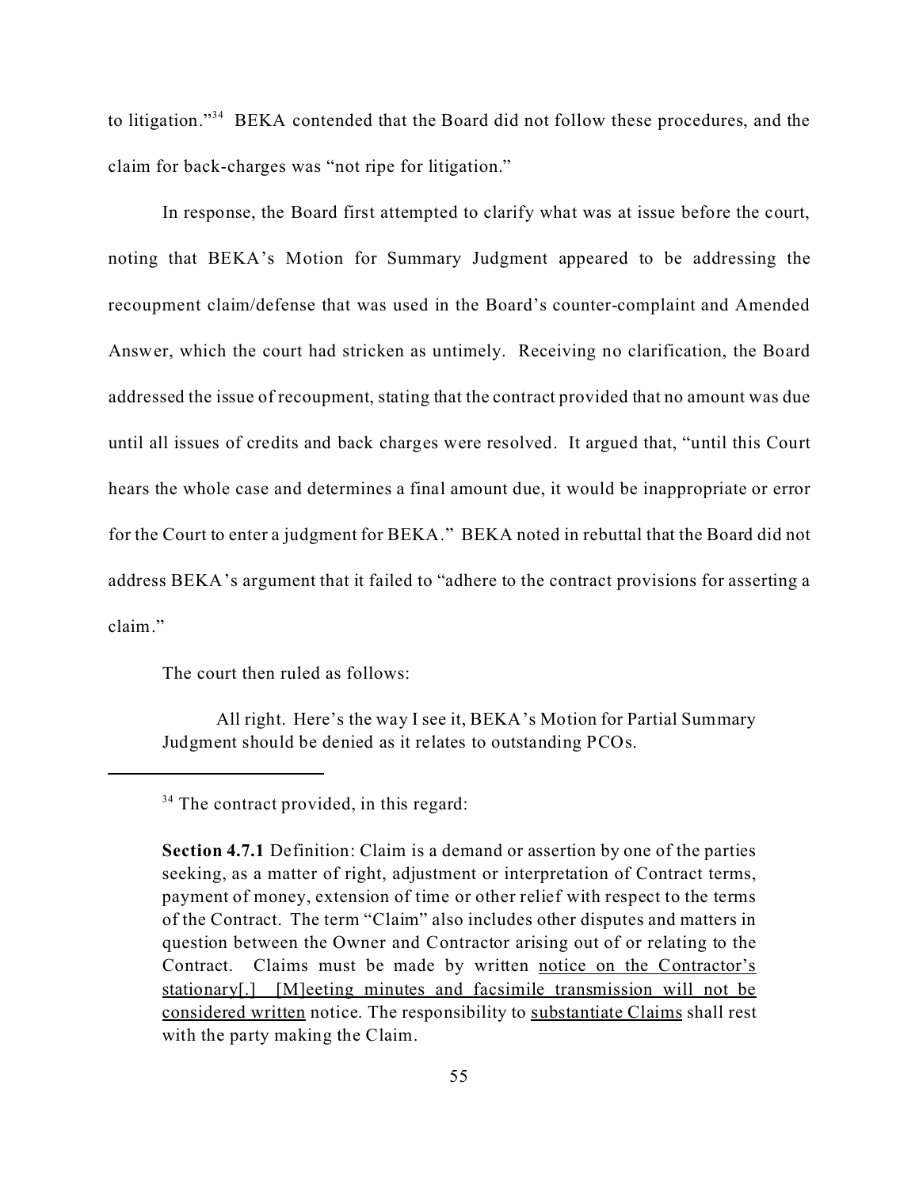to litigation."[34] BEKA contended that the Board did not follow these procedures, and the claim for back-charges was "not ripe for litigation."

In response, the Board first attempted to clarify what was at issue before the court, noting that BEKA's Motion for Summary Judgment appeared to be addressing the recoupment claim/defense that was used in the Board's counter-complaint and Amended Answer, which the court had stricken as untimely. Receiving no clarification, the Board addressed the issue of recoupment, stating that the contract provided that no amount was due until all issues of credits and back charges were resolved. It argued that, "until this Court hears the whole case and determines a final amount due, it would be inappropriate or error for the Court to enter a judgment for BEKA." BEKA noted in rebuttal that the Board did not address BEKA's argument that it failed to "adhere to the contract provisions for asserting a claim."

The court then ruled as follows:

> All right. Here's the way I see it, BEKA's Motion for Partial Summary Judgment should be denied as it relates to outstanding PCOs.

---

[34] The contract provided, in this regard:

> **Section 4.7.1** Definition: Claim is a demand or assertion by one of the parties seeking, as a matter of right, adjustment or interpretation of Contract terms, payment of money, extension of time or other relief with respect to the terms of the Contract. The term "Claim" also includes other disputes and matters in question between the Owner and Contractor arising out of or relating to the Contract. Claims must be made by written <u>notice on the Contractor's stationary[.] [M]eeting minutes and facsimile transmission will not be considered written</u> notice. The responsibility to <u>substantiate Claims</u> shall rest with the party making the Claim.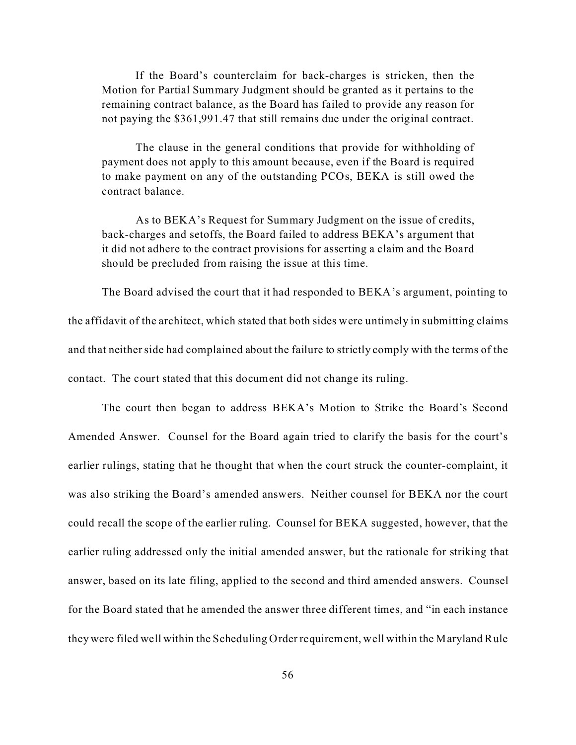> If the Board's counterclaim for back-charges is stricken, then the Motion for Partial Summary Judgment should be granted as it pertains to the remaining contract balance, as the Board has failed to provide any reason for not paying the $361,991.47 that still remains due under the original contract.
>
> The clause in the general conditions that provide for withholding of payment does not apply to this amount because, even if the Board is required to make payment on any of the outstanding PCOs, BEKA is still owed the contract balance.
>
> As to BEKA's Request for Summary Judgment on the issue of credits, back-charges and setoffs, the Board failed to address BEKA's argument that it did not adhere to the contract provisions for asserting a claim and the Board should be precluded from raising the issue at this time.

The Board advised the court that it had responded to BEKA's argument, pointing to the affidavit of the architect, which stated that both sides were untimely in submitting claims and that neither side had complained about the failure to strictly comply with the terms of the contact. The court stated that this document did not change its ruling.

The court then began to address BEKA's Motion to Strike the Board's Second Amended Answer. Counsel for the Board again tried to clarify the basis for the court's earlier rulings, stating that he thought that when the court struck the counter-complaint, it was also striking the Board's amended answers. Neither counsel for BEKA nor the court could recall the scope of the earlier ruling. Counsel for BEKA suggested, however, that the earlier ruling addressed only the initial amended answer, but the rationale for striking that answer, based on its late filing, applied to the second and third amended answers. Counsel for the Board stated that he amended the answer three different times, and "in each instance they were filed well within the Scheduling Order requirement, well within the Maryland Rule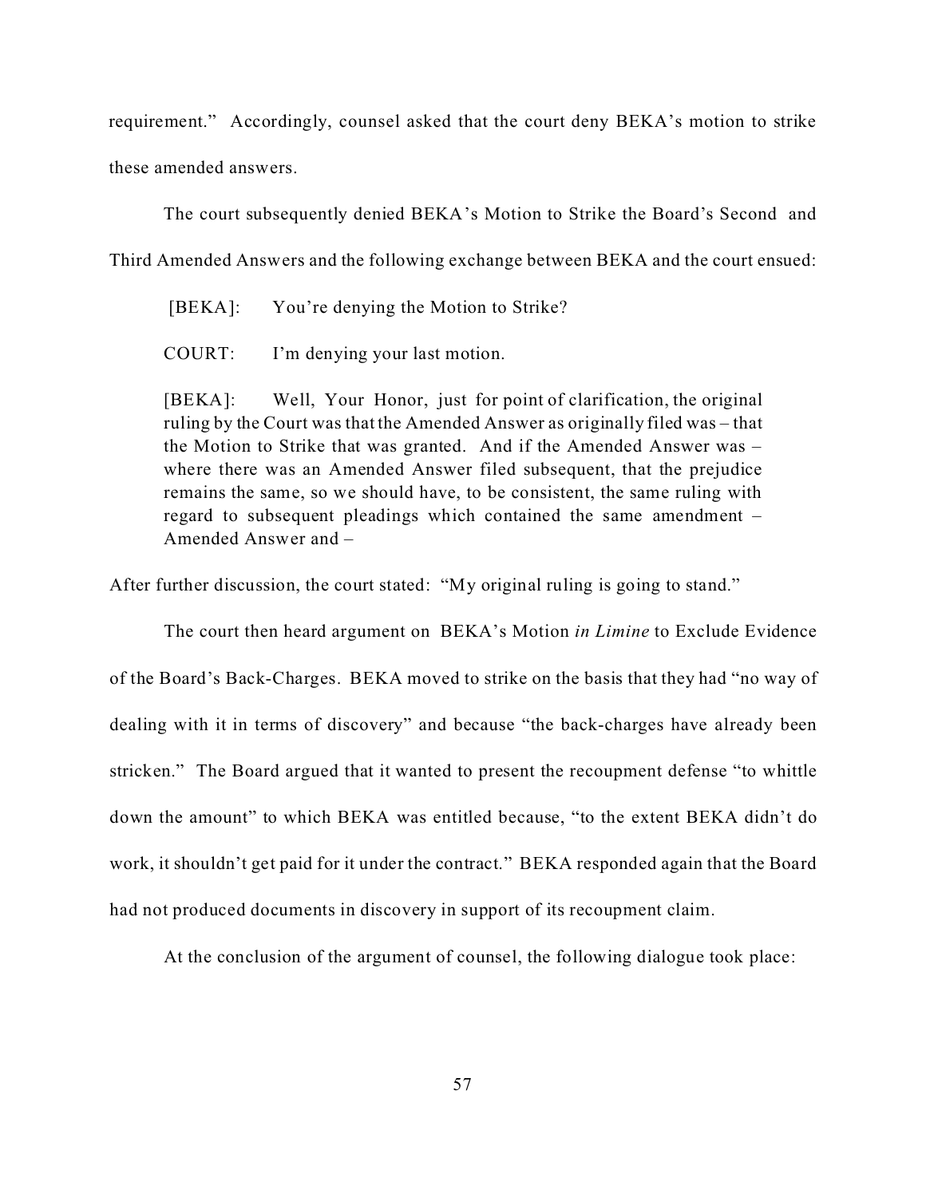requirement." Accordingly, counsel asked that the court deny BEKA's motion to strike these amended answers.

The court subsequently denied BEKA's Motion to Strike the Board's Second and Third Amended Answers and the following exchange between BEKA and the court ensued:

> [BEKA]: You're denying the Motion to Strike?
>
> COURT: I'm denying your last motion.
>
> [BEKA]: Well, Your Honor, just for point of clarification, the original ruling by the Court was that the Amended Answer as originally filed was – that the Motion to Strike that was granted. And if the Amended Answer was – where there was an Amended Answer filed subsequent, that the prejudice remains the same, so we should have, to be consistent, the same ruling with regard to subsequent pleadings which contained the same amendment – Amended Answer and –

After further discussion, the court stated: "My original ruling is going to stand."

The court then heard argument on BEKA's Motion *in Limine* to Exclude Evidence of the Board's Back-Charges. BEKA moved to strike on the basis that they had "no way of dealing with it in terms of discovery" and because "the back-charges have already been stricken." The Board argued that it wanted to present the recoupment defense "to whittle down the amount" to which BEKA was entitled because, "to the extent BEKA didn't do work, it shouldn't get paid for it under the contract." BEKA responded again that the Board had not produced documents in discovery in support of its recoupment claim.

At the conclusion of the argument of counsel, the following dialogue took place: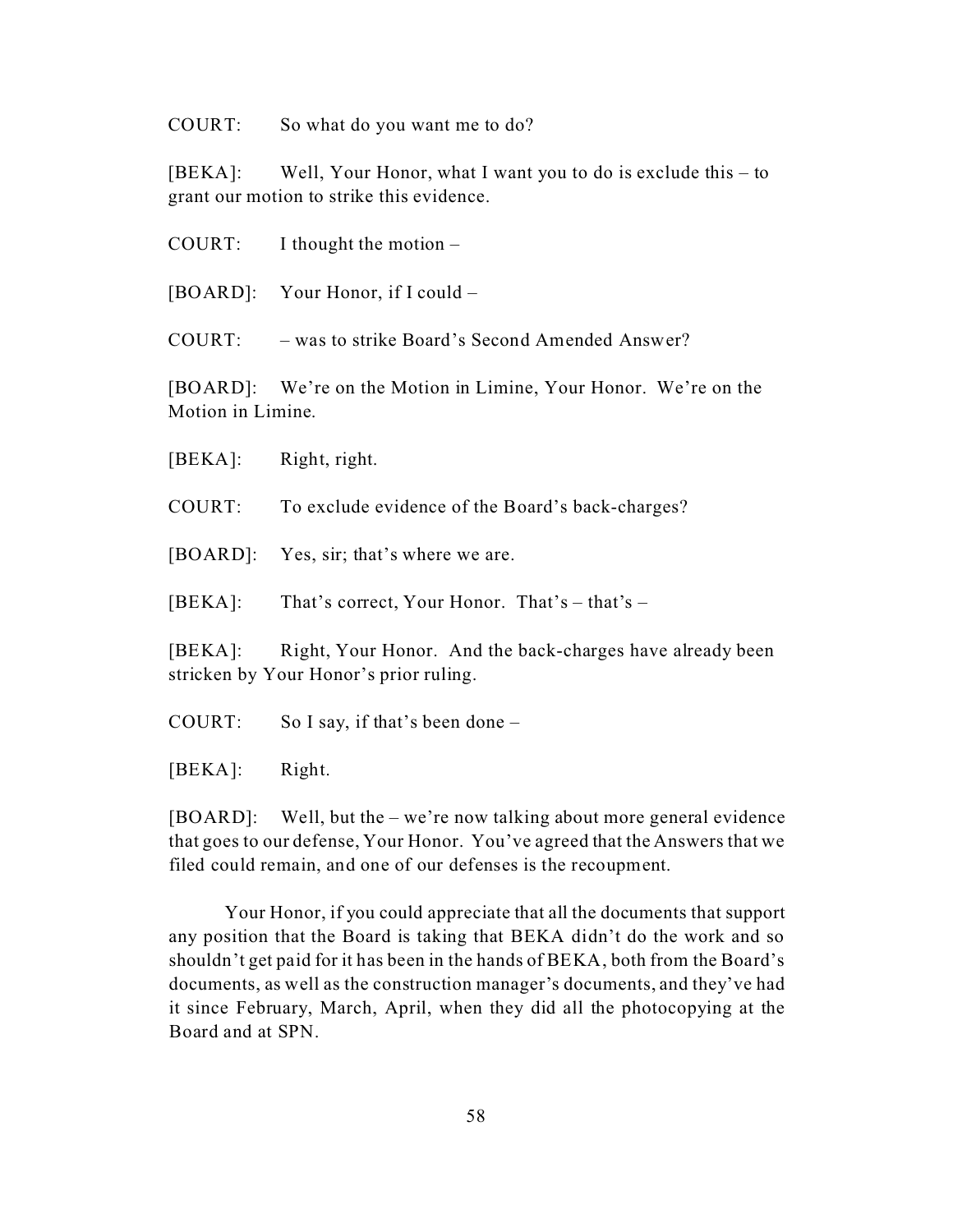COURT: So what do you want me to do?

[BEKA]: Well, Your Honor, what I want you to do is exclude this – to grant our motion to strike this evidence.

COURT: I thought the motion –

[BOARD]: Your Honor, if I could –

COURT: – was to strike Board's Second Amended Answer?

[BOARD]: We're on the Motion in Limine, Your Honor. We're on the Motion in Limine.

[BEKA]: Right, right.

COURT: To exclude evidence of the Board's back-charges?

[BOARD]: Yes, sir; that's where we are.

[BEKA]: That's correct, Your Honor. That's – that's –

[BEKA]: Right, Your Honor. And the back-charges have already been stricken by Your Honor's prior ruling.

COURT: So I say, if that's been done –

[BEKA]: Right.

[BOARD]: Well, but the – we're now talking about more general evidence that goes to our defense, Your Honor. You've agreed that the Answers that we filed could remain, and one of our defenses is the recoupment.

Your Honor, if you could appreciate that all the documents that support any position that the Board is taking that BEKA didn't do the work and so shouldn't get paid for it has been in the hands of BEKA, both from the Board's documents, as well as the construction manager's documents, and they've had it since February, March, April, when they did all the photocopying at the Board and at SPN.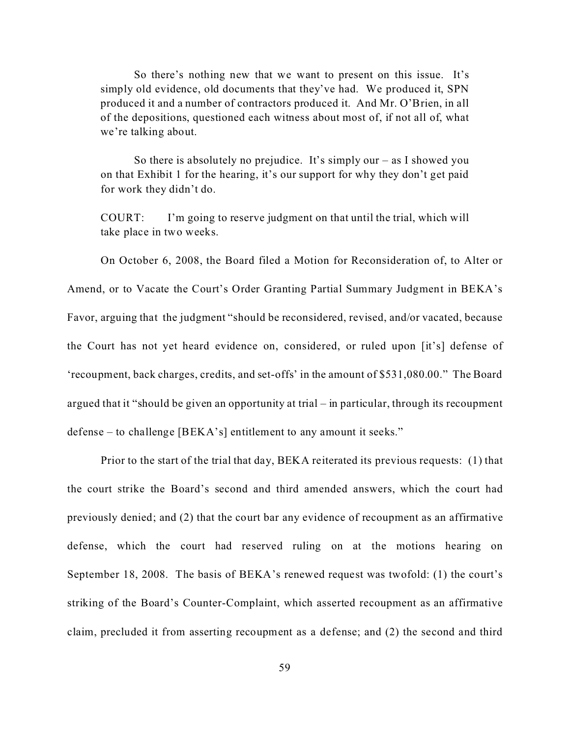> So there's nothing new that we want to present on this issue. It's simply old evidence, old documents that they've had. We produced it, SPN produced it and a number of contractors produced it. And Mr. O'Brien, in all of the depositions, questioned each witness about most of, if not all of, what we're talking about.
>
> So there is absolutely no prejudice. It's simply our – as I showed you on that Exhibit 1 for the hearing, it's our support for why they don't get paid for work they didn't do.
>
> COURT: I'm going to reserve judgment on that until the trial, which will take place in two weeks.

On October 6, 2008, the Board filed a Motion for Reconsideration of, to Alter or Amend, or to Vacate the Court's Order Granting Partial Summary Judgment in BEKA's Favor, arguing that the judgment "should be reconsidered, revised, and/or vacated, because the Court has not yet heard evidence on, considered, or ruled upon [it's] defense of 'recoupment, back charges, credits, and set-offs' in the amount of $531,080.00." The Board argued that it "should be given an opportunity at trial – in particular, through its recoupment defense – to challenge [BEKA's] entitlement to any amount it seeks."

Prior to the start of the trial that day, BEKA reiterated its previous requests: (1) that the court strike the Board's second and third amended answers, which the court had previously denied; and (2) that the court bar any evidence of recoupment as an affirmative defense, which the court had reserved ruling on at the motions hearing on September 18, 2008. The basis of BEKA's renewed request was twofold: (1) the court's striking of the Board's Counter-Complaint, which asserted recoupment as an affirmative claim, precluded it from asserting recoupment as a defense; and (2) the second and third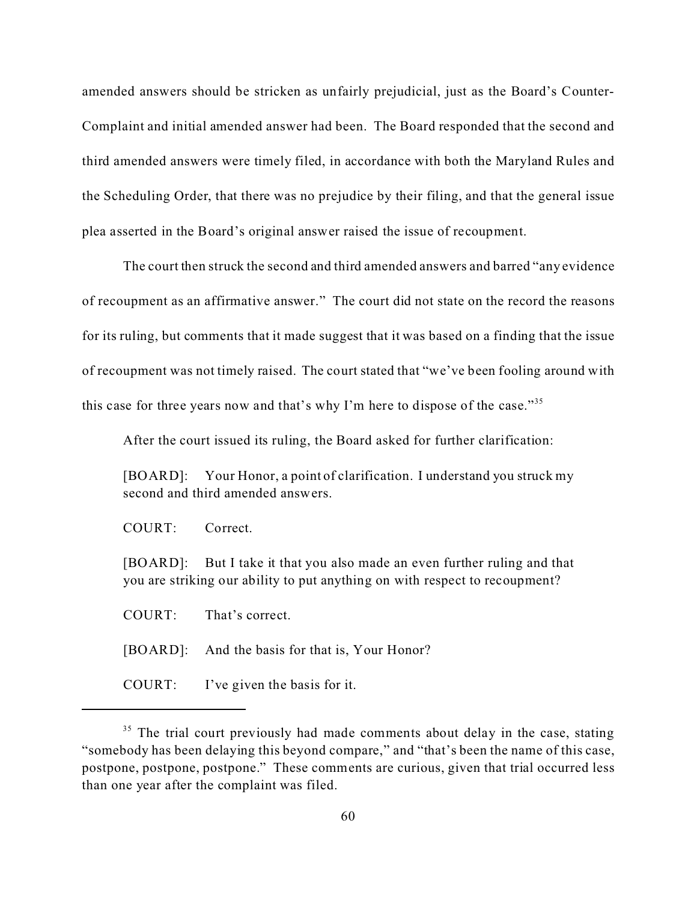amended answers should be stricken as unfairly prejudicial, just as the Board's Counter-Complaint and initial amended answer had been. The Board responded that the second and third amended answers were timely filed, in accordance with both the Maryland Rules and the Scheduling Order, that there was no prejudice by their filing, and that the general issue plea asserted in the Board's original answer raised the issue of recoupment.

The court then struck the second and third amended answers and barred "any evidence of recoupment as an affirmative answer." The court did not state on the record the reasons for its ruling, but comments that it made suggest that it was based on a finding that the issue of recoupment was not timely raised. The court stated that "we've been fooling around with this case for three years now and that's why I'm here to dispose of the case."[35]

After the court issued its ruling, the Board asked for further clarification:

> [BOARD]: Your Honor, a point of clarification. I understand you struck my second and third amended answers.
>
> COURT: Correct.
>
> [BOARD]: But I take it that you also made an even further ruling and that you are striking our ability to put anything on with respect to recoupment?
>
> COURT: That's correct.
>
> [BOARD]: And the basis for that is, Your Honor?
>
> COURT: I've given the basis for it.

---

[35] The trial court previously had made comments about delay in the case, stating "somebody has been delaying this beyond compare," and "that's been the name of this case, postpone, postpone, postpone." These comments are curious, given that trial occurred less than one year after the complaint was filed.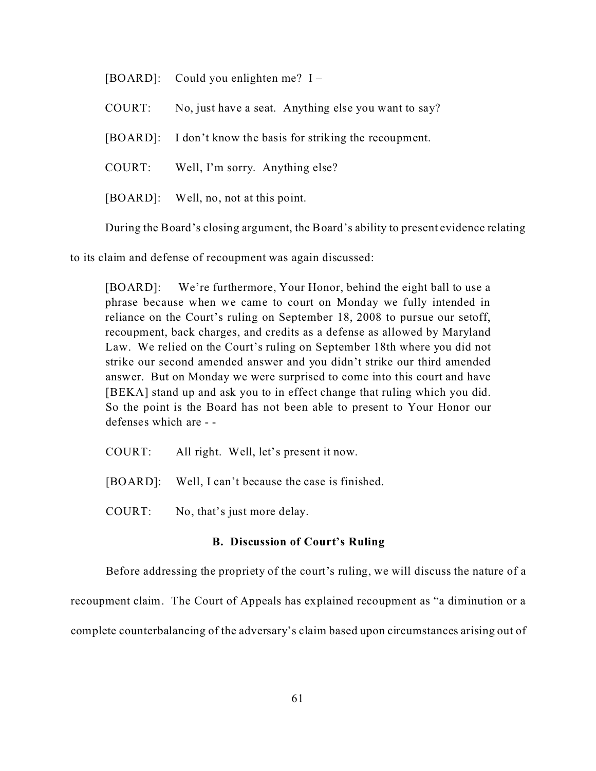[BOARD]: Could you enlighten me? I –

COURT: No, just have a seat. Anything else you want to say?

[BOARD]: I don't know the basis for striking the recoupment.

COURT: Well, I'm sorry. Anything else?

[BOARD]: Well, no, not at this point.

During the Board's closing argument, the Board's ability to present evidence relating to its claim and defense of recoupment was again discussed:

> [BOARD]: We're furthermore, Your Honor, behind the eight ball to use a phrase because when we came to court on Monday we fully intended in reliance on the Court's ruling on September 18, 2008 to pursue our setoff, recoupment, back charges, and credits as a defense as allowed by Maryland Law. We relied on the Court's ruling on September 18th where you did not strike our second amended answer and you didn't strike our third amended answer. But on Monday we were surprised to come into this court and have [BEKA] stand up and ask you to in effect change that ruling which you did. So the point is the Board has not been able to present to Your Honor our defenses which are - -
>
> COURT: All right. Well, let's present it now.
>
> [BOARD]: Well, I can't because the case is finished.
>
> COURT: No, that's just more delay.

### B. Discussion of Court's Ruling

Before addressing the propriety of the court's ruling, we will discuss the nature of a recoupment claim. The Court of Appeals has explained recoupment as "a diminution or a complete counterbalancing of the adversary's claim based upon circumstances arising out of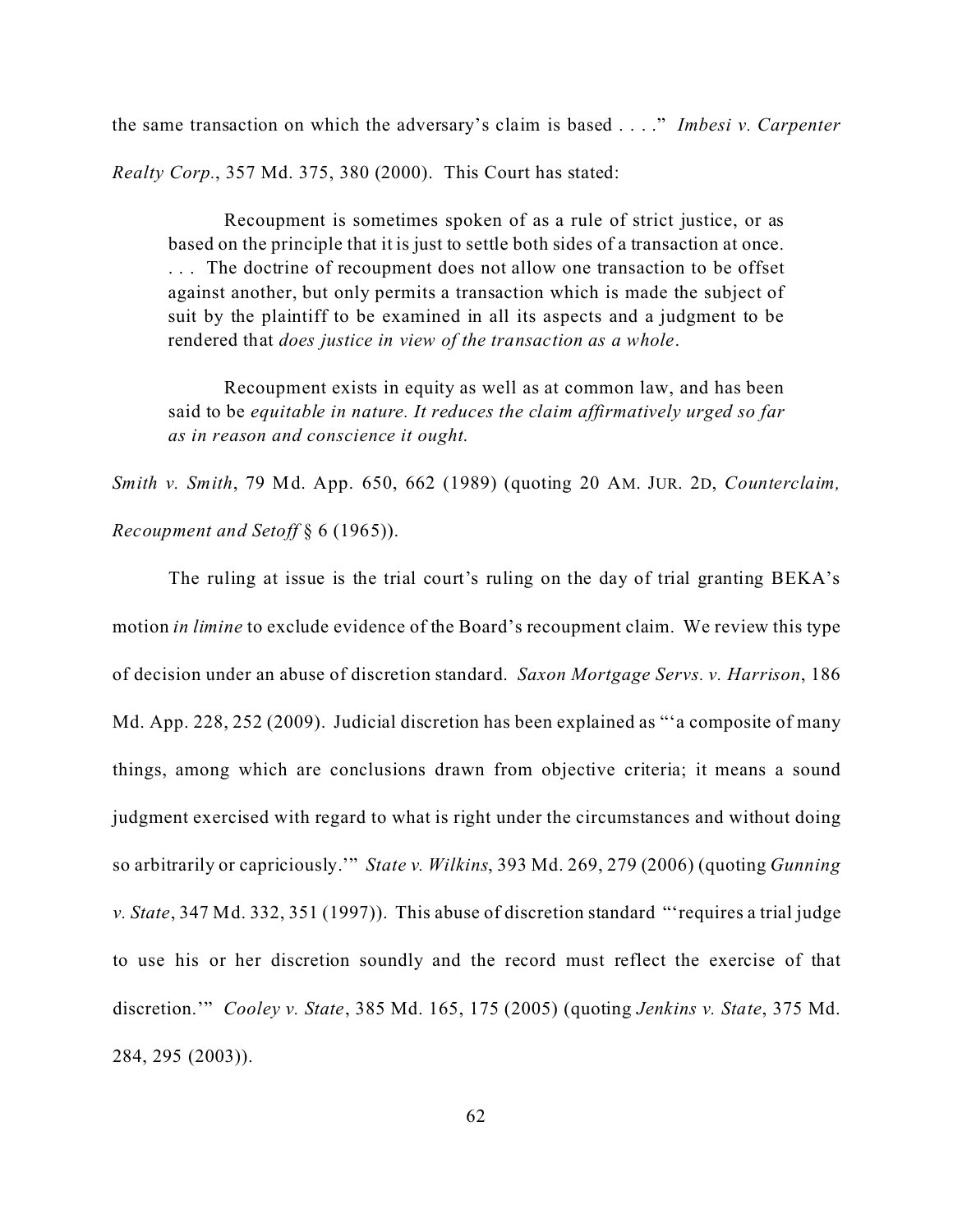the same transaction on which the adversary's claim is based . . . ." *Imbesi v. Carpenter Realty Corp.*, 357 Md. 375, 380 (2000). This Court has stated:

> Recoupment is sometimes spoken of as a rule of strict justice, or as based on the principle that it is just to settle both sides of a transaction at once. . . . The doctrine of recoupment does not allow one transaction to be offset against another, but only permits a transaction which is made the subject of suit by the plaintiff to be examined in all its aspects and a judgment to be rendered that *does justice in view of the transaction as a whole*.
>
> Recoupment exists in equity as well as at common law, and has been said to be *equitable in nature. It reduces the claim affirmatively urged so far as in reason and conscience it ought.*

*Smith v. Smith*, 79 Md. App. 650, 662 (1989) (quoting 20 AM. JUR. 2D, *Counterclaim, Recoupment and Setoff* § 6 (1965)).

The ruling at issue is the trial court's ruling on the day of trial granting BEKA's motion *in limine* to exclude evidence of the Board's recoupment claim. We review this type of decision under an abuse of discretion standard. *Saxon Mortgage Servs. v. Harrison*, 186 Md. App. 228, 252 (2009). Judicial discretion has been explained as "'a composite of many things, among which are conclusions drawn from objective criteria; it means a sound judgment exercised with regard to what is right under the circumstances and without doing so arbitrarily or capriciously.'" *State v. Wilkins*, 393 Md. 269, 279 (2006) (quoting *Gunning v. State*, 347 Md. 332, 351 (1997)). This abuse of discretion standard "'requires a trial judge to use his or her discretion soundly and the record must reflect the exercise of that discretion.'" *Cooley v. State*, 385 Md. 165, 175 (2005) (quoting *Jenkins v. State*, 375 Md. 284, 295 (2003)).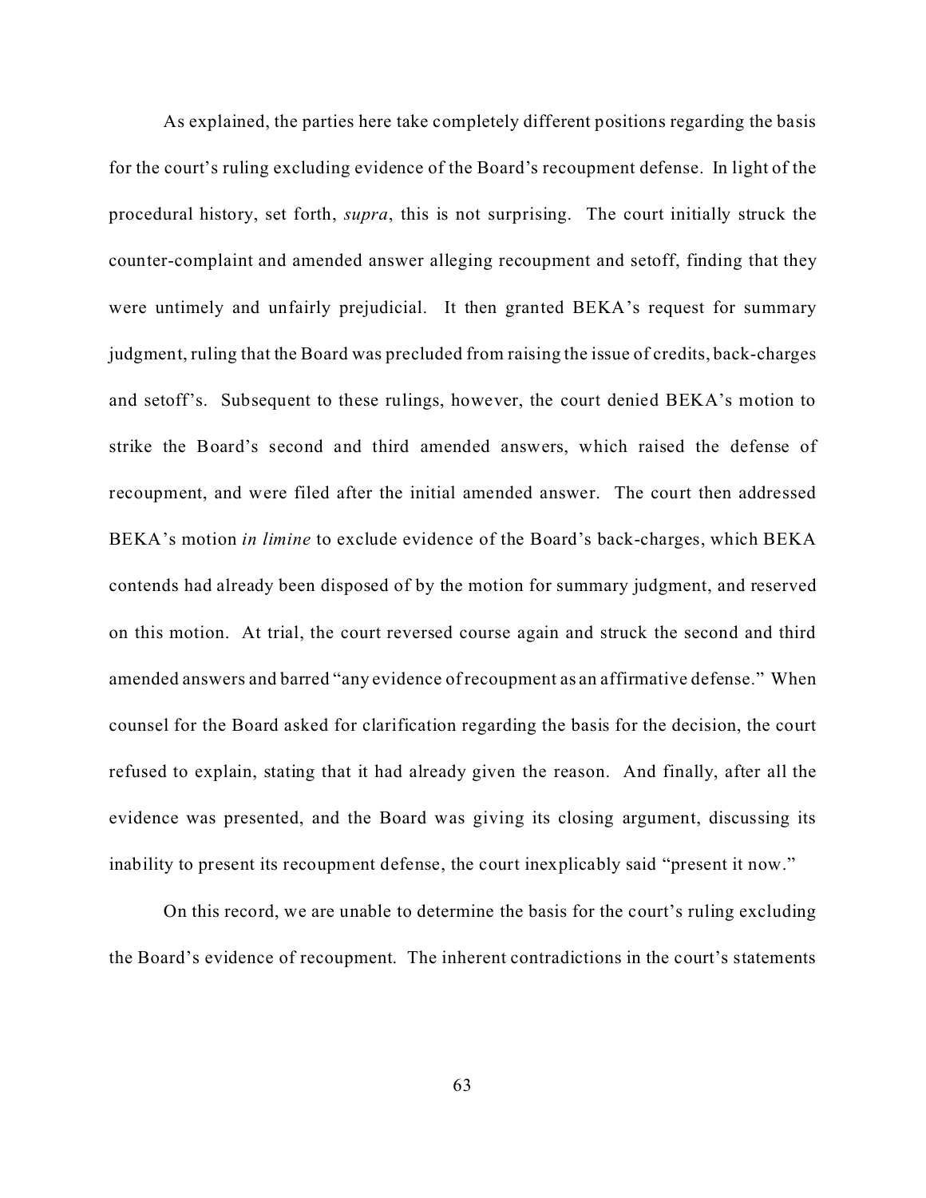As explained, the parties here take completely different positions regarding the basis for the court's ruling excluding evidence of the Board's recoupment defense. In light of the procedural history, set forth, *supra*, this is not surprising. The court initially struck the counter-complaint and amended answer alleging recoupment and setoff, finding that they were untimely and unfairly prejudicial. It then granted BEKA's request for summary judgment, ruling that the Board was precluded from raising the issue of credits, back-charges and setoff's. Subsequent to these rulings, however, the court denied BEKA's motion to strike the Board's second and third amended answers, which raised the defense of recoupment, and were filed after the initial amended answer. The court then addressed BEKA's motion *in limine* to exclude evidence of the Board's back-charges, which BEKA contends had already been disposed of by the motion for summary judgment, and reserved on this motion. At trial, the court reversed course again and struck the second and third amended answers and barred "any evidence of recoupment as an affirmative defense." When counsel for the Board asked for clarification regarding the basis for the decision, the court refused to explain, stating that it had already given the reason. And finally, after all the evidence was presented, and the Board was giving its closing argument, discussing its inability to present its recoupment defense, the court inexplicably said "present it now."

On this record, we are unable to determine the basis for the court's ruling excluding the Board's evidence of recoupment. The inherent contradictions in the court's statements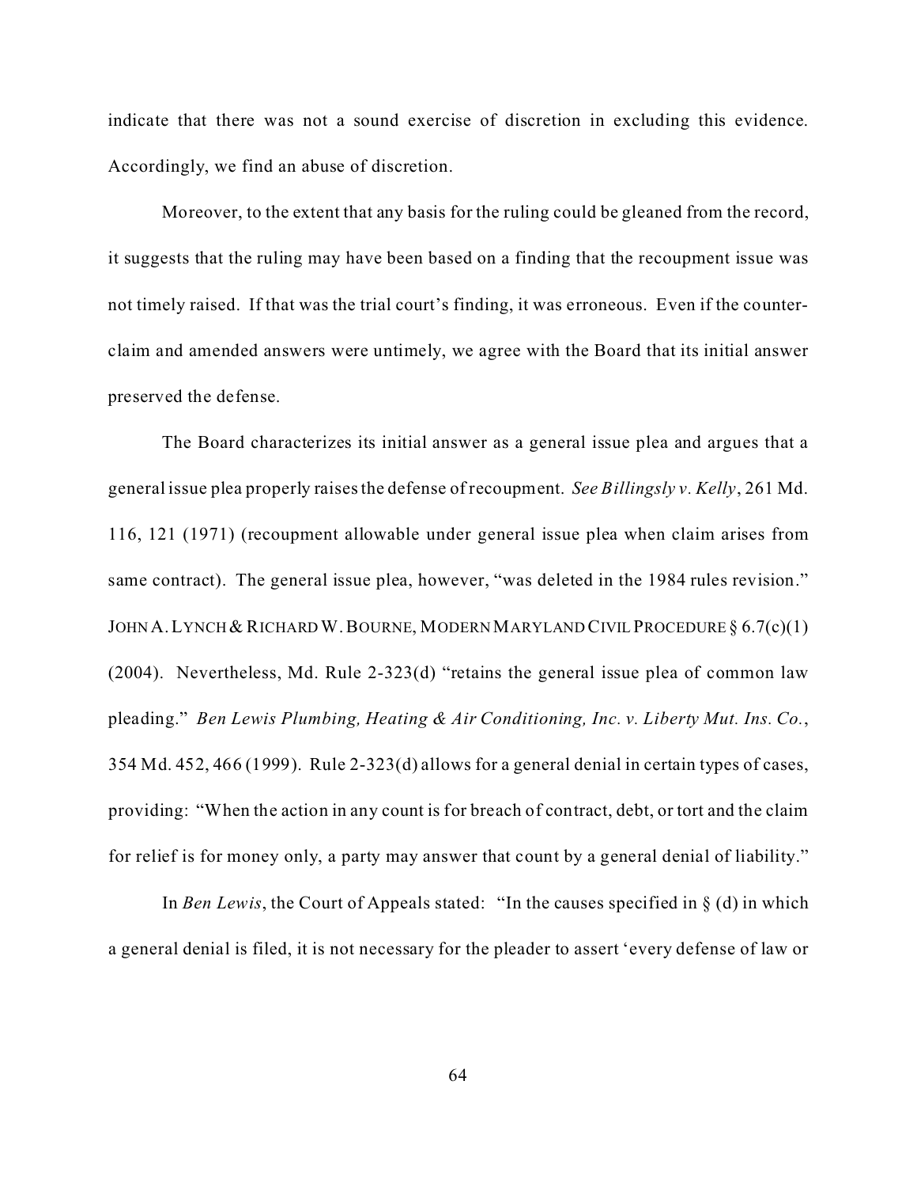indicate that there was not a sound exercise of discretion in excluding this evidence. Accordingly, we find an abuse of discretion.

Moreover, to the extent that any basis for the ruling could be gleaned from the record, it suggests that the ruling may have been based on a finding that the recoupment issue was not timely raised. If that was the trial court's finding, it was erroneous. Even if the counter-claim and amended answers were untimely, we agree with the Board that its initial answer preserved the defense.

The Board characterizes its initial answer as a general issue plea and argues that a general issue plea properly raises the defense of recoupment. *See Billingsly v. Kelly*, 261 Md. 116, 121 (1971) (recoupment allowable under general issue plea when claim arises from same contract). The general issue plea, however, "was deleted in the 1984 rules revision." JOHN A. LYNCH & RICHARD W. BOURNE, MODERN MARYLAND CIVIL PROCEDURE § 6.7(c)(1) (2004). Nevertheless, Md. Rule 2-323(d) "retains the general issue plea of common law pleading." *Ben Lewis Plumbing, Heating & Air Conditioning, Inc. v. Liberty Mut. Ins. Co.*, 354 Md. 452, 466 (1999). Rule 2-323(d) allows for a general denial in certain types of cases, providing: "When the action in any count is for breach of contract, debt, or tort and the claim for relief is for money only, a party may answer that count by a general denial of liability."

In *Ben Lewis*, the Court of Appeals stated: "In the causes specified in § (d) in which a general denial is filed, it is not necessary for the pleader to assert 'every defense of law or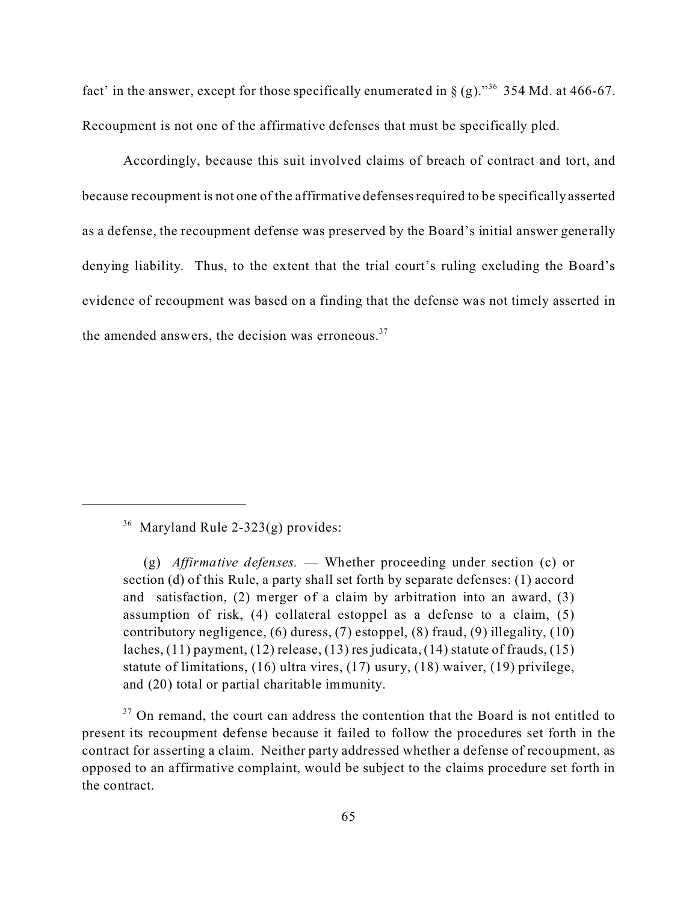fact' in the answer, except for those specifically enumerated in § (g)."[36] 354 Md. at 466-67. Recoupment is not one of the affirmative defenses that must be specifically pled.

Accordingly, because this suit involved claims of breach of contract and tort, and because recoupment is not one of the affirmative defenses required to be specifically asserted as a defense, the recoupment defense was preserved by the Board's initial answer generally denying liability. Thus, to the extent that the trial court's ruling excluding the Board's evidence of recoupment was based on a finding that the defense was not timely asserted in the amended answers, the decision was erroneous.[37]

---

[36] Maryland Rule 2-323(g) provides:

> (g) *Affirmative defenses.* — Whether proceeding under section (c) or section (d) of this Rule, a party shall set forth by separate defenses: (1) accord and satisfaction, (2) merger of a claim by arbitration into an award, (3) assumption of risk, (4) collateral estoppel as a defense to a claim, (5) contributory negligence, (6) duress, (7) estoppel, (8) fraud, (9) illegality, (10) laches, (11) payment, (12) release, (13) res judicata, (14) statute of frauds, (15) statute of limitations, (16) ultra vires, (17) usury, (18) waiver, (19) privilege, and (20) total or partial charitable immunity.

[37] On remand, the court can address the contention that the Board is not entitled to present its recoupment defense because it failed to follow the procedures set forth in the contract for asserting a claim. Neither party addressed whether a defense of recoupment, as opposed to an affirmative complaint, would be subject to the claims procedure set forth in the contract.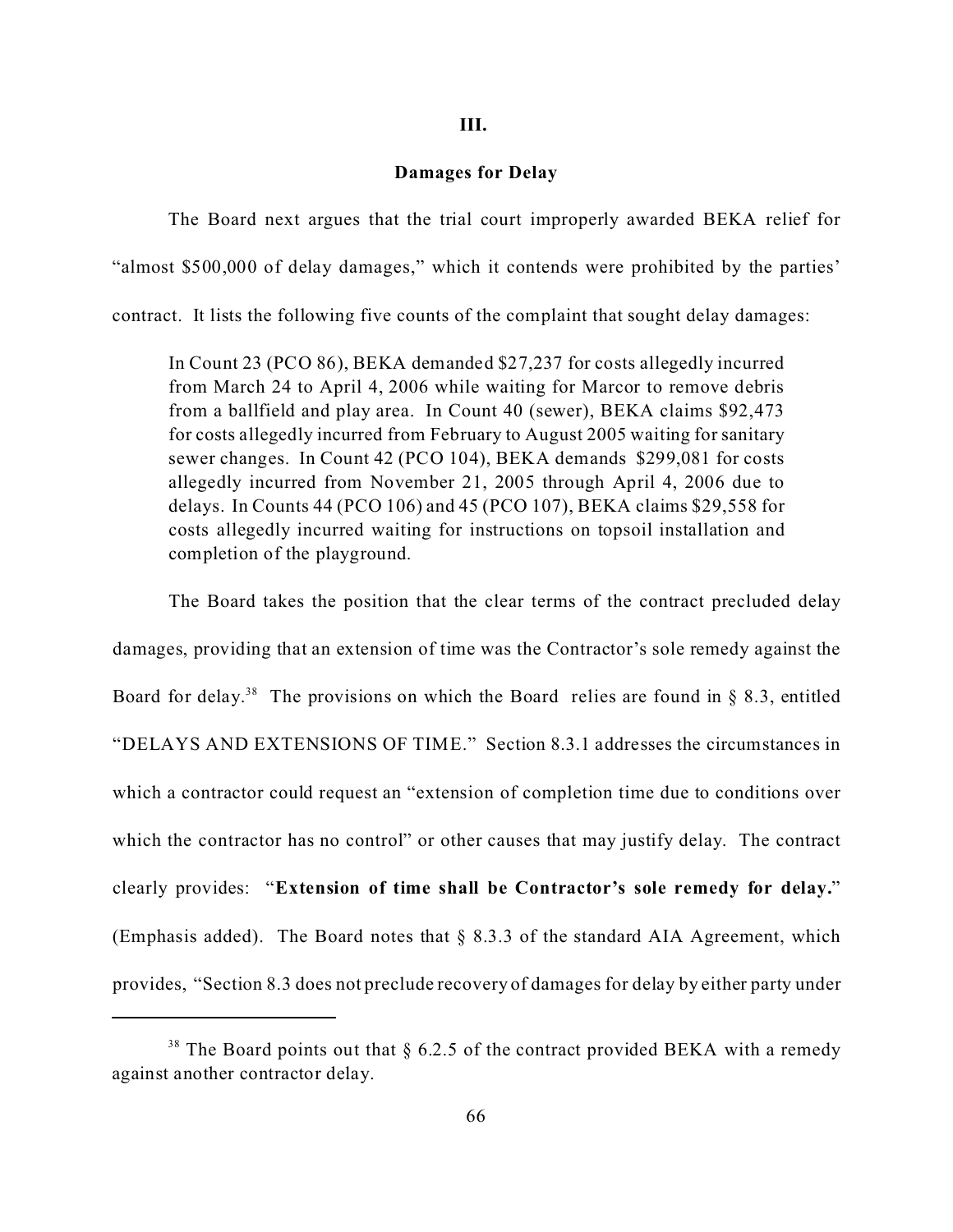## III.

## Damages for Delay

The Board next argues that the trial court improperly awarded BEKA relief for "almost $500,000 of delay damages," which it contends were prohibited by the parties' contract. It lists the following five counts of the complaint that sought delay damages:

> In Count 23 (PCO 86), BEKA demanded $27,237 for costs allegedly incurred from March 24 to April 4, 2006 while waiting for Marcor to remove debris from a ballfield and play area. In Count 40 (sewer), BEKA claims $92,473 for costs allegedly incurred from February to August 2005 waiting for sanitary sewer changes. In Count 42 (PCO 104), BEKA demands $299,081 for costs allegedly incurred from November 21, 2005 through April 4, 2006 due to delays. In Counts 44 (PCO 106) and 45 (PCO 107), BEKA claims $29,558 for costs allegedly incurred waiting for instructions on topsoil installation and completion of the playground.

The Board takes the position that the clear terms of the contract precluded delay damages, providing that an extension of time was the Contractor's sole remedy against the Board for delay.[38] The provisions on which the Board relies are found in § 8.3, entitled "DELAYS AND EXTENSIONS OF TIME." Section 8.3.1 addresses the circumstances in which a contractor could request an "extension of completion time due to conditions over which the contractor has no control" or other causes that may justify delay. The contract clearly provides: "**Extension of time shall be Contractor's sole remedy for delay.**" (Emphasis added). The Board notes that § 8.3.3 of the standard AIA Agreement, which provides, "Section 8.3 does not preclude recovery of damages for delay by either party under

[38] The Board points out that § 6.2.5 of the contract provided BEKA with a remedy against another contractor delay.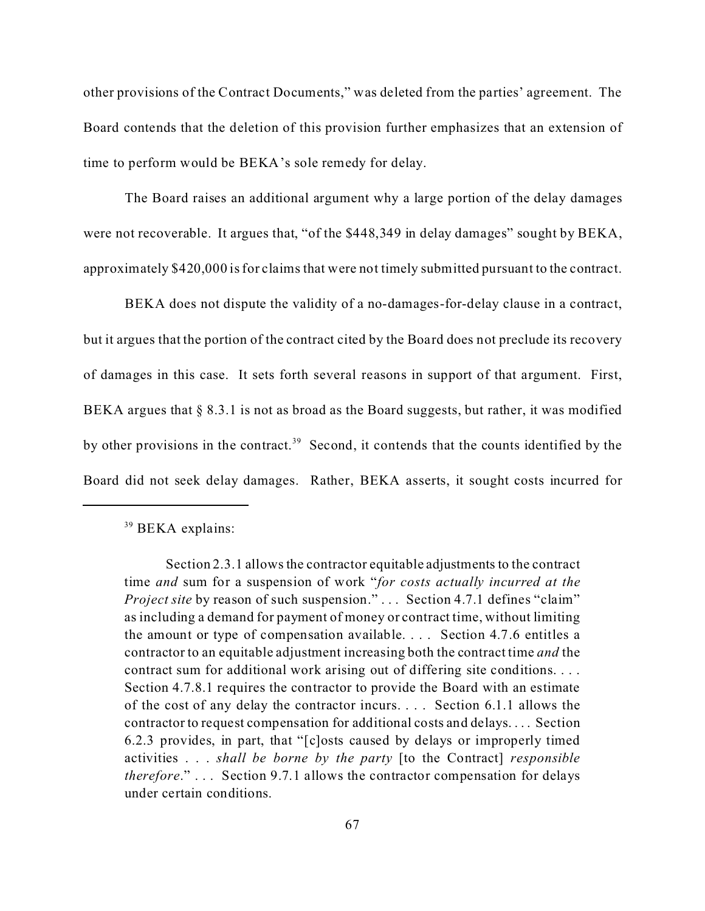other provisions of the Contract Documents," was deleted from the parties' agreement. The Board contends that the deletion of this provision further emphasizes that an extension of time to perform would be BEKA's sole remedy for delay.

The Board raises an additional argument why a large portion of the delay damages were not recoverable. It argues that, "of the $448,349 in delay damages" sought by BEKA, approximately $420,000 is for claims that were not timely submitted pursuant to the contract.

BEKA does not dispute the validity of a no-damages-for-delay clause in a contract, but it argues that the portion of the contract cited by the Board does not preclude its recovery of damages in this case. It sets forth several reasons in support of that argument. First, BEKA argues that § 8.3.1 is not as broad as the Board suggests, but rather, it was modified by other provisions in the contract.[39] Second, it contends that the counts identified by the Board did not seek delay damages. Rather, BEKA asserts, it sought costs incurred for

---

[39] BEKA explains:

> Section 2.3.1 allows the contractor equitable adjustments to the contract time *and* sum for a suspension of work "*for costs actually incurred at the Project site* by reason of such suspension." . . . Section 4.7.1 defines "claim" as including a demand for payment of money or contract time, without limiting the amount or type of compensation available. . . . Section 4.7.6 entitles a contractor to an equitable adjustment increasing both the contract time *and* the contract sum for additional work arising out of differing site conditions. . . . Section 4.7.8.1 requires the contractor to provide the Board with an estimate of the cost of any delay the contractor incurs. . . . Section 6.1.1 allows the contractor to request compensation for additional costs and delays. . . . Section 6.2.3 provides, in part, that "[c]osts caused by delays or improperly timed activities . . . *shall be borne by the party* [to the Contract] *responsible therefore*." . . . Section 9.7.1 allows the contractor compensation for delays under certain conditions.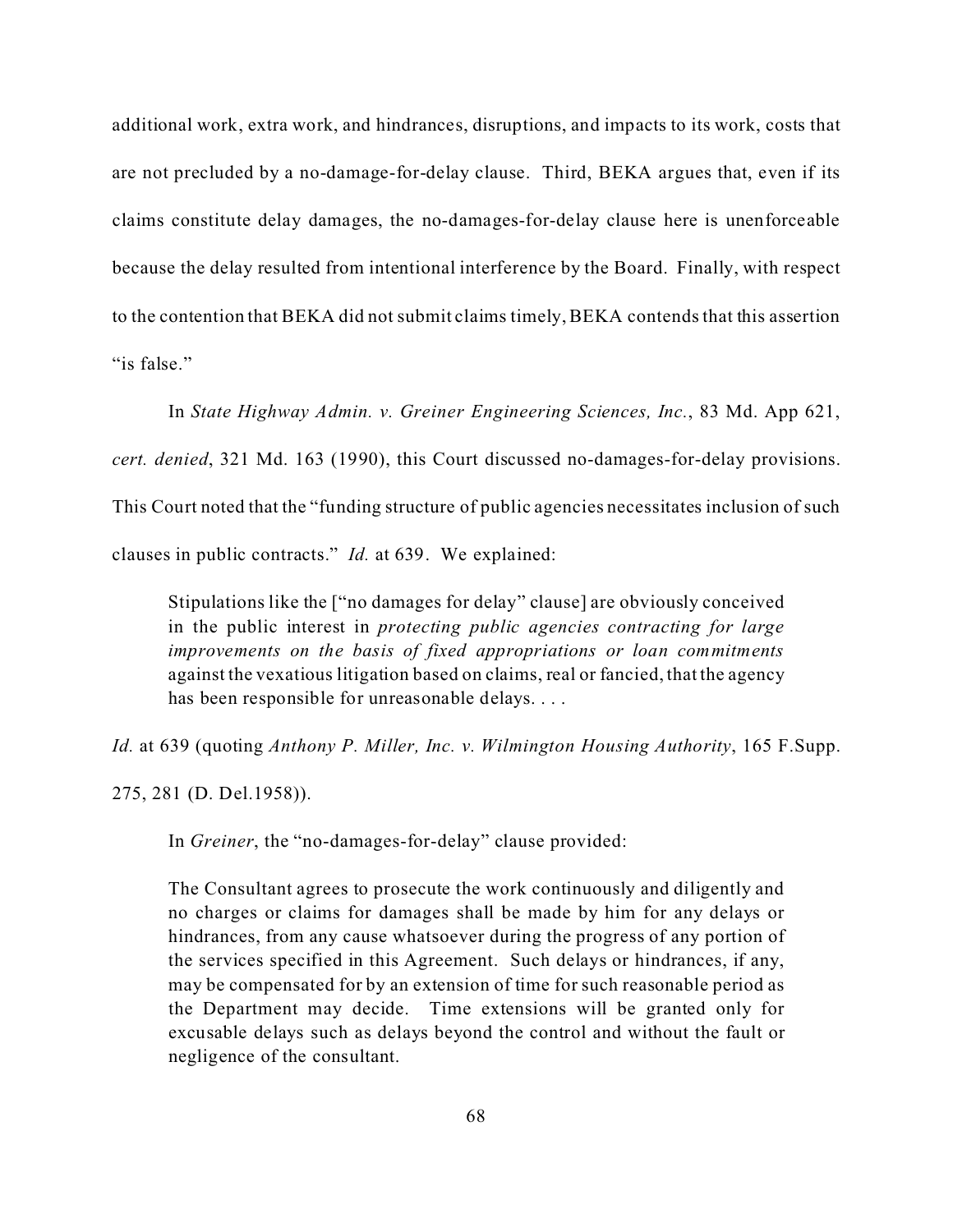additional work, extra work, and hindrances, disruptions, and impacts to its work, costs that are not precluded by a no-damage-for-delay clause. Third, BEKA argues that, even if its claims constitute delay damages, the no-damages-for-delay clause here is unenforceable because the delay resulted from intentional interference by the Board. Finally, with respect to the contention that BEKA did not submit claims timely, BEKA contends that this assertion "is false."

In *State Highway Admin. v. Greiner Engineering Sciences, Inc.*, 83 Md. App 621, *cert. denied*, 321 Md. 163 (1990), this Court discussed no-damages-for-delay provisions. This Court noted that the "funding structure of public agencies necessitates inclusion of such clauses in public contracts." *Id.* at 639. We explained:

> Stipulations like the ["no damages for delay" clause] are obviously conceived in the public interest in *protecting public agencies contracting for large improvements on the basis of fixed appropriations or loan commitments* against the vexatious litigation based on claims, real or fancied, that the agency has been responsible for unreasonable delays. . . .

*Id.* at 639 (quoting *Anthony P. Miller, Inc. v. Wilmington Housing Authority*, 165 F.Supp. 275, 281 (D. Del.1958)).

In *Greiner*, the "no-damages-for-delay" clause provided:

> The Consultant agrees to prosecute the work continuously and diligently and no charges or claims for damages shall be made by him for any delays or hindrances, from any cause whatsoever during the progress of any portion of the services specified in this Agreement. Such delays or hindrances, if any, may be compensated for by an extension of time for such reasonable period as the Department may decide. Time extensions will be granted only for excusable delays such as delays beyond the control and without the fault or negligence of the consultant.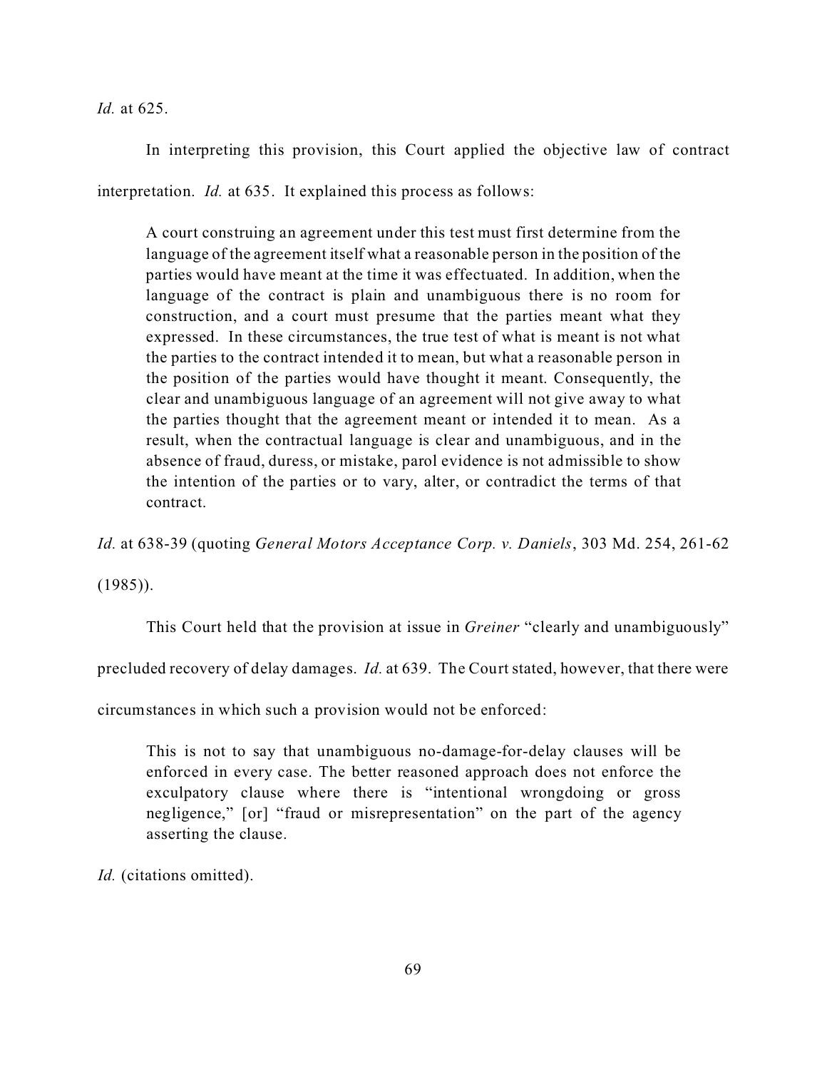*Id.* at 625.

In interpreting this provision, this Court applied the objective law of contract interpretation. *Id.* at 635. It explained this process as follows:

> A court construing an agreement under this test must first determine from the language of the agreement itself what a reasonable person in the position of the parties would have meant at the time it was effectuated. In addition, when the language of the contract is plain and unambiguous there is no room for construction, and a court must presume that the parties meant what they expressed. In these circumstances, the true test of what is meant is not what the parties to the contract intended it to mean, but what a reasonable person in the position of the parties would have thought it meant. Consequently, the clear and unambiguous language of an agreement will not give away to what the parties thought that the agreement meant or intended it to mean. As a result, when the contractual language is clear and unambiguous, and in the absence of fraud, duress, or mistake, parol evidence is not admissible to show the intention of the parties or to vary, alter, or contradict the terms of that contract.

*Id.* at 638-39 (quoting *General Motors Acceptance Corp. v. Daniels*, 303 Md. 254, 261-62 (1985)).

This Court held that the provision at issue in *Greiner* "clearly and unambiguously" precluded recovery of delay damages. *Id.* at 639. The Court stated, however, that there were circumstances in which such a provision would not be enforced:

> This is not to say that unambiguous no-damage-for-delay clauses will be enforced in every case. The better reasoned approach does not enforce the exculpatory clause where there is "intentional wrongdoing or gross negligence," [or] "fraud or misrepresentation" on the part of the agency asserting the clause.

*Id.* (citations omitted).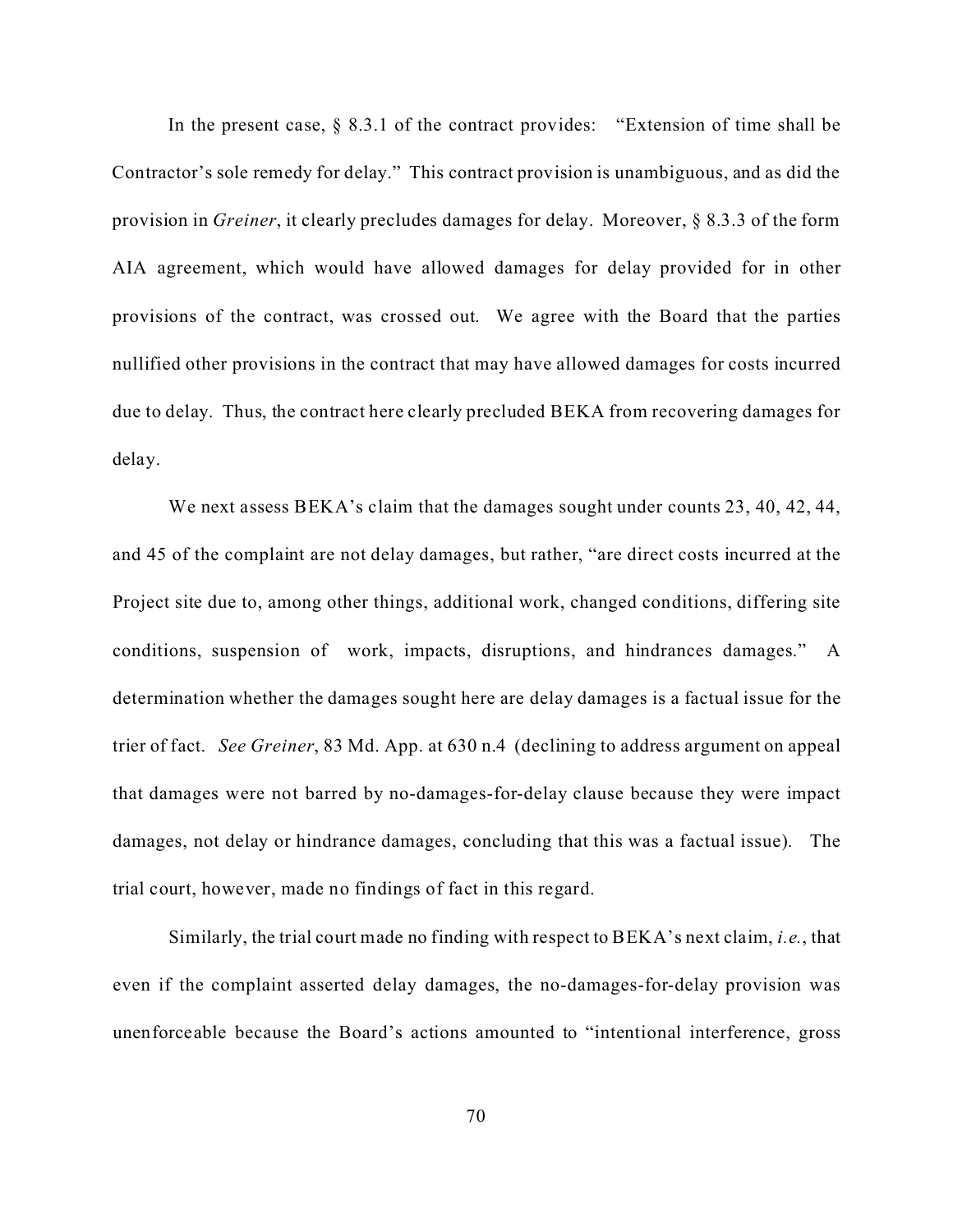In the present case, § 8.3.1 of the contract provides: "Extension of time shall be Contractor's sole remedy for delay." This contract provision is unambiguous, and as did the provision in *Greiner*, it clearly precludes damages for delay. Moreover, § 8.3.3 of the form AIA agreement, which would have allowed damages for delay provided for in other provisions of the contract, was crossed out. We agree with the Board that the parties nullified other provisions in the contract that may have allowed damages for costs incurred due to delay. Thus, the contract here clearly precluded BEKA from recovering damages for delay.

We next assess BEKA's claim that the damages sought under counts 23, 40, 42, 44, and 45 of the complaint are not delay damages, but rather, "are direct costs incurred at the Project site due to, among other things, additional work, changed conditions, differing site conditions, suspension of work, impacts, disruptions, and hindrances damages." A determination whether the damages sought here are delay damages is a factual issue for the trier of fact. *See Greiner*, 83 Md. App. at 630 n.4 (declining to address argument on appeal that damages were not barred by no-damages-for-delay clause because they were impact damages, not delay or hindrance damages, concluding that this was a factual issue). The trial court, however, made no findings of fact in this regard.

Similarly, the trial court made no finding with respect to BEKA's next claim, *i.e.*, that even if the complaint asserted delay damages, the no-damages-for-delay provision was unenforceable because the Board's actions amounted to "intentional interference, gross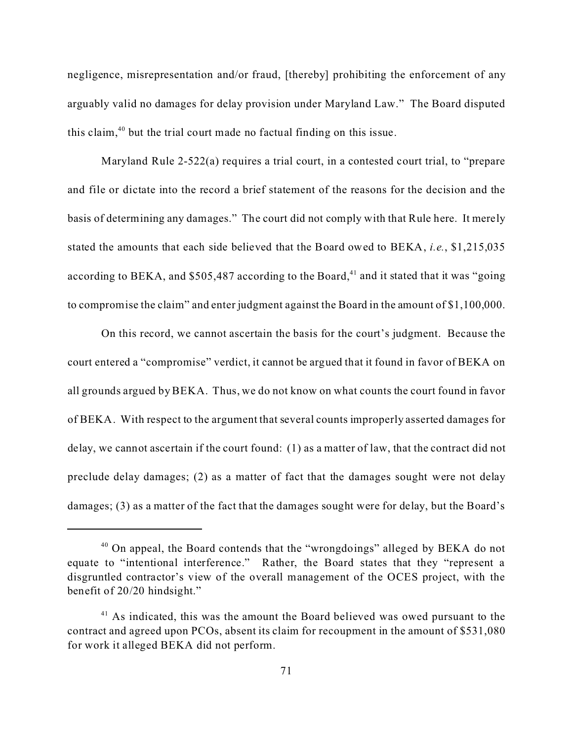negligence, misrepresentation and/or fraud, [thereby] prohibiting the enforcement of any arguably valid no damages for delay provision under Maryland Law." The Board disputed this claim,[40] but the trial court made no factual finding on this issue.

Maryland Rule 2-522(a) requires a trial court, in a contested court trial, to "prepare and file or dictate into the record a brief statement of the reasons for the decision and the basis of determining any damages." The court did not comply with that Rule here. It merely stated the amounts that each side believed that the Board owed to BEKA, *i.e.*, $1,215,035 according to BEKA, and $505,487 according to the Board,[41] and it stated that it was "going to compromise the claim" and enter judgment against the Board in the amount of $1,100,000.

On this record, we cannot ascertain the basis for the court's judgment. Because the court entered a "compromise" verdict, it cannot be argued that it found in favor of BEKA on all grounds argued by BEKA. Thus, we do not know on what counts the court found in favor of BEKA. With respect to the argument that several counts improperly asserted damages for delay, we cannot ascertain if the court found: (1) as a matter of law, that the contract did not preclude delay damages; (2) as a matter of fact that the damages sought were not delay damages; (3) as a matter of the fact that the damages sought were for delay, but the Board's

---

[40] On appeal, the Board contends that the "wrongdoings" alleged by BEKA do not equate to "intentional interference." Rather, the Board states that they "represent a disgruntled contractor's view of the overall management of the OCES project, with the benefit of 20/20 hindsight."

[41] As indicated, this was the amount the Board believed was owed pursuant to the contract and agreed upon PCOs, absent its claim for recoupment in the amount of $531,080 for work it alleged BEKA did not perform.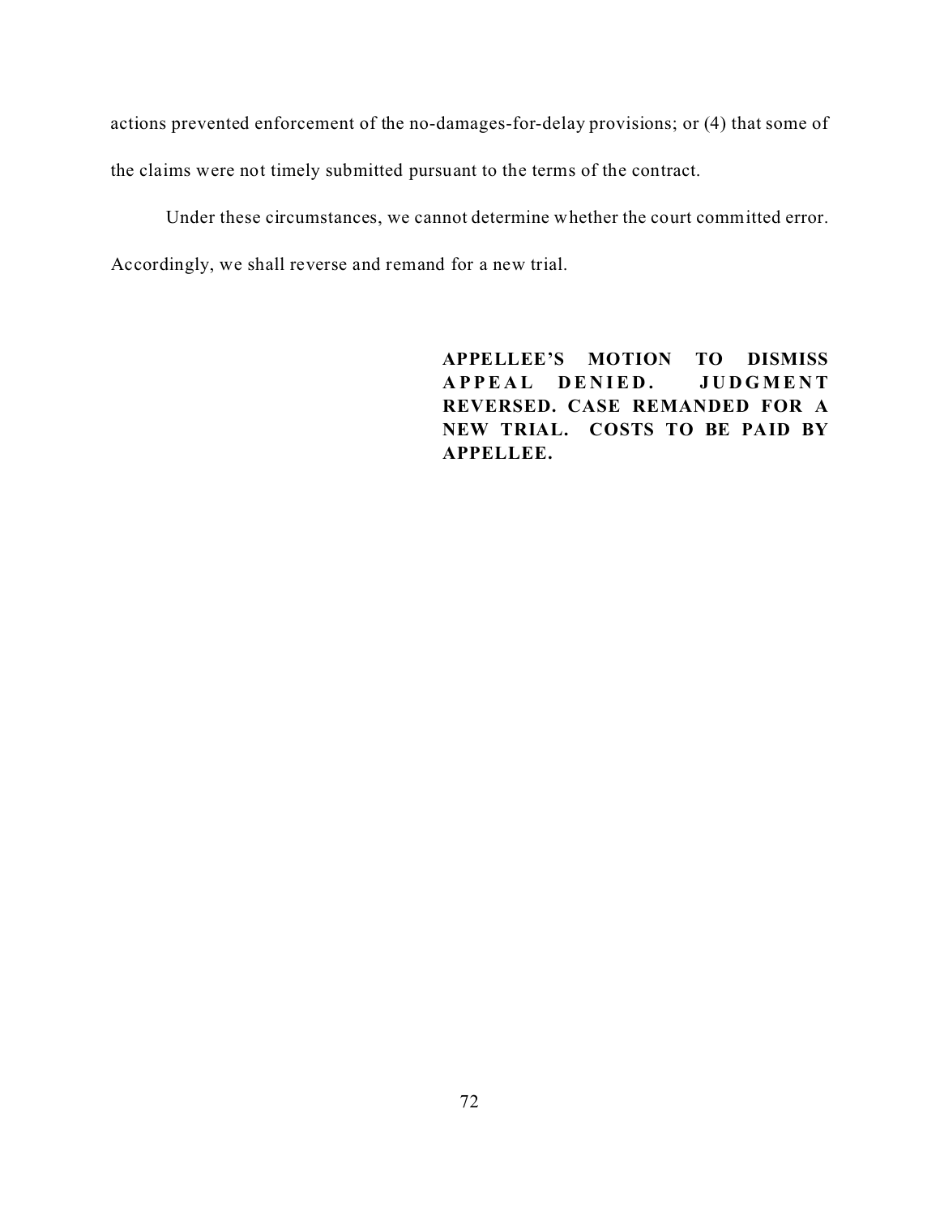actions prevented enforcement of the no-damages-for-delay provisions; or (4) that some of the claims were not timely submitted pursuant to the terms of the contract.

Under these circumstances, we cannot determine whether the court committed error. Accordingly, we shall reverse and remand for a new trial.

**APPELLEE'S MOTION TO DISMISS APPEAL DENIED. JUDGMENT REVERSED. CASE REMANDED FOR A NEW TRIAL. COSTS TO BE PAID BY APPELLEE.**